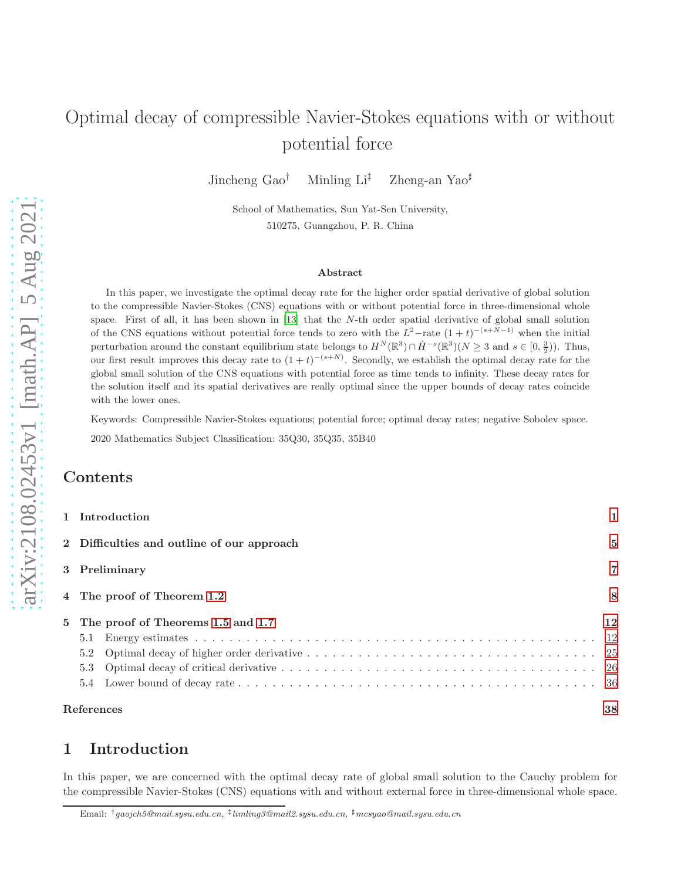# Optimal decay of compressible Navier-Stokes equations with or without potential force

Jincheng Gao[†] Minling Li[‡] Zheng-an Yao[♯]

School of Mathematics, Sun Yat-Sen University,
510275, Guangzhou, P. R. China

### Abstract

In this paper, we investigate the optimal decay rate for the higher order spatial derivative of global solution to the compressible Navier-Stokes (CNS) equations with or without potential force in three-dimensional whole space. First of all, it has been shown in [13] that the $N$-th order spatial derivative of global small solution of the CNS equations without potential force tends to zero with the $L^2-$rate $(1+t)^{-(s+N-1)}$ when the initial perturbation around the constant equilibrium state belongs to $H^N(\mathbb{R}^3)\cap \dot{H}^{-s}(\mathbb{R}^3)(N\ge 3$ and $s\in[0,\frac{3}{2}))$. Thus, our first result improves this decay rate to $(1+t)^{-(s+N)}$. Secondly, we establish the optimal decay rate for the global small solution of the CNS equations with potential force as time tends to infinity. These decay rates for the solution itself and its spatial derivatives are really optimal since the upper bounds of decay rates coincide with the lower ones.

Keywords: Compressible Navier-Stokes equations; potential force; optimal decay rates; negative Sobolev space.

2020 Mathematics Subject Classification: 35Q30, 35Q35, 35B40

## Contents

1 Introduction 1

2 Difficulties and outline of our approach 5

3 Preliminary 7

4 The proof of Theorem 1.2 8

5 The proof of Theorems 1.5 and 1.7 12
- 5.1 Energy estimates 12
- 5.2 Optimal decay of higher order derivative 25
- 5.3 Optimal decay of critical derivative 26
- 5.4 Lower bound of decay rate 36

References 38

## 1 Introduction

In this paper, we are concerned with the optimal decay rate of global small solution to the Cauchy problem for the compressible Navier-Stokes (CNS) equations with and without external force in three-dimensional whole space.

Email: [†]gaojch5@mail.sysu.edu.cn, [‡]limling3@mail2.sysu.edu.cn, [♯]mcsyao@mail.sysu.edu.cn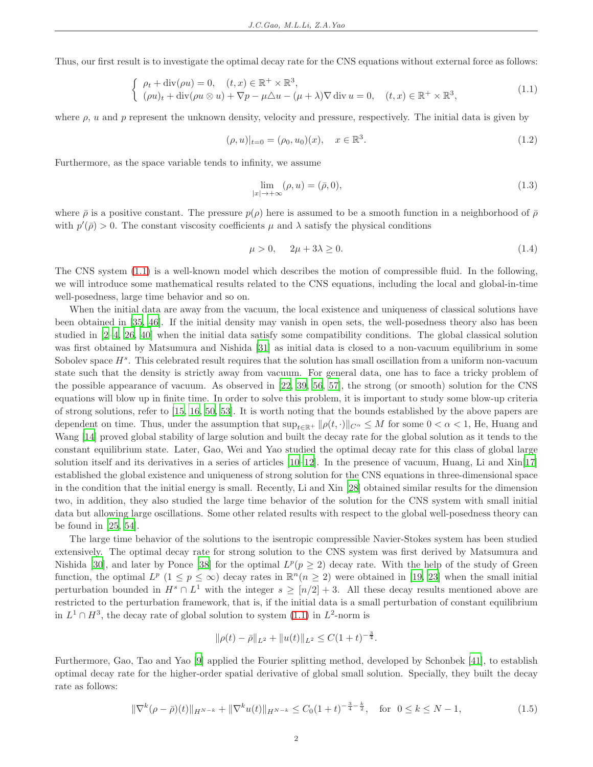Thus, our first result is to investigate the optimal decay rate for the CNS equations without external force as follows:

$$
\begin{cases} \rho_t + \operatorname{div}(\rho u) = 0, \quad (t,x) \in \mathbb{R}^+ \times \mathbb{R}^3, \\ (\rho u)_t + \operatorname{div}(\rho u \otimes u) + \nabla p - \mu \triangle u - (\mu + \lambda) \nabla \operatorname{div} u = 0, \quad (t,x) \in \mathbb{R}^+ \times \mathbb{R}^3, \end{cases} \tag{1.1}
$$

where $\rho$, $u$ and $p$ represent the unknown density, velocity and pressure, respectively. The initial data is given by

$$
(\rho, u)|_{t=0} = (\rho_0, u_0)(x), \quad x \in \mathbb{R}^3. \tag{1.2}
$$

Furthermore, as the space variable tends to infinity, we assume

$$
\lim_{|x| \to +\infty} (\rho, u) = (\bar{\rho}, 0), \tag{1.3}
$$

where $\bar{\rho}$ is a positive constant. The pressure $p(\rho)$ here is assumed to be a smooth function in a neighborhood of $\bar{\rho}$ with $p'(\bar{\rho}) > 0$. The constant viscosity coefficients $\mu$ and $\lambda$ satisfy the physical conditions

$$
\mu > 0, \quad 2\mu + 3\lambda \geq 0. \tag{1.4}
$$

The CNS system (1.1) is a well-known model which describes the motion of compressible fluid. In the following, we will introduce some mathematical results related to the CNS equations, including the local and global-in-time well-posedness, large time behavior and so on.

When the initial data are away from the vacuum, the local existence and uniqueness of classical solutions have been obtained in [35, 46]. If the initial density may vanish in open sets, the well-posedness theory also has been studied in [2–4, 26, 40] when the initial data satisfy some compatibility conditions. The global classical solution was first obtained by Matsumura and Nishida [31] as initial data is closed to a non-vacuum equilibrium in some Sobolev space $H^s$. This celebrated result requires that the solution has small oscillation from a uniform non-vacuum state such that the density is strictly away from vacuum. For general data, one has to face a tricky problem of the possible appearance of vacuum. As observed in [22, 39, 56, 57], the strong (or smooth) solution for the CNS equations will blow up in finite time. In order to solve this problem, it is important to study some blow-up criteria of strong solutions, refer to [15, 16, 50, 53]. It is worth noting that the bounds established by the above papers are dependent on time. Thus, under the assumption that $\sup_{t \in \mathbb{R}^+} \|\rho(t, \cdot)\|_{C^\alpha} \leq M$ for some $0 < \alpha < 1$, He, Huang and Wang [14] proved global stability of large solution and built the decay rate for the global solution as it tends to the constant equilibrium state. Later, Gao, Wei and Yao studied the optimal decay rate for this class of global large solution itself and its derivatives in a series of articles [10–12]. In the presence of vacuum, Huang, Li and Xin[17] established the global existence and uniqueness of strong solution for the CNS equations in three-dimensional space in the condition that the initial energy is small. Recently, Li and Xin [28] obtained similar results for the dimension two, in addition, they also studied the large time behavior of the solution for the CNS system with small initial data but allowing large oscillations. Some other related results with respect to the global well-posedness theory can be found in [25, 54].

The large time behavior of the solutions to the isentropic compressible Navier-Stokes system has been studied extensively. The optimal decay rate for strong solution to the CNS system was first derived by Matsumura and Nishida [30], and later by Ponce [38] for the optimal $L^p (p \geq 2)$ decay rate. With the help of the study of Green function, the optimal $L^p$ $(1 \leq p \leq \infty)$ decay rates in $\mathbb{R}^n (n \geq 2)$ were obtained in [19, 23] when the small initial perturbation bounded in $H^s \cap L^1$ with the integer $s \geq [n/2] + 3$. All these decay results mentioned above are restricted to the perturbation framework, that is, if the initial data is a small perturbation of constant equilibrium in $L^1 \cap H^3$, the decay rate of global solution to system (1.1) in $L^2$-norm is

$$
\|\rho(t) - \bar{\rho}\|_{L^2} + \|u(t)\|_{L^2} \leq C(1+t)^{-\frac{3}{4}}.
$$

Furthermore, Gao, Tao and Yao [9] applied the Fourier splitting method, developed by Schonbek [41], to establish optimal decay rate for the higher-order spatial derivative of global small solution. Specially, they built the decay rate as follows:

$$
\|\nabla^k (\rho - \bar{\rho})(t)\|_{H^{N-k}} + \|\nabla^k u(t)\|_{H^{N-k}} \leq C_0 (1+t)^{-\frac{3}{4} - \frac{k}{2}}, \quad \text{for} \ \ 0 \leq k \leq N-1, \tag{1.5}
$$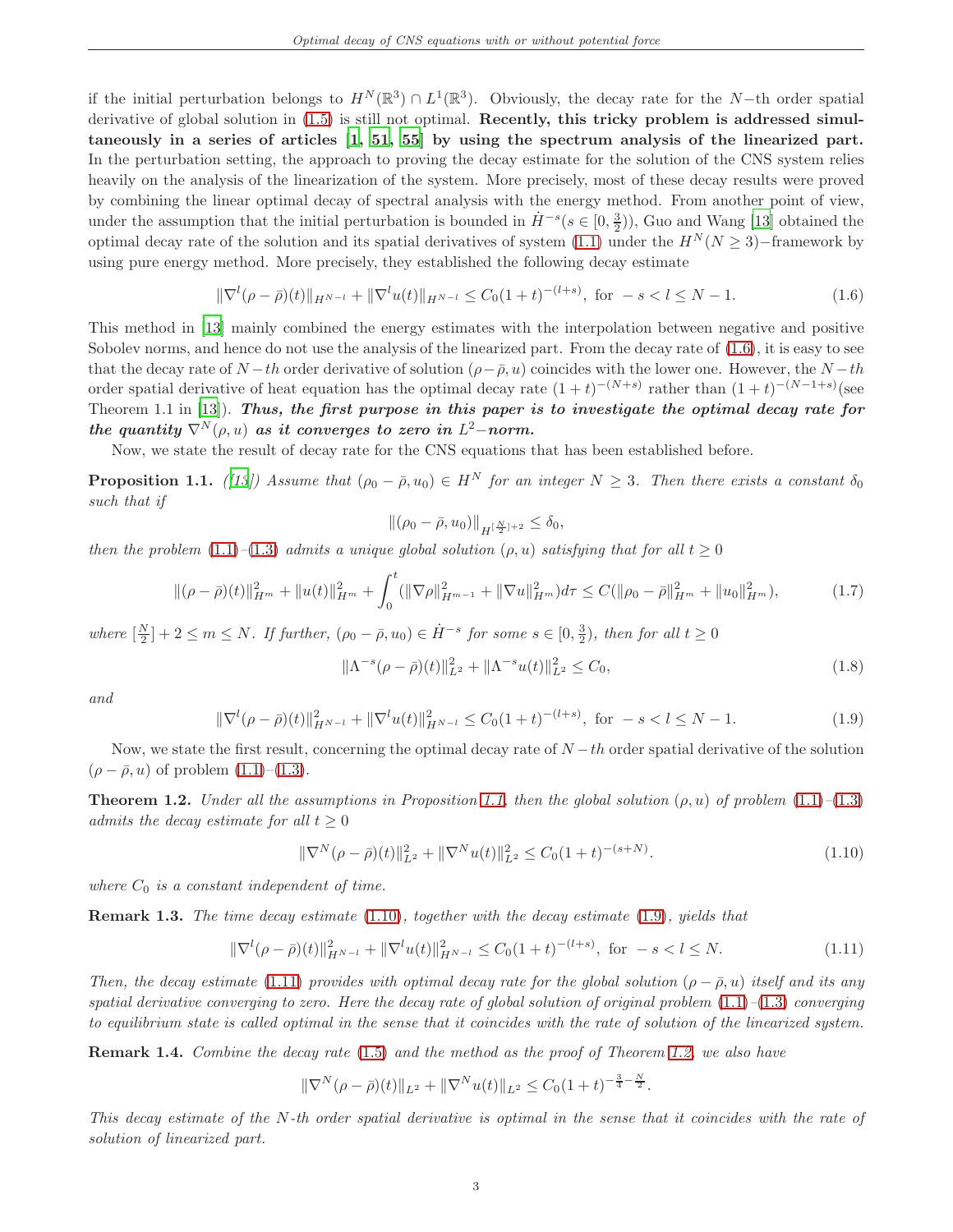if the initial perturbation belongs to $H^N(\mathbb{R}^3) \cap L^1(\mathbb{R}^3)$. Obviously, the decay rate for the $N-$th order spatial derivative of global solution in (1.5) is still not optimal. **Recently, this tricky problem is addressed simultaneously in a series of articles [1, 51, 55] by using the spectrum analysis of the linearized part.** In the perturbation setting, the approach to proving the decay estimate for the solution of the CNS system relies heavily on the analysis of the linearization of the system. More precisely, most of these decay results were proved by combining the linear optimal decay of spectral analysis with the energy method. From another point of view, under the assumption that the initial perturbation is bounded in $\dot{H}^{-s}(s \in [0, \frac{3}{2}))$, Guo and Wang [13] obtained the optimal decay rate of the solution and its spatial derivatives of system (1.1) under the $H^N(N \geq 3)-$framework by using pure energy method. More precisely, they established the following decay estimate

$$\|\nabla^l(\rho - \bar{\rho})(t)\|_{H^{N-l}} + \|\nabla^l u(t)\|_{H^{N-l}} \leq C_0(1+t)^{-(l+s)}, \text{ for } -s < l \leq N-1. \tag{1.6}$$

This method in [13] mainly combined the energy estimates with the interpolation between negative and positive Sobolev norms, and hence do not use the analysis of the linearized part. From the decay rate of (1.6), it is easy to see that the decay rate of $N-th$ order derivative of solution $(\rho - \bar{\rho}, u)$ coincides with the lower one. However, the $N-th$ order spatial derivative of heat equation has the optimal decay rate $(1+t)^{-(N+s)}$ rather than $(1+t)^{-(N-1+s)}$(see Theorem 1.1 in [13]). ***Thus, the first purpose in this paper is to investigate the optimal decay rate for the quantity $\nabla^N(\rho, u)$ as it converges to zero in $L^2-$norm.***

Now, we state the result of decay rate for the CNS equations that has been established before.

**Proposition 1.1.** *([13]) Assume that $(\rho_0 - \bar{\rho}, u_0) \in H^N$ for an integer $N \geq 3$. Then there exists a constant $\delta_0$ such that if*

$$\|(\rho_0 - \bar{\rho}, u_0)\|_{H^{[\frac{N}{2}]+2}} \leq \delta_0,$$

*then the problem (1.1)–(1.3) admits a unique global solution $(\rho, u)$ satisfying that for all $t \geq 0$*

$$\|(\rho - \bar{\rho})(t)\|_{H^m}^2 + \|u(t)\|_{H^m}^2 + \int_0^t (\|\nabla\rho\|_{H^{m-1}}^2 + \|\nabla u\|_{H^m}^2) d\tau \leq C(\|\rho_0 - \bar{\rho}\|_{H^m}^2 + \|u_0\|_{H^m}^2), \tag{1.7}$$

*where $[\frac{N}{2}] + 2 \leq m \leq N$. If further, $(\rho_0 - \bar{\rho}, u_0) \in \dot{H}^{-s}$ for some $s \in [0, \frac{3}{2})$, then for all $t \geq 0$*

$$\|\Lambda^{-s}(\rho - \bar{\rho})(t)\|_{L^2}^2 + \|\Lambda^{-s}u(t)\|_{L^2}^2 \leq C_0, \tag{1.8}$$

*and*

$$\|\nabla^l(\rho - \bar{\rho})(t)\|_{H^{N-l}}^2 + \|\nabla^l u(t)\|_{H^{N-l}}^2 \leq C_0(1+t)^{-(l+s)}, \text{ for } -s < l \leq N-1. \tag{1.9}$$

Now, we state the first result, concerning the optimal decay rate of $N-th$ order spatial derivative of the solution $(\rho - \bar{\rho}, u)$ of problem (1.1)–(1.3).

**Theorem 1.2.** *Under all the assumptions in Proposition 1.1, then the global solution $(\rho, u)$ of problem (1.1)–(1.3) admits the decay estimate for all $t \geq 0$*

$$\|\nabla^N(\rho - \bar{\rho})(t)\|_{L^2}^2 + \|\nabla^N u(t)\|_{L^2}^2 \leq C_0(1+t)^{-(s+N)}. \tag{1.10}$$

*where $C_0$ is a constant independent of time.*

**Remark 1.3.** *The time decay estimate (1.10), together with the decay estimate (1.9), yields that*

$$\|\nabla^l(\rho - \bar{\rho})(t)\|_{H^{N-l}}^2 + \|\nabla^l u(t)\|_{H^{N-l}}^2 \leq C_0(1+t)^{-(l+s)}, \text{ for } -s < l \leq N. \tag{1.11}$$

*Then, the decay estimate (1.11) provides with optimal decay rate for the global solution $(\rho - \bar{\rho}, u)$ itself and its any spatial derivative converging to zero. Here the decay rate of global solution of original problem (1.1)–(1.3) converging to equilibrium state is called optimal in the sense that it coincides with the rate of solution of the linearized system.*

**Remark 1.4.** *Combine the decay rate (1.5) and the method as the proof of Theorem 1.2, we also have*

$$\|\nabla^N(\rho - \bar{\rho})(t)\|_{L^2} + \|\nabla^N u(t)\|_{L^2} \leq C_0(1+t)^{-\frac{3}{4}-\frac{N}{2}}.$$

*This decay estimate of the N-th order spatial derivative is optimal in the sense that it coincides with the rate of solution of linearized part.*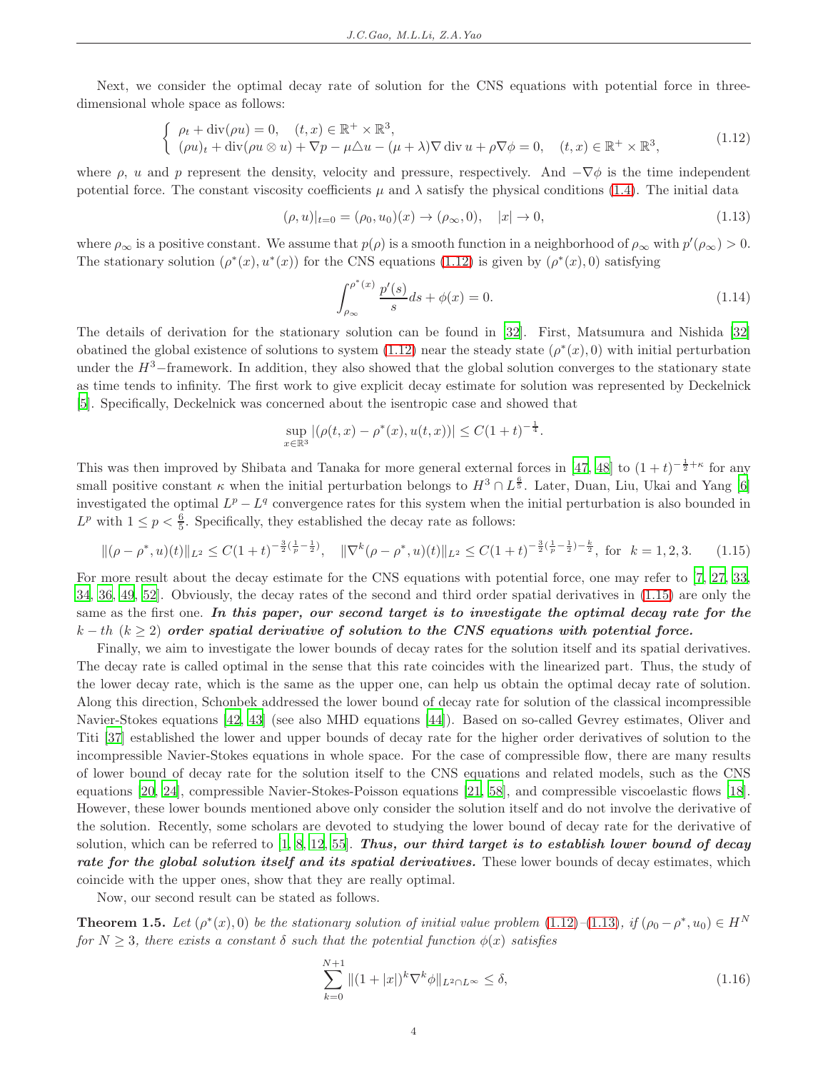Next, we consider the optimal decay rate of solution for the CNS equations with potential force in three-dimensional whole space as follows:

$$
\begin{cases} \rho_t + \operatorname{div}(\rho u) = 0, \quad (t,x) \in \mathbb{R}^+ \times \mathbb{R}^3, \\ (\rho u)_t + \operatorname{div}(\rho u \otimes u) + \nabla p - \mu \triangle u - (\mu + \lambda)\nabla \operatorname{div} u + \rho \nabla \phi = 0, \quad (t,x) \in \mathbb{R}^+ \times \mathbb{R}^3, \end{cases} \tag{1.12}
$$

where $\rho$, $u$ and $p$ represent the density, velocity and pressure, respectively. And $-\nabla\phi$ is the time independent potential force. The constant viscosity coefficients $\mu$ and $\lambda$ satisfy the physical conditions (1.4). The initial data

$$
(\rho, u)|_{t=0} = (\rho_0, u_0)(x) \to (\rho_\infty, 0), \quad |x| \to 0, \tag{1.13}
$$

where $\rho_\infty$ is a positive constant. We assume that $p(\rho)$ is a smooth function in a neighborhood of $\rho_\infty$ with $p'(\rho_\infty) > 0$. The stationary solution $(\rho^*(x), u^*(x))$ for the CNS equations (1.12) is given by $(\rho^*(x), 0)$ satisfying

$$
\int_{\rho_\infty}^{\rho^*(x)} \frac{p'(s)}{s} ds + \phi(x) = 0. \tag{1.14}
$$

The details of derivation for the stationary solution can be found in [32]. First, Matsumura and Nishida [32] obatined the global existence of solutions to system (1.12) near the steady state $(\rho^*(x), 0)$ with initial perturbation under the $H^3-$framework. In addition, they also showed that the global solution converges to the stationary state as time tends to infinity. The first work to give explicit decay estimate for solution was represented by Deckelnick [5]. Specifically, Deckelnick was concerned about the isentropic case and showed that

$$
\sup_{x\in\mathbb{R}^3} |(\rho(t,x) - \rho^*(x), u(t,x))| \le C(1+t)^{-\frac{1}{4}}.
$$

This was then improved by Shibata and Tanaka for more general external forces in [47, 48] to $(1+t)^{-\frac{1}{2}+\kappa}$ for any small positive constant $\kappa$ when the initial perturbation belongs to $H^3 \cap L^{\frac{6}{5}}$. Later, Duan, Liu, Ukai and Yang [6] investigated the optimal $L^p - L^q$ convergence rates for this system when the initial perturbation is also bounded in $L^p$ with $1 \le p < \frac{6}{5}$. Specifically, they established the decay rate as follows:

$$
\|(\rho - \rho^*, u)(t)\|_{L^2} \le C(1+t)^{-\frac{3}{2}(\frac{1}{p}-\frac{1}{2})}, \quad \|\nabla^k(\rho - \rho^*, u)(t)\|_{L^2} \le C(1+t)^{-\frac{3}{2}(\frac{1}{p}-\frac{1}{2})-\frac{k}{2}}, \text{ for } k = 1, 2, 3. \tag{1.15}
$$

For more result about the decay estimate for the CNS equations with potential force, one may refer to [7, 27, 33, 34, 36, 49, 52]. Obviously, the decay rates of the second and third order spatial derivatives in (1.15) are only the same as the first one. ***In this paper, our second target is to investigate the optimal decay rate for the $k-th$ $(k \ge 2)$ order spatial derivative of solution to the CNS equations with potential force.***

Finally, we aim to investigate the lower bounds of decay rates for the solution itself and its spatial derivatives. The decay rate is called optimal in the sense that this rate coincides with the linearized part. Thus, the study of the lower decay rate, which is the same as the upper one, can help us obtain the optimal decay rate of solution. Along this direction, Schonbek addressed the lower bound of decay rate for solution of the classical incompressible Navier-Stokes equations [42, 43] (see also MHD equations [44]). Based on so-called Gevrey estimates, Oliver and Titi [37] established the lower and upper bounds of decay rate for the higher order derivatives of solution to the incompressible Navier-Stokes equations in whole space. For the case of compressible flow, there are many results of lower bound of decay rate for the solution itself to the CNS equations and related models, such as the CNS equations [20, 24], compressible Navier-Stokes-Poisson equations [21, 58], and compressible viscoelastic flows [18]. However, these lower bounds mentioned above only consider the solution itself and do not involve the derivative of the solution. Recently, some scholars are devoted to studying the lower bound of decay rate for the derivative of solution, which can be referred to [1, 8, 12, 55]. ***Thus, our third target is to establish lower bound of decay rate for the global solution itself and its spatial derivatives.*** These lower bounds of decay estimates, which coincide with the upper ones, show that they are really optimal.

Now, our second result can be stated as follows.

**Theorem 1.5.** *Let $(\rho^*(x), 0)$ be the stationary solution of initial value problem (1.12)–(1.13), if $(\rho_0 - \rho^*, u_0) \in H^N$ for $N \ge 3$, there exists a constant $\delta$ such that the potential function $\phi(x)$ satisfies*

$$
\sum_{k=0}^{N+1} \|(1+|x|)^k \nabla^k \phi\|_{L^2 \cap L^\infty} \le \delta, \tag{1.16}
$$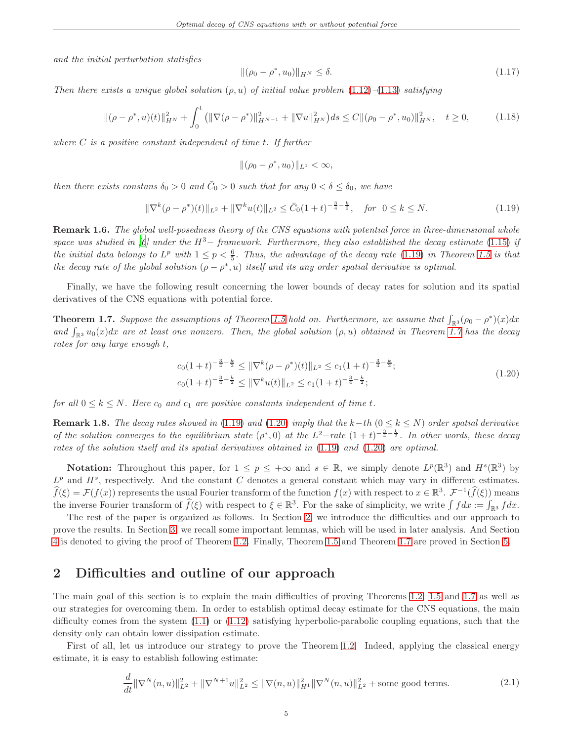*and the initial perturbation satisfies*

$$\|(\rho_0 - \rho^*, u_0)\|_{H^N} \le \delta. \tag{1.17}$$

*Then there exists a unique global solution $(\rho, u)$ of initial value problem (1.12)–(1.13) satisfying*

$$\|(\rho - \rho^*, u)(t)\|_{H^N}^2 + \int_0^t \left(\|\nabla(\rho - \rho^*)\|_{H^{N-1}}^2 + \|\nabla u\|_{H^N}^2\right) ds \le C\|(\rho_0 - \rho^*, u_0)\|_{H^N}^2, \quad t \ge 0, \tag{1.18}$$

*where $C$ is a positive constant independent of time $t$. If further*

$$\|(\rho_0 - \rho^*, u_0)\|_{L^1} < \infty,$$

*then there exists constans $\delta_0 > 0$ and $\bar{C}_0 > 0$ such that for any $0 < \delta \le \delta_0$, we have*

$$\|\nabla^k(\rho - \rho^*)(t)\|_{L^2} + \|\nabla^k u(t)\|_{L^2} \le \bar{C}_0(1+t)^{-\frac{3}{4}-\frac{k}{2}}, \quad \text{for } \ 0 \le k \le N. \tag{1.19}$$

**Remark 1.6.** *The global well-posedness theory of the CNS equations with potential force in three-dimensional whole space was studied in [6] under the $H^3-$ framework. Furthermore, they also established the decay estimate (1.15) if the initial data belongs to $L^p$ with $1 \le p < \frac{6}{5}$. Thus, the advantage of the decay rate (1.19) in Theorem 1.5 is that the decay rate of the global solution $(\rho - \rho^*, u)$ itself and its any order spatial derivative is optimal.*

Finally, we have the following result concerning the lower bounds of decay rates for solution and its spatial derivatives of the CNS equations with potential force.

**Theorem 1.7.** *Suppose the assumptions of Theorem 1.5 hold on. Furthermore, we assume that $\int_{\mathbb{R}^3}(\rho_0 - \rho^*)(x)dx$ and $\int_{\mathbb{R}^3} u_0(x)dx$ are at least one nonzero. Then, the global solution $(\rho, u)$ obtained in Theorem 1.7 has the decay rates for any large enough $t$,*

$$\begin{aligned}
&c_0(1+t)^{-\frac{3}{4}-\frac{k}{2}} \le \|\nabla^k(\rho - \rho^*)(t)\|_{L^2} \le c_1(1+t)^{-\frac{3}{4}-\frac{k}{2}};\\
&c_0(1+t)^{-\frac{3}{4}-\frac{k}{2}} \le \|\nabla^k u(t)\|_{L^2} \le c_1(1+t)^{-\frac{3}{4}-\frac{k}{2}};
\end{aligned} \tag{1.20}$$

*for all $0 \le k \le N$. Here $c_0$ and $c_1$ are positive constants independent of time $t$.*

**Remark 1.8.** *The decay rates showed in (1.19) and (1.20) imply that the $k-th$ $(0 \le k \le N)$ order spatial derivative of the solution converges to the equilibrium state $(\rho^*, 0)$ at the $L^2-$rate $(1+t)^{-\frac{3}{4}-\frac{k}{2}}$. In other words, these decay rates of the solution itself and its spatial derivatives obtained in (1.19) and (1.20) are optimal.*

**Notation:** Throughout this paper, for $1 \le p \le +\infty$ and $s \in \mathbb{R}$, we simply denote $L^p(\mathbb{R}^3)$ and $H^s(\mathbb{R}^3)$ by $L^p$ and $H^s$, respectively. And the constant $C$ denotes a general constant which may vary in different estimates. $\widehat{f}(\xi) = \mathcal{F}(f(x))$ represents the usual Fourier transform of the function $f(x)$ with respect to $x \in \mathbb{R}^3$. $\mathcal{F}^{-1}(\widehat{f}(\xi))$ means the inverse Fourier transform of $\widehat{f}(\xi)$ with respect to $\xi \in \mathbb{R}^3$. For the sake of simplicity, we write $\int f dx := \int_{\mathbb{R}^3} f dx$.

The rest of the paper is organized as follows. In Section 2, we introduce the difficulties and our approach to prove the results. In Section 3, we recall some important lemmas, which will be used in later analysis. And Section 4 is denoted to giving the proof of Theorem 1.2. Finally, Theorem 1.5 and Theorem 1.7 are proved in Section 5.

## 2 Difficulties and outline of our approach

The main goal of this section is to explain the main difficulties of proving Theorems 1.2, 1.5 and 1.7 as well as our strategies for overcoming them. In order to establish optimal decay estimate for the CNS equations, the main difficulty comes from the system (1.1) or (1.12) satisfying hyperbolic-parabolic coupling equations, such that the density only can obtain lower dissipation estimate.

First of all, let us introduce our strategy to prove the Theorem 1.2. Indeed, applying the classical energy estimate, it is easy to establish following estimate:

$$\frac{d}{dt}\|\nabla^N(n, u)\|_{L^2}^2 + \|\nabla^{N+1}u\|_{L^2}^2 \le \|\nabla(n, u)\|_{H^1}^2\|\nabla^N(n, u)\|_{L^2}^2 + \text{some good terms}. \tag{2.1}$$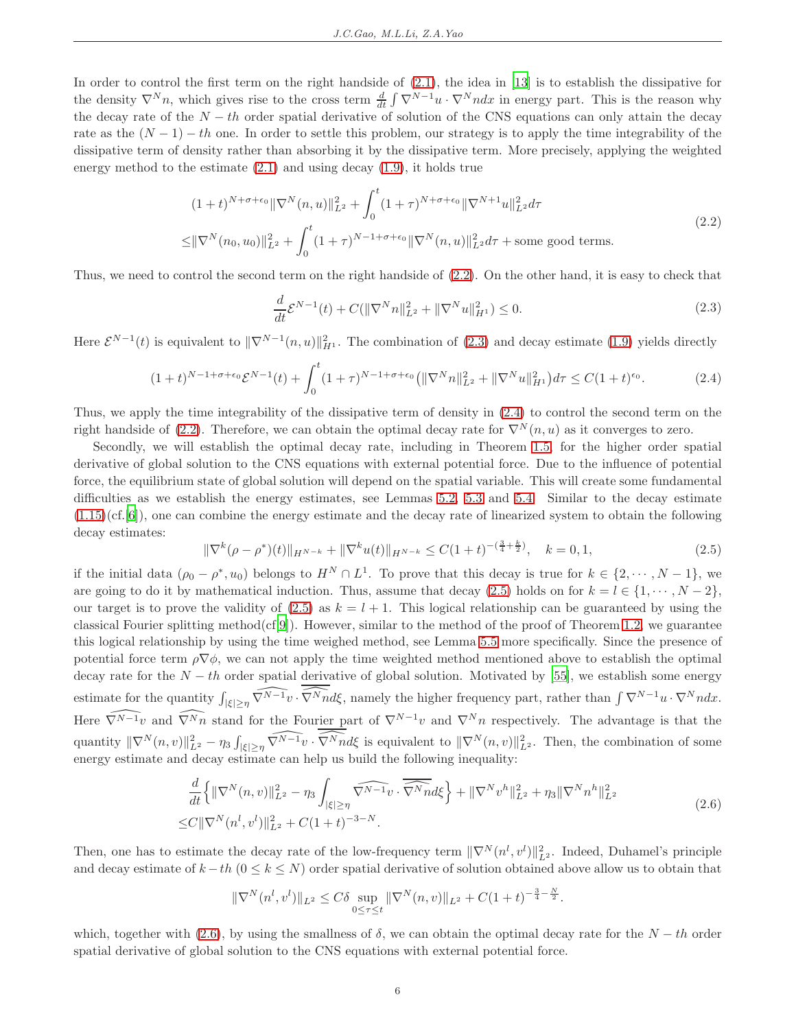In order to control the first term on the right handside of (2.1), the idea in [13] is to establish the dissipative for the density $\nabla^N n$, which gives rise to the cross term $\frac{d}{dt}\int \nabla^{N-1}u \cdot \nabla^N n dx$ in energy part. This is the reason why the decay rate of the $N-th$ order spatial derivative of solution of the CNS equations can only attain the decay rate as the $(N-1)-th$ one. In order to settle this problem, our strategy is to apply the time integrability of the dissipative term of density rather than absorbing it by the dissipative term. More precisely, applying the weighted energy method to the estimate (2.1) and using decay (1.9), it holds true

$$
\begin{aligned}
&(1+t)^{N+\sigma+\epsilon_0}\|\nabla^N(n,u)\|_{L^2}^2 + \int_0^t (1+\tau)^{N+\sigma+\epsilon_0}\|\nabla^{N+1}u\|_{L^2}^2 d\tau \\
\le & \|\nabla^N(n_0,u_0)\|_{L^2}^2 + \int_0^t (1+\tau)^{N-1+\sigma+\epsilon_0}\|\nabla^N(n,u)\|_{L^2}^2 d\tau + \text{some good terms.}
\end{aligned}
\tag{2.2}
$$

Thus, we need to control the second term on the right handside of (2.2). On the other hand, it is easy to check that

$$
\frac{d}{dt}\mathcal{E}^{N-1}(t) + C(\|\nabla^N n\|_{L^2}^2 + \|\nabla^N u\|_{H^1}^2) \le 0. \tag{2.3}
$$

Here $\mathcal{E}^{N-1}(t)$ is equivalent to $\|\nabla^{N-1}(n,u)\|_{H^1}^2$. The combination of (2.3) and decay estimate (1.9) yields directly

$$
(1+t)^{N-1+\sigma+\epsilon_0}\mathcal{E}^{N-1}(t) + \int_0^t (1+\tau)^{N-1+\sigma+\epsilon_0}\big(\|\nabla^N n\|_{L^2}^2 + \|\nabla^N u\|_{H^1}^2\big)d\tau \le C(1+t)^{\epsilon_0}. \tag{2.4}
$$

Thus, we apply the time integrability of the dissipative term of density in (2.4) to control the second term on the right handside of (2.2). Therefore, we can obtain the optimal decay rate for $\nabla^N(n,u)$ as it converges to zero.

Secondly, we will establish the optimal decay rate, including in Theorem 1.5, for the higher order spatial derivative of global solution to the CNS equations with external potential force. Due to the influence of potential force, the equilibrium state of global solution will depend on the spatial variable. This will create some fundamental difficulties as we establish the energy estimates, see Lemmas 5.2, 5.3 and 5.4. Similar to the decay estimate (1.15)(cf.[6]), one can combine the energy estimate and the decay rate of linearized system to obtain the following decay estimates:

$$
\|\nabla^k(\rho-\rho^*)(t)\|_{H^{N-k}} + \|\nabla^k u(t)\|_{H^{N-k}} \le C(1+t)^{-(\frac{3}{4}+\frac{k}{2})}, \quad k=0,1, \tag{2.5}
$$

if the initial data $(\rho_0-\rho^*, u_0)$ belongs to $H^N \cap L^1$. To prove that this decay is true for $k \in \{2,\cdots,N-1\}$, we are going to do it by mathematical induction. Thus, assume that decay (2.5) holds on for $k=l\in\{1,\cdots,N-2\}$, our target is to prove the validity of (2.5) as $k=l+1$. This logical relationship can be guaranteed by using the classical Fourier splitting method(cf[9]). However, similar to the method of the proof of Theorem 1.2, we guarantee this logical relationship by using the time weighed method, see Lemma 5.5 more specifically. Since the presence of potential force term $\rho\nabla\phi$, we can not apply the time weighted method mentioned above to establish the optimal decay rate for the $N-th$ order spatial derivative of global solution. Motivated by [55], we establish some energy estimate for the quantity $\int_{|\xi|\ge\eta}\widehat{\nabla^{N-1}v}\cdot\overline{\widehat{\nabla^N n}}d\xi$, namely the higher frequency part, rather than $\int \nabla^{N-1}u\cdot\nabla^N n dx$. Here $\widehat{\nabla^{N-1}v}$ and $\widehat{\nabla^N n}$ stand for the Fourier part of $\nabla^{N-1}v$ and $\nabla^N n$ respectively. The advantage is that the quantity $\|\nabla^N(n,v)\|_{L^2}^2 - \eta_3\int_{|\xi|\ge\eta}\widehat{\nabla^{N-1}v}\cdot\overline{\widehat{\nabla^N n}}d\xi$ is equivalent to $\|\nabla^N(n,v)\|_{L^2}^2$. Then, the combination of some energy estimate and decay estimate can help us build the following inequality:

$$
\begin{aligned}
&\frac{d}{dt}\Big\{\|\nabla^N(n,v)\|_{L^2}^2 - \eta_3\int_{|\xi|\ge\eta}\widehat{\nabla^{N-1}v}\cdot\overline{\widehat{\nabla^N n}}d\xi\Big\} + \|\nabla^N v^h\|_{L^2}^2 + \eta_3\|\nabla^N n^h\|_{L^2}^2 \\
\le & C\|\nabla^N(n^l,v^l)\|_{L^2}^2 + C(1+t)^{-3-N}.
\end{aligned}
\tag{2.6}
$$

Then, one has to estimate the decay rate of the low-frequency term $\|\nabla^N(n^l,v^l)\|_{L^2}^2$. Indeed, Duhamel's principle and decay estimate of $k-th$ $(0\le k\le N)$ order spatial derivative of solution obtained above allow us to obtain that

$$
\|\nabla^N(n^l,v^l)\|_{L^2} \le C\delta\sup_{0\le\tau\le t}\|\nabla^N(n,v)\|_{L^2} + C(1+t)^{-\frac{3}{4}-\frac{N}{2}}.
$$

which, together with (2.6), by using the smallness of $\delta$, we can obtain the optimal decay rate for the $N-th$ order spatial derivative of global solution to the CNS equations with external potential force.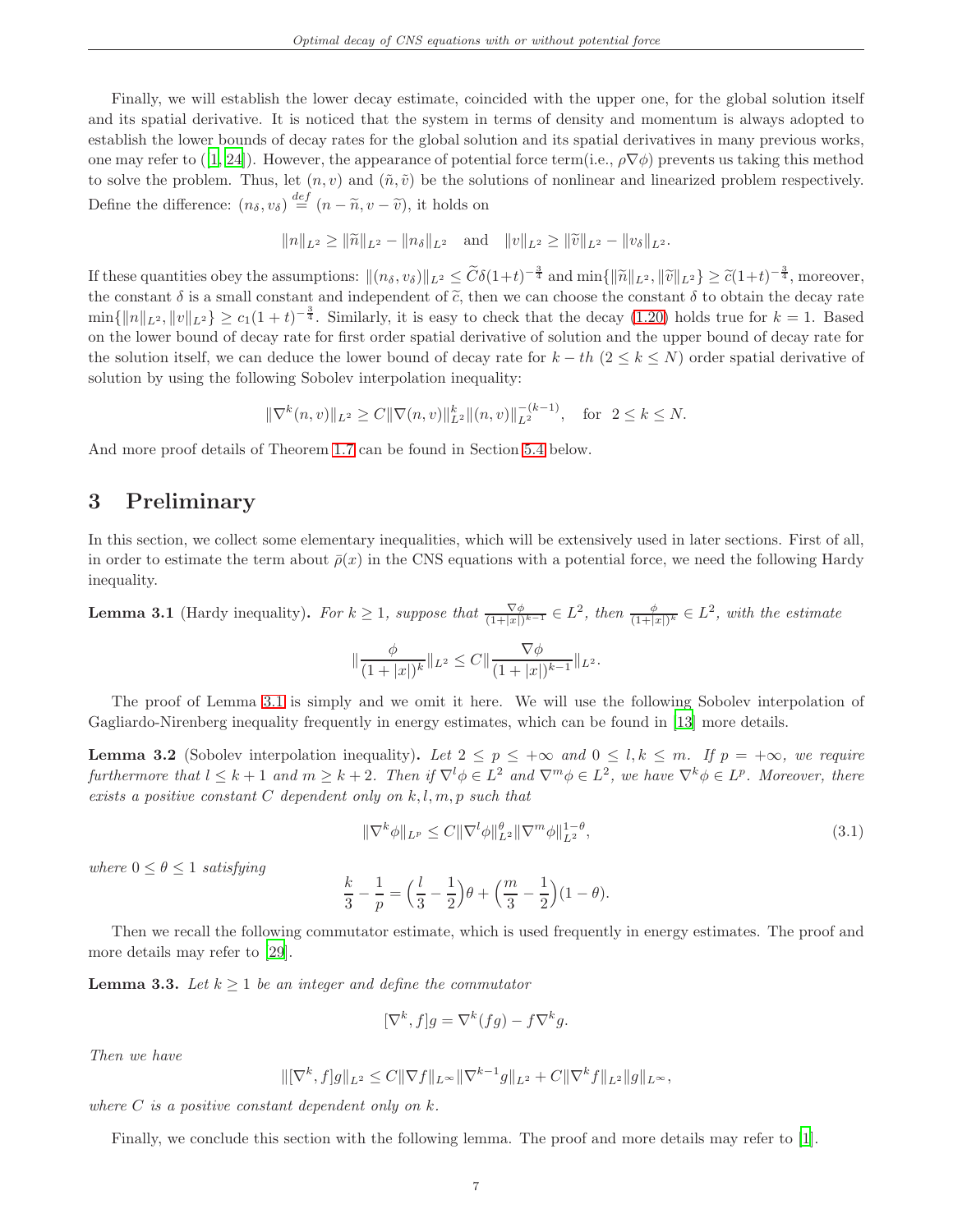Finally, we will establish the lower decay estimate, coincided with the upper one, for the global solution itself and its spatial derivative. It is noticed that the system in terms of density and momentum is always adopted to establish the lower bounds of decay rates for the global solution and its spatial derivatives in many previous works, one may refer to ([1, 24]). However, the appearance of potential force term(i.e., $\rho\nabla\phi$) prevents us taking this method to solve the problem. Thus, let $(n, v)$ and $(\tilde{n}, \tilde{v})$ be the solutions of nonlinear and linearized problem respectively. Define the difference: $(n_\delta, v_\delta) \overset{def}{=} (n - \widetilde{n}, v - \widetilde{v})$, it holds on

$$\|n\|_{L^2} \geq \|\widetilde{n}\|_{L^2} - \|n_\delta\|_{L^2} \quad \text{and} \quad \|v\|_{L^2} \geq \|\widetilde{v}\|_{L^2} - \|v_\delta\|_{L^2}.$$

If these quantities obey the assumptions: $\|(n_\delta, v_\delta)\|_{L^2} \leq \widetilde{C}\delta(1+t)^{-\frac{3}{4}}$ and $\min\{\|\widetilde{n}\|_{L^2}, \|\widetilde{v}\|_{L^2}\} \geq \widetilde{c}(1+t)^{-\frac{3}{4}}$, moreover, the constant $\delta$ is a small constant and independent of $\widetilde{c}$, then we can choose the constant $\delta$ to obtain the decay rate $\min\{\|n\|_{L^2}, \|v\|_{L^2}\} \geq c_1(1+t)^{-\frac{3}{4}}$. Similarly, it is easy to check that the decay (1.20) holds true for $k = 1$. Based on the lower bound of decay rate for first order spatial derivative of solution and the upper bound of decay rate for the solution itself, we can deduce the lower bound of decay rate for $k-th$ $(2 \leq k \leq N)$ order spatial derivative of solution by using the following Sobolev interpolation inequality:

$$\|\nabla^k(n, v)\|_{L^2} \geq C\|\nabla(n, v)\|_{L^2}^k \|(n, v)\|_{L^2}^{-(k-1)}, \quad \text{for} \;\; 2 \leq k \leq N.$$

And more proof details of Theorem 1.7 can be found in Section 5.4 below.

## 3 Preliminary

In this section, we collect some elementary inequalities, which will be extensively used in later sections. First of all, in order to estimate the term about $\bar{\rho}(x)$ in the CNS equations with a potential force, we need the following Hardy inequality.

**Lemma 3.1** (Hardy inequality)**.** *For $k \geq 1$, suppose that $\frac{\nabla\phi}{(1+|x|)^{k-1}} \in L^2$, then $\frac{\phi}{(1+|x|)^k} \in L^2$, with the estimate*

$$\|\frac{\phi}{(1+|x|)^k}\|_{L^2} \leq C\|\frac{\nabla\phi}{(1+|x|)^{k-1}}\|_{L^2}.$$

The proof of Lemma 3.1 is simply and we omit it here. We will use the following Sobolev interpolation of Gagliardo-Nirenberg inequality frequently in energy estimates, which can be found in [13] more details.

**Lemma 3.2** (Sobolev interpolation inequality)**.** *Let $2 \leq p \leq +\infty$ and $0 \leq l, k \leq m$. If $p = +\infty$, we require furthermore that $l \leq k+1$ and $m \geq k+2$. Then if $\nabla^l\phi \in L^2$ and $\nabla^m\phi \in L^2$, we have $\nabla^k\phi \in L^p$. Moreover, there exists a positive constant $C$ dependent only on $k, l, m, p$ such that*

$$\|\nabla^k\phi\|_{L^p} \leq C\|\nabla^l\phi\|_{L^2}^\theta \|\nabla^m\phi\|_{L^2}^{1-\theta}, \tag{3.1}$$

*where $0 \leq \theta \leq 1$ satisfying*

$$\frac{k}{3} - \frac{1}{p} = \Big(\frac{l}{3} - \frac{1}{2}\Big)\theta + \Big(\frac{m}{3} - \frac{1}{2}\Big)(1-\theta).$$

Then we recall the following commutator estimate, which is used frequently in energy estimates. The proof and more details may refer to [29].

**Lemma 3.3.** *Let $k \geq 1$ be an integer and define the commutator*

$$[\nabla^k, f]g = \nabla^k(fg) - f\nabla^k g.$$

*Then we have*

$$\|[\nabla^k, f]g\|_{L^2} \leq C\|\nabla f\|_{L^\infty}\|\nabla^{k-1}g\|_{L^2} + C\|\nabla^k f\|_{L^2}\|g\|_{L^\infty},$$

*where $C$ is a positive constant dependent only on $k$.*

Finally, we conclude this section with the following lemma. The proof and more details may refer to [1].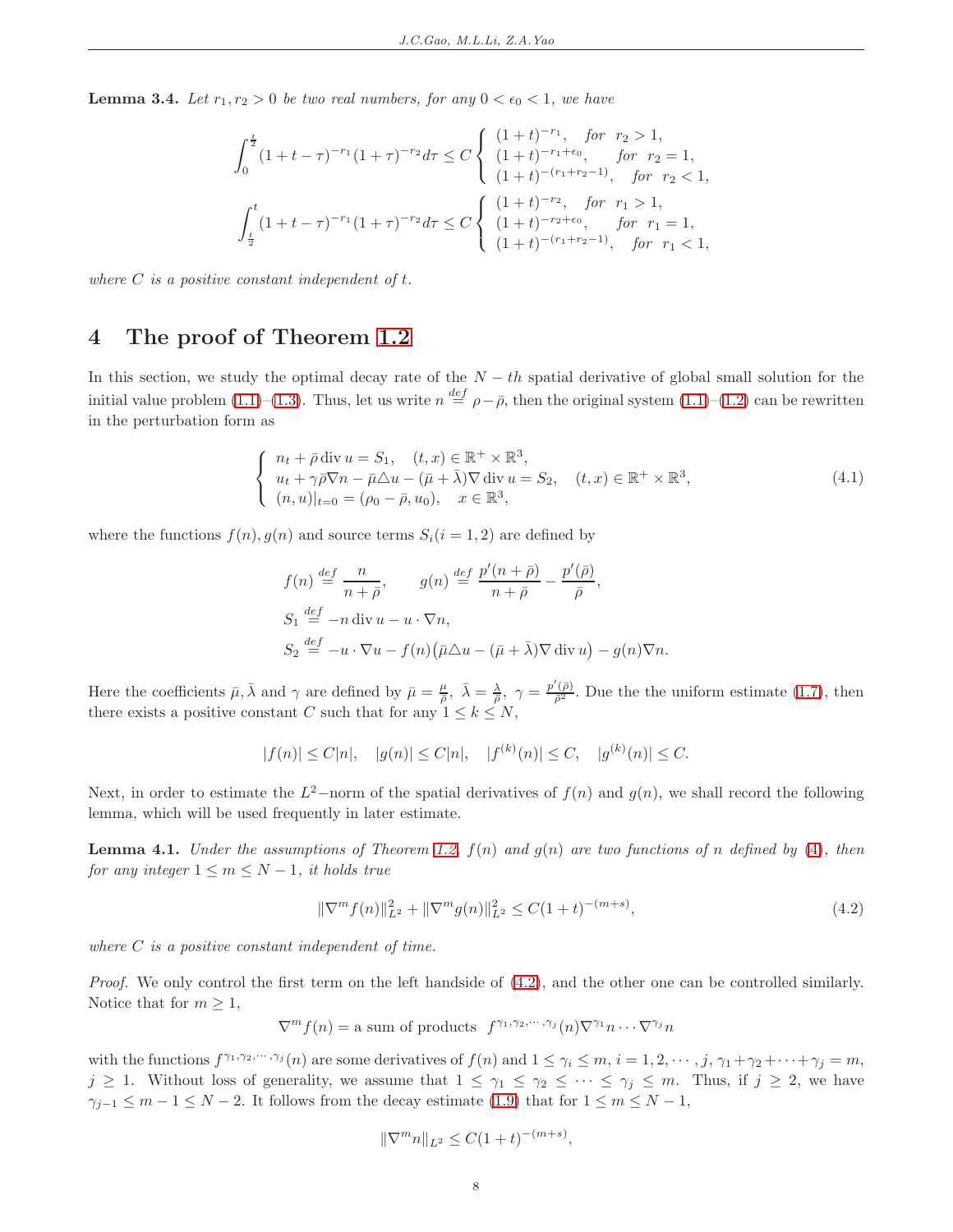**Lemma 3.4.** *Let $r_1, r_2 > 0$ be two real numbers, for any $0 < \epsilon_0 < 1$, we have*

$$\int_0^{\frac{t}{2}} (1+t-\tau)^{-r_1}(1+\tau)^{-r_2} d\tau \le C \begin{cases} (1+t)^{-r_1}, & \text{for } \ r_2 > 1, \\ (1+t)^{-r_1+\epsilon_0}, & \text{for } \ r_2 = 1, \\ (1+t)^{-(r_1+r_2-1)}, & \text{for } \ r_2 < 1, \end{cases}$$

$$\int_{\frac{t}{2}}^{t} (1+t-\tau)^{-r_1}(1+\tau)^{-r_2} d\tau \le C \begin{cases} (1+t)^{-r_2}, & \text{for } \ r_1 > 1, \\ (1+t)^{-r_2+\epsilon_0}, & \text{for } \ r_1 = 1, \\ (1+t)^{-(r_1+r_2-1)}, & \text{for } \ r_1 < 1, \end{cases}$$

*where $C$ is a positive constant independent of $t$.*

## 4 The proof of Theorem 1.2

In this section, we study the optimal decay rate of the $N-th$ spatial derivative of global small solution for the initial value problem (1.1)–(1.3). Thus, let us write $n \overset{def}{=} \rho - \bar{\rho}$, then the original system (1.1)–(1.2) can be rewritten in the perturbation form as

$$\begin{cases} n_t + \bar{\rho}\operatorname{div} u = S_1, \quad (t,x) \in \mathbb{R}^+ \times \mathbb{R}^3, \\ u_t + \gamma\bar{\rho}\nabla n - \bar{\mu}\triangle u - (\bar{\mu}+\bar{\lambda})\nabla \operatorname{div} u = S_2, \quad (t,x) \in \mathbb{R}^+ \times \mathbb{R}^3, \\ (n,u)|_{t=0} = (\rho_0 - \bar{\rho}, u_0), \quad x \in \mathbb{R}^3, \end{cases} \tag{4.1}$$

where the functions $f(n), g(n)$ and source terms $S_i (i=1,2)$ are defined by

$$f(n) \overset{def}{=} \frac{n}{n+\bar{\rho}}, \qquad g(n) \overset{def}{=} \frac{p'(n+\bar{\rho})}{n+\bar{\rho}} - \frac{p'(\bar{\rho})}{\bar{\rho}},$$

$$S_1 \overset{def}{=} -n\operatorname{div} u - u\cdot\nabla n,$$

$$S_2 \overset{def}{=} -u\cdot\nabla u - f(n)\big(\bar{\mu}\triangle u - (\bar{\mu}+\bar{\lambda})\nabla \operatorname{div} u\big) - g(n)\nabla n.$$

Here the coefficients $\bar{\mu}, \bar{\lambda}$ and $\gamma$ are defined by $\bar{\mu} = \frac{\mu}{\bar{\rho}},\ \bar{\lambda} = \frac{\lambda}{\bar{\rho}},\ \gamma = \frac{p'(\bar{\rho})}{\bar{\rho}^2}$. Due the the uniform estimate (1.7), then there exists a positive constant $C$ such that for any $1 \le k \le N$,

$$|f(n)| \le C|n|, \quad |g(n)| \le C|n|, \quad |f^{(k)}(n)| \le C, \quad |g^{(k)}(n)| \le C.$$

Next, in order to estimate the $L^2-$norm of the spatial derivatives of $f(n)$ and $g(n)$, we shall record the following lemma, which will be used frequently in later estimate.

**Lemma 4.1.** *Under the assumptions of Theorem 1.2, $f(n)$ and $g(n)$ are two functions of $n$ defined by (4), then for any integer $1 \le m \le N-1$, it holds true*

$$\|\nabla^m f(n)\|_{L^2}^2 + \|\nabla^m g(n)\|_{L^2}^2 \le C(1+t)^{-(m+s)}, \tag{4.2}$$

*where $C$ is a positive constant independent of time.*

*Proof.* We only control the first term on the left handside of (4.2), and the other one can be controlled similarly. Notice that for $m \ge 1$,

$$\nabla^m f(n) = \text{a sum of products } \ f^{\gamma_1,\gamma_2,\cdots,\gamma_j}(n)\nabla^{\gamma_1} n \cdots \nabla^{\gamma_j} n$$

with the functions $f^{\gamma_1,\gamma_2,\cdots,\gamma_j}(n)$ are some derivatives of $f(n)$ and $1 \le \gamma_i \le m$, $i = 1, 2, \cdots, j$, $\gamma_1 + \gamma_2 + \cdots + \gamma_j = m$, $j \ge 1$. Without loss of generality, we assume that $1 \le \gamma_1 \le \gamma_2 \le \cdots \le \gamma_j \le m$. Thus, if $j \ge 2$, we have $\gamma_{j-1} \le m-1 \le N-2$. It follows from the decay estimate (1.9) that for $1 \le m \le N-1$,

$$\|\nabla^m n\|_{L^2} \le C(1+t)^{-(m+s)},$$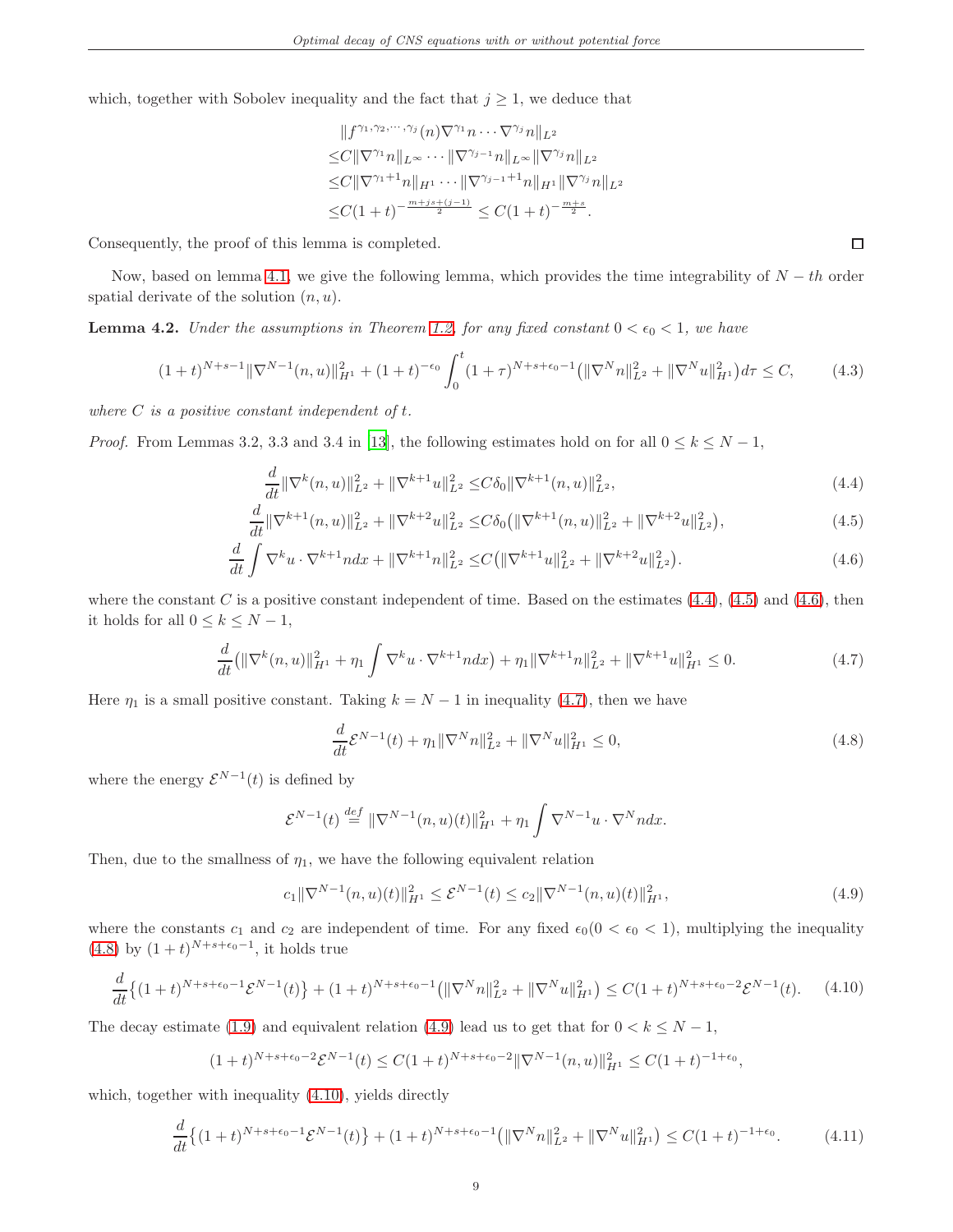which, together with Sobolev inequality and the fact that $j \geq 1$, we deduce that

$$
\begin{aligned}
&\|f^{\gamma_1,\gamma_2,\cdots,\gamma_j}(n)\nabla^{\gamma_1} n \cdots \nabla^{\gamma_j} n\|_{L^2}\\
\leq& C\|\nabla^{\gamma_1} n\|_{L^\infty} \cdots \|\nabla^{\gamma_{j-1}} n\|_{L^\infty}\|\nabla^{\gamma_j} n\|_{L^2}\\
\leq& C\|\nabla^{\gamma_1+1} n\|_{H^1} \cdots \|\nabla^{\gamma_{j-1}+1} n\|_{H^1}\|\nabla^{\gamma_j} n\|_{L^2}\\
\leq& C(1+t)^{-\frac{m+js+(j-1)}{2}} \leq C(1+t)^{-\frac{m+s}{2}}.
\end{aligned}
$$

Consequently, the proof of this lemma is completed. $\square$

Now, based on lemma 4.1, we give the following lemma, which provides the time integrability of $N-th$ order spatial derivate of the solution $(n,u)$.

**Lemma 4.2.** *Under the assumptions in Theorem 1.2, for any fixed constant $0<\epsilon_0<1$, we have*

$$
(1+t)^{N+s-1}\|\nabla^{N-1}(n,u)\|_{H^1}^2 + (1+t)^{-\epsilon_0}\int_0^t (1+\tau)^{N+s+\epsilon_0-1}\big(\|\nabla^N n\|_{L^2}^2 + \|\nabla^N u\|_{H^1}^2\big)d\tau \leq C, \tag{4.3}
$$

*where $C$ is a positive constant independent of $t$.*

*Proof.* From Lemmas 3.2, 3.3 and 3.4 in [13], the following estimates hold on for all $0 \leq k \leq N-1$,

$$
\frac{d}{dt}\|\nabla^k(n,u)\|_{L^2}^2 + \|\nabla^{k+1}u\|_{L^2}^2 \leq C\delta_0\|\nabla^{k+1}(n,u)\|_{L^2}^2, \tag{4.4}
$$

$$
\frac{d}{dt}\|\nabla^{k+1}(n,u)\|_{L^2}^2 + \|\nabla^{k+2}u\|_{L^2}^2 \leq C\delta_0\big(\|\nabla^{k+1}(n,u)\|_{L^2}^2 + \|\nabla^{k+2}u\|_{L^2}^2\big), \tag{4.5}
$$

$$
\frac{d}{dt}\int \nabla^k u\cdot\nabla^{k+1}n\,dx + \|\nabla^{k+1}n\|_{L^2}^2 \leq C\big(\|\nabla^{k+1}u\|_{L^2}^2 + \|\nabla^{k+2}u\|_{L^2}^2\big). \tag{4.6}
$$

where the constant $C$ is a positive constant independent of time. Based on the estimates (4.4), (4.5) and (4.6), then it holds for all $0 \leq k \leq N-1$,

$$
\frac{d}{dt}\big(\|\nabla^k(n,u)\|_{H^1}^2 + \eta_1\int \nabla^k u\cdot\nabla^{k+1}n\,dx\big) + \eta_1\|\nabla^{k+1}n\|_{L^2}^2 + \|\nabla^{k+1}u\|_{H^1}^2 \leq 0. \tag{4.7}
$$

Here $\eta_1$ is a small positive constant. Taking $k=N-1$ in inequality (4.7), then we have

$$
\frac{d}{dt}\mathcal{E}^{N-1}(t) + \eta_1\|\nabla^N n\|_{L^2}^2 + \|\nabla^N u\|_{H^1}^2 \leq 0, \tag{4.8}
$$

where the energy $\mathcal{E}^{N-1}(t)$ is defined by

$$
\mathcal{E}^{N-1}(t) \overset{def}{=} \|\nabla^{N-1}(n,u)(t)\|_{H^1}^2 + \eta_1\int \nabla^{N-1}u\cdot\nabla^N n\,dx.
$$

Then, due to the smallness of $\eta_1$, we have the following equivalent relation

$$
c_1\|\nabla^{N-1}(n,u)(t)\|_{H^1}^2 \leq \mathcal{E}^{N-1}(t) \leq c_2\|\nabla^{N-1}(n,u)(t)\|_{H^1}^2, \tag{4.9}
$$

where the constants $c_1$ and $c_2$ are independent of time. For any fixed $\epsilon_0 (0<\epsilon_0<1)$, multiplying the inequality (4.8) by $(1+t)^{N+s+\epsilon_0-1}$, it holds true

$$
\frac{d}{dt}\big\{(1+t)^{N+s+\epsilon_0-1}\mathcal{E}^{N-1}(t)\big\} + (1+t)^{N+s+\epsilon_0-1}\big(\|\nabla^N n\|_{L^2}^2 + \|\nabla^N u\|_{H^1}^2\big) \leq C(1+t)^{N+s+\epsilon_0-2}\mathcal{E}^{N-1}(t). \tag{4.10}
$$

The decay estimate (1.9) and equivalent relation (4.9) lead us to get that for $0<k\leq N-1$,

$$
(1+t)^{N+s+\epsilon_0-2}\mathcal{E}^{N-1}(t) \leq C(1+t)^{N+s+\epsilon_0-2}\|\nabla^{N-1}(n,u)\|_{H^1}^2 \leq C(1+t)^{-1+\epsilon_0},
$$

which, together with inequality (4.10), yields directly

$$
\frac{d}{dt}\big\{(1+t)^{N+s+\epsilon_0-1}\mathcal{E}^{N-1}(t)\big\} + (1+t)^{N+s+\epsilon_0-1}\big(\|\nabla^N n\|_{L^2}^2 + \|\nabla^N u\|_{H^1}^2\big) \leq C(1+t)^{-1+\epsilon_0}. \tag{4.11}
$$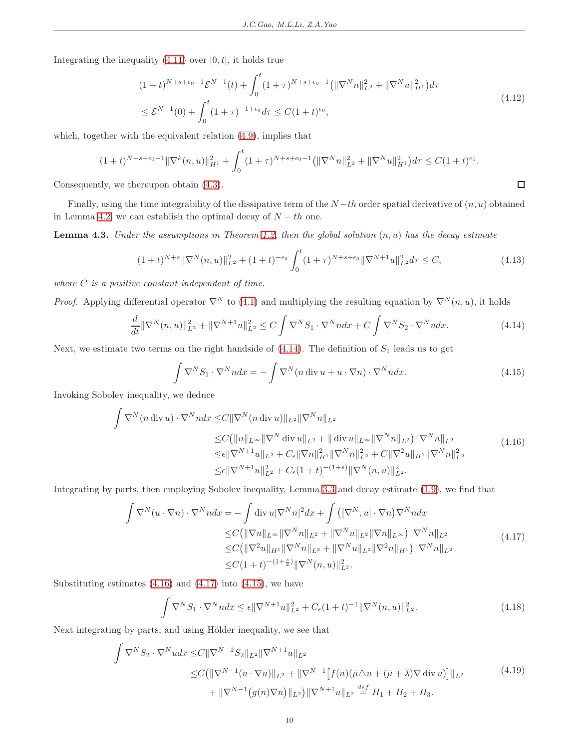Integrating the inequality (4.11) over $[0, t]$, it holds true

$$
\begin{aligned}
&(1+t)^{N+s+\epsilon_0-1}\mathcal{E}^{N-1}(t) + \int_0^t (1+\tau)^{N+s+\epsilon_0-1}\big(\|\nabla^N n\|_{L^2}^2 + \|\nabla^N u\|_{H^1}^2\big)d\tau \\
&\leq \mathcal{E}^{N-1}(0) + \int_0^t (1+\tau)^{-1+\epsilon_0}d\tau \leq C(1+t)^{\epsilon_0},
\end{aligned}
\tag{4.12}
$$

which, together with the equivalent relation (4.9), implies that

$$
(1+t)^{N+s+\epsilon_0-1}\|\nabla^k(n,u)\|_{H^1}^2 + \int_0^t (1+\tau)^{N+s+\epsilon_0-1}\big(\|\nabla^N n\|_{L^2}^2 + \|\nabla^N u\|_{H^1}^2\big)d\tau \leq C(1+t)^{\epsilon_0}.
$$

Consequently, we thereupon obtain (4.3). □

Finally, using the time integrability of the dissipative term of the $N-th$ order spatial derivative of $(n, u)$ obtained in Lemma 4.2, we can establish the optimal decay of $N-th$ one.

**Lemma 4.3.** *Under the assumptions in Theorem 1.2, then the global solution $(n, u)$ has the decay estimate*

$$
(1+t)^{N+s}\|\nabla^N(n,u)\|_{L^2}^2 + (1+t)^{-\epsilon_0}\int_0^t (1+\tau)^{N+s+\epsilon_0}\|\nabla^{N+1}u\|_{L^2}^2 d\tau \leq C,
\tag{4.13}
$$

*where $C$ is a positive constant independent of time.*

*Proof.* Applying differential operator $\nabla^N$ to (4.1) and multiplying the resulting equation by $\nabla^N(n, u)$, it holds

$$
\frac{d}{dt}\|\nabla^N(n,u)\|_{L^2}^2 + \|\nabla^{N+1}u\|_{L^2}^2 \leq C\int \nabla^N S_1 \cdot \nabla^N n dx + C\int \nabla^N S_2 \cdot \nabla^N u dx.
\tag{4.14}
$$

Next, we estimate two terms on the right handside of (4.14). The definition of $S_1$ leads us to get

$$
\int \nabla^N S_1 \cdot \nabla^N n dx = -\int \nabla^N(n \operatorname{div} u + u\cdot\nabla n)\cdot \nabla^N n dx.
\tag{4.15}
$$

Invoking Sobolev inequality, we deduce

$$
\begin{aligned}
\int \nabla^N(n \operatorname{div} u)\cdot\nabla^N n dx \leq& C\|\nabla^N(n\operatorname{div} u)\|_{L^2}\|\nabla^N n\|_{L^2}\\
\leq& C\big(\|n\|_{L^\infty}\|\nabla^N \operatorname{div} u\|_{L^2} + \|\operatorname{div} u\|_{L^\infty}\|\nabla^N n\|_{L^2}\big)\|\nabla^N n\|_{L^2}\\
\leq& \epsilon\|\nabla^{N+1}u\|_{L^2} + C_\epsilon\|\nabla n\|_{H^1}^2\|\nabla^N n\|_{L^2}^2 + C\|\nabla^2 u\|_{H^1}\|\nabla^N n\|_{L^2}^2\\
\leq& \epsilon\|\nabla^{N+1}u\|_{L^2}^2 + C_\epsilon(1+t)^{-(1+s)}\|\nabla^N(n,u)\|_{L^2}^2.
\end{aligned}
\tag{4.16}
$$

Integrating by parts, then employing Sobolev inequality, Lemma 3.3 and decay estimate (1.9), we find that

$$
\begin{aligned}
\int \nabla^N(u\cdot\nabla n)\cdot\nabla^N n dx =& -\int \operatorname{div} u|\nabla^N n|^2 dx + \int \big([\nabla^N, u]\cdot\nabla n\big)\nabla^N n dx\\
\leq& C\big(\|\nabla u\|_{L^\infty}\|\nabla^N n\|_{L^2} + \|\nabla^N u\|_{L^2}\|\nabla n\|_{L^\infty}\big)\|\nabla^N n\|_{L^2}\\
\leq& C\big(\|\nabla^2 u\|_{H^1}\|\nabla^N n\|_{L^2} + \|\nabla^N u\|_{L^2}\|\nabla^2 n\|_{H^1}\big)\|\nabla^N n\|_{L^2}\\
\leq& C(1+t)^{-(1+\frac{s}{2})}\|\nabla^N(n,u)\|_{L^2}^2.
\end{aligned}
\tag{4.17}
$$

Substituting estimates (4.16) and (4.17) into (4.15), we have

$$
\int \nabla^N S_1\cdot\nabla^N n dx \leq \epsilon\|\nabla^{N+1}u\|_{L^2}^2 + C_\epsilon(1+t)^{-1}\|\nabla^N(n,u)\|_{L^2}^2.
\tag{4.18}
$$

Next integrating by parts, and using Hölder inequality, we see that

$$
\begin{aligned}
\int \nabla^N S_2\cdot\nabla^N u dx \leq& C\|\nabla^{N-1}S_2\|_{L^2}\|\nabla^{N+1}u\|_{L^2}\\
\leq& C\big(\|\nabla^{N-1}(u\cdot\nabla u)\|_{L^2} + \|\nabla^{N-1}\big[f(n)(\bar{\mu}\triangle u + (\bar{\mu}+\bar{\lambda})\nabla\operatorname{div} u)\big]\|_{L^2}\\
&+ \|\nabla^{N-1}\big(g(n)\nabla n\big)\|_{L^2}\big)\|\nabla^{N+1}u\|_{L^2} \overset{def}{=} H_1 + H_2 + H_3.
\end{aligned}
\tag{4.19}
$$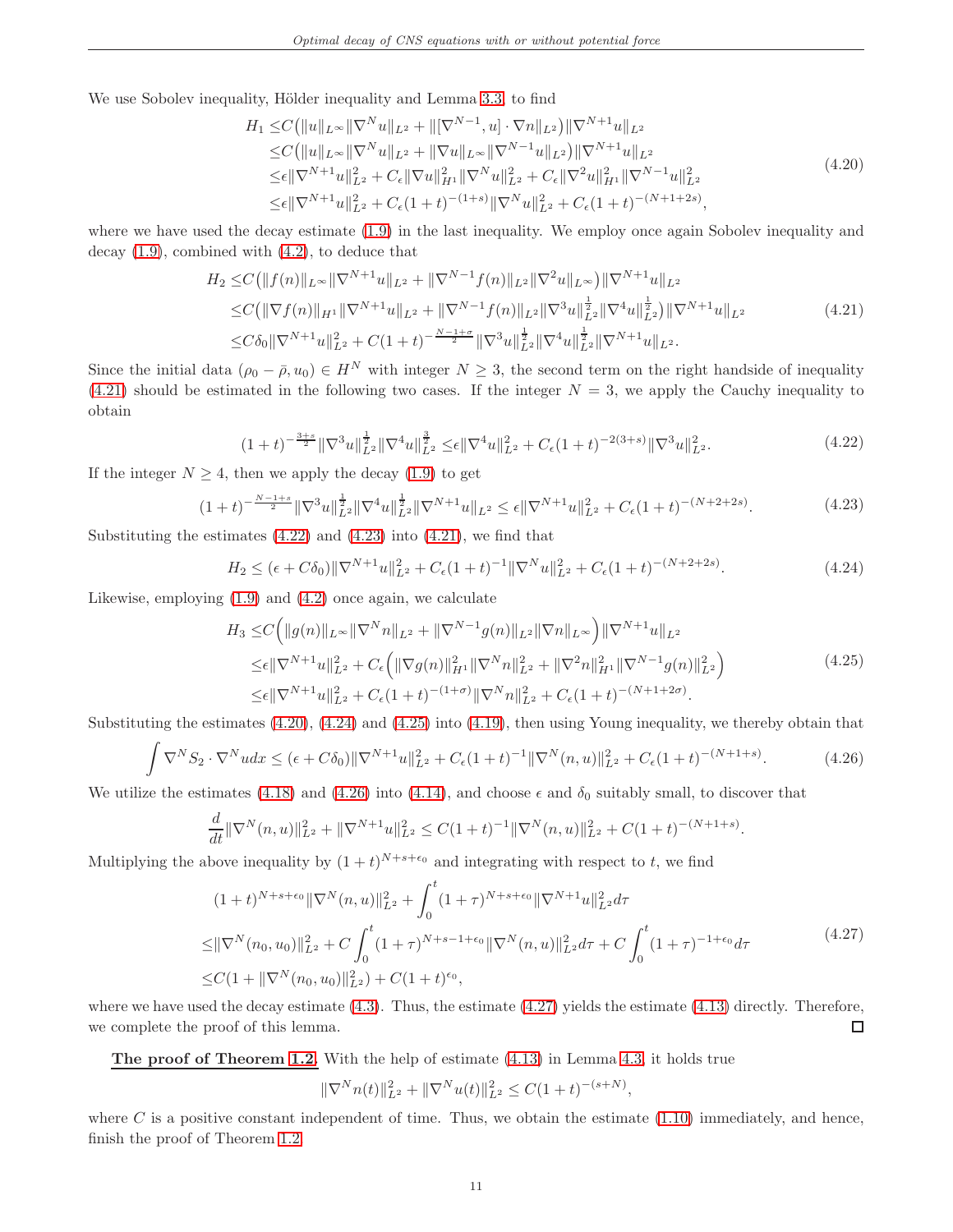We use Sobolev inequality, Hölder inequality and Lemma 3.3, to find

$$
\begin{aligned}
H_1 \le & C\big(\|u\|_{L^\infty}\|\nabla^N u\|_{L^2} + \|[\nabla^{N-1}, u]\cdot \nabla n\|_{L^2}\big)\|\nabla^{N+1}u\|_{L^2}\\
\le & C\big(\|u\|_{L^\infty}\|\nabla^N u\|_{L^2} + \|\nabla u\|_{L^\infty}\|\nabla^{N-1}u\|_{L^2}\big)\|\nabla^{N+1}u\|_{L^2}\\
\le & \epsilon\|\nabla^{N+1}u\|_{L^2}^2 + C_\epsilon\|\nabla u\|_{H^1}^2\|\nabla^N u\|_{L^2}^2 + C_\epsilon\|\nabla^2 u\|_{H^1}^2\|\nabla^{N-1}u\|_{L^2}^2\\
\le & \epsilon\|\nabla^{N+1}u\|_{L^2}^2 + C_\epsilon(1+t)^{-(1+s)}\|\nabla^N u\|_{L^2}^2 + C_\epsilon(1+t)^{-(N+1+2s)},
\end{aligned}
\tag{4.20}
$$

where we have used the decay estimate (1.9) in the last inequality. We employ once again Sobolev inequality and decay (1.9), combined with (4.2), to deduce that

$$
\begin{aligned}
H_2 \le & C\big(\|f(n)\|_{L^\infty}\|\nabla^{N+1}u\|_{L^2} + \|\nabla^{N-1}f(n)\|_{L^2}\|\nabla^2 u\|_{L^\infty}\big)\|\nabla^{N+1}u\|_{L^2}\\
\le & C\big(\|\nabla f(n)\|_{H^1}\|\nabla^{N+1}u\|_{L^2} + \|\nabla^{N-1}f(n)\|_{L^2}\|\nabla^3 u\|_{L^2}^{\frac12}\|\nabla^4 u\|_{L^2}^{\frac12}\big)\|\nabla^{N+1}u\|_{L^2}\\
\le & C\delta_0\|\nabla^{N+1}u\|_{L^2}^2 + C(1+t)^{-\frac{N-1+\sigma}{2}}\|\nabla^3 u\|_{L^2}^{\frac12}\|\nabla^4 u\|_{L^2}^{\frac12}\|\nabla^{N+1}u\|_{L^2}.
\end{aligned}
\tag{4.21}
$$

Since the initial data $(\rho_0-\bar{\rho}, u_0)\in H^N$ with integer $N\ge 3$, the second term on the right handside of inequality (4.21) should be estimated in the following two cases. If the integer $N=3$, we apply the Cauchy inequality to obtain

$$
(1+t)^{-\frac{3+s}{2}}\|\nabla^3 u\|_{L^2}^{\frac12}\|\nabla^4 u\|_{L^2}^{\frac32} \le \epsilon\|\nabla^4 u\|_{L^2}^2 + C_\epsilon(1+t)^{-2(3+s)}\|\nabla^3 u\|_{L^2}^2. \tag{4.22}
$$

If the integer $N\ge 4$, then we apply the decay (1.9) to get

$$
(1+t)^{-\frac{N-1+s}{2}}\|\nabla^3 u\|_{L^2}^{\frac12}\|\nabla^4 u\|_{L^2}^{\frac12}\|\nabla^{N+1}u\|_{L^2} \le \epsilon\|\nabla^{N+1}u\|_{L^2}^2 + C_\epsilon(1+t)^{-(N+2+2s)}. \tag{4.23}
$$

Substituting the estimates (4.22) and (4.23) into (4.21), we find that

$$
H_2 \le (\epsilon + C\delta_0)\|\nabla^{N+1}u\|_{L^2}^2 + C_\epsilon(1+t)^{-1}\|\nabla^N u\|_{L^2}^2 + C_\epsilon(1+t)^{-(N+2+2s)}. \tag{4.24}
$$

Likewise, employing (1.9) and (4.2) once again, we calculate

$$
\begin{aligned}
H_3 \le & C\Big(\|g(n)\|_{L^\infty}\|\nabla^N n\|_{L^2} + \|\nabla^{N-1}g(n)\|_{L^2}\|\nabla n\|_{L^\infty}\Big)\|\nabla^{N+1}u\|_{L^2}\\
\le & \epsilon\|\nabla^{N+1}u\|_{L^2}^2 + C_\epsilon\Big(\|\nabla g(n)\|_{H^1}^2\|\nabla^N n\|_{L^2}^2 + \|\nabla^2 n\|_{H^1}^2\|\nabla^{N-1}g(n)\|_{L^2}^2\Big)\\
\le & \epsilon\|\nabla^{N+1}u\|_{L^2}^2 + C_\epsilon(1+t)^{-(1+\sigma)}\|\nabla^N n\|_{L^2}^2 + C_\epsilon(1+t)^{-(N+1+2\sigma)}.
\end{aligned}
\tag{4.25}
$$

Substituting the estimates (4.20), (4.24) and (4.25) into (4.19), then using Young inequality, we thereby obtain that

$$
\int \nabla^N S_2\cdot\nabla^N u dx \le (\epsilon + C\delta_0)\|\nabla^{N+1}u\|_{L^2}^2 + C_\epsilon(1+t)^{-1}\|\nabla^N(n,u)\|_{L^2}^2 + C_\epsilon(1+t)^{-(N+1+s)}. \tag{4.26}
$$

We utilize the estimates (4.18) and (4.26) into (4.14), and choose $\epsilon$ and $\delta_0$ suitably small, to discover that

$$
\frac{d}{dt}\|\nabla^N(n,u)\|_{L^2}^2 + \|\nabla^{N+1}u\|_{L^2}^2 \le C(1+t)^{-1}\|\nabla^N(n,u)\|_{L^2}^2 + C(1+t)^{-(N+1+s)}.
$$

Multiplying the above inequality by $(1+t)^{N+s+\epsilon_0}$ and integrating with respect to $t$, we find

$$
\begin{aligned}
&(1+t)^{N+s+\epsilon_0}\|\nabla^N(n,u)\|_{L^2}^2 + \int_0^t (1+\tau)^{N+s+\epsilon_0}\|\nabla^{N+1}u\|_{L^2}^2 d\tau\\
\le & \|\nabla^N(n_0,u_0)\|_{L^2}^2 + C\int_0^t (1+\tau)^{N+s-1+\epsilon_0}\|\nabla^N(n,u)\|_{L^2}^2 d\tau + C\int_0^t (1+\tau)^{-1+\epsilon_0} d\tau\\
\le & C(1+\|\nabla^N(n_0,u_0)\|_{L^2}^2) + C(1+t)^{\epsilon_0},
\end{aligned}
\tag{4.27}
$$

where we have used the decay estimate (4.3). Thus, the estimate (4.27) yields the estimate (4.13) directly. Therefore, we complete the proof of this lemma. □

**The proof of Theorem 1.2.** With the help of estimate (4.13) in Lemma 4.3, it holds true

$$
\|\nabla^N n(t)\|_{L^2}^2 + \|\nabla^N u(t)\|_{L^2}^2 \le C(1+t)^{-(s+N)},
$$

where $C$ is a positive constant independent of time. Thus, we obtain the estimate (1.10) immediately, and hence, finish the proof of Theorem 1.2.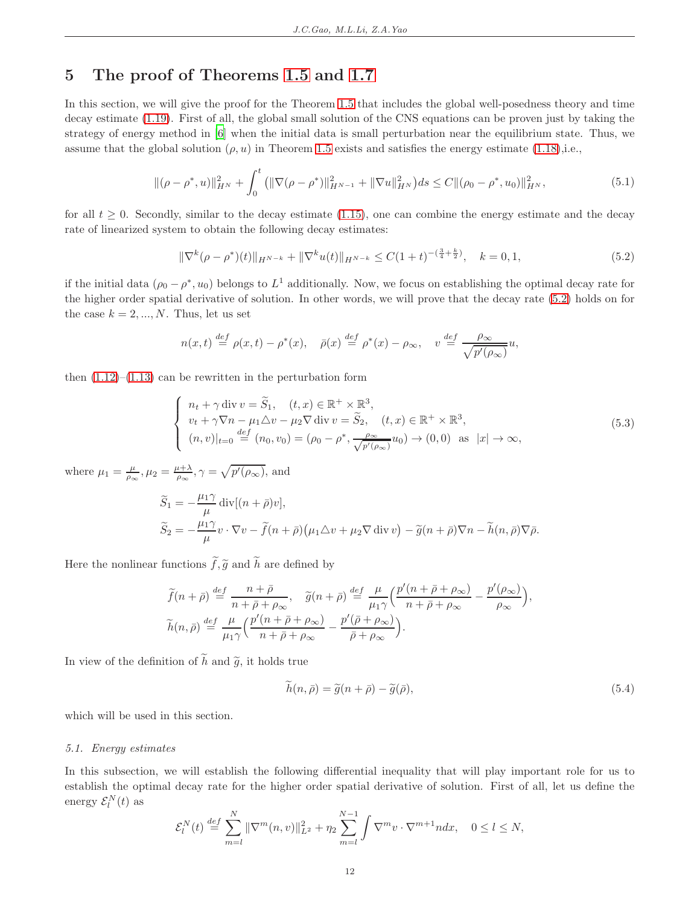# 5 The proof of Theorems 1.5 and 1.7

In this section, we will give the proof for the Theorem 1.5 that includes the global well-posedness theory and time decay estimate (1.19). First of all, the global small solution of the CNS equations can be proven just by taking the strategy of energy method in [6] when the initial data is small perturbation near the equilibrium state. Thus, we assume that the global solution $(\rho, u)$ in Theorem 1.5 exists and satisfies the energy estimate (1.18),i.e.,

$$
\|(\rho-\rho^*, u)\|_{H^N}^2 + \int_0^t \big(\|\nabla(\rho-\rho^*)\|_{H^{N-1}}^2 + \|\nabla u\|_{H^N}^2\big) ds \le C\|(\rho_0-\rho^*, u_0)\|_{H^N}^2, \tag{5.1}
$$

for all $t \ge 0$. Secondly, similar to the decay estimate (1.15), one can combine the energy estimate and the decay rate of linearized system to obtain the following decay estimates:

$$
\|\nabla^k(\rho-\rho^*)(t)\|_{H^{N-k}} + \|\nabla^k u(t)\|_{H^{N-k}} \le C(1+t)^{-(\frac{3}{4}+\frac{k}{2})}, \quad k=0,1, \tag{5.2}
$$

if the initial data $(\rho_0-\rho^*, u_0)$ belongs to $L^1$ additionally. Now, we focus on establishing the optimal decay rate for the higher order spatial derivative of solution. In other words, we will prove that the decay rate (5.2) holds on for the case $k = 2, ..., N$. Thus, let us set

$$
n(x,t) \overset{def}{=} \rho(x,t) - \rho^*(x), \quad \bar{\rho}(x) \overset{def}{=} \rho^*(x) - \rho_\infty, \quad v \overset{def}{=} \frac{\rho_\infty}{\sqrt{p'(\rho_\infty)}} u,
$$

then (1.12)–(1.13) can be rewritten in the perturbation form

$$
\begin{cases}
n_t + \gamma \operatorname{div} v = \widetilde{S}_1, \quad (t,x) \in \mathbb{R}^+ \times \mathbb{R}^3,\\
v_t + \gamma \nabla n - \mu_1 \triangle v - \mu_2 \nabla \operatorname{div} v = \widetilde{S}_2, \quad (t,x) \in \mathbb{R}^+ \times \mathbb{R}^3,\\
(n,v)|_{t=0} \overset{def}{=} (n_0, v_0) = (\rho_0-\rho^*, \frac{\rho_\infty}{\sqrt{p'(\rho_\infty)}} u_0) \to (0,0) \ \text{ as } \ |x| \to \infty,
\end{cases} \tag{5.3}
$$

where $\mu_1 = \frac{\mu}{\rho_\infty}, \mu_2 = \frac{\mu+\lambda}{\rho_\infty}, \gamma = \sqrt{p'(\rho_\infty)}$, and

$$
\widetilde{S}_1 = -\frac{\mu_1\gamma}{\mu} \operatorname{div}[(n+\bar{\rho})v],
$$

$$
\widetilde{S}_2 = -\frac{\mu_1\gamma}{\mu} v\cdot\nabla v - \widetilde{f}(n+\bar{\rho})\big(\mu_1\triangle v + \mu_2 \nabla \operatorname{div} v\big) - \widetilde{g}(n+\bar{\rho})\nabla n - \widetilde{h}(n,\bar{\rho})\nabla\bar{\rho}.
$$

Here the nonlinear functions $\widetilde{f}, \widetilde{g}$ and $\widetilde{h}$ are defined by

$$
\widetilde{f}(n+\bar{\rho}) \overset{def}{=} \frac{n+\bar{\rho}}{n+\bar{\rho}+\rho_\infty}, \quad \widetilde{g}(n+\bar{\rho}) \overset{def}{=} \frac{\mu}{\mu_1\gamma}\Big(\frac{p'(n+\bar{\rho}+\rho_\infty)}{n+\bar{\rho}+\rho_\infty} - \frac{p'(\rho_\infty)}{\rho_\infty}\Big),
$$

$$
\widetilde{h}(n,\bar{\rho}) \overset{def}{=} \frac{\mu}{\mu_1\gamma}\Big(\frac{p'(n+\bar{\rho}+\rho_\infty)}{n+\bar{\rho}+\rho_\infty} - \frac{p'(\bar{\rho}+\rho_\infty)}{\bar{\rho}+\rho_\infty}\Big).
$$

In view of the definition of $\widetilde{h}$ and $\widetilde{g}$, it holds true

$$
\widetilde{h}(n,\bar{\rho}) = \widetilde{g}(n+\bar{\rho}) - \widetilde{g}(\bar{\rho}), \tag{5.4}
$$

which will be used in this section.

*5.1. Energy estimates*

In this subsection, we will establish the following differential inequality that will play important role for us to establish the optimal decay rate for the higher order spatial derivative of solution. First of all, let us define the energy $\mathcal{E}_l^N(t)$ as

$$
\mathcal{E}_l^N(t) \overset{def}{=} \sum_{m=l}^{N} \|\nabla^m(n,v)\|_{L^2}^2 + \eta_2 \sum_{m=l}^{N-1} \int \nabla^m v \cdot \nabla^{m+1} n dx, \quad 0 \le l \le N,
$$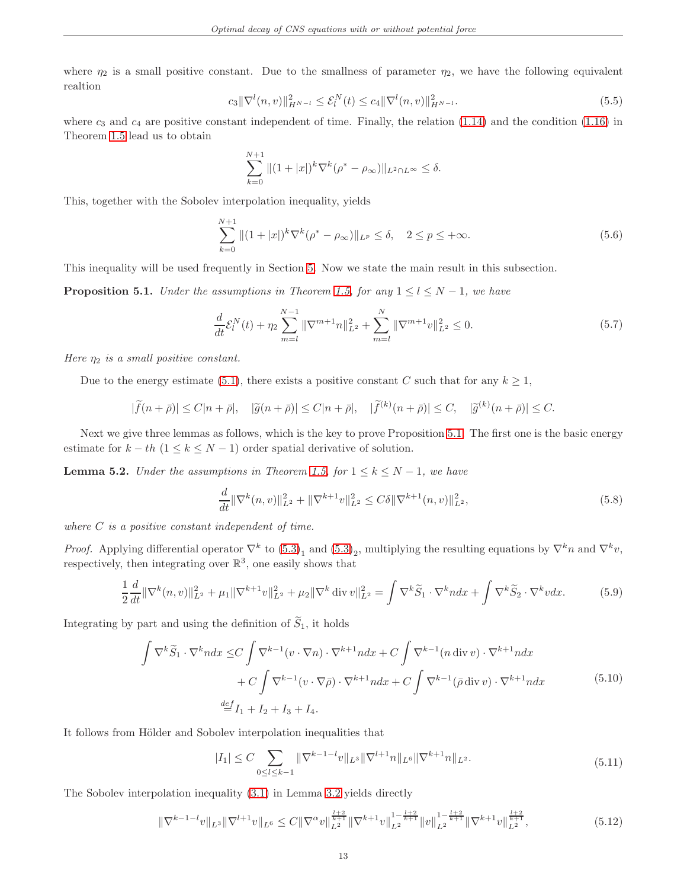where $\eta_2$ is a small positive constant. Due to the smallness of parameter $\eta_2$, we have the following equivalent realtion

$$
c_3\|\nabla^l(n,v)\|_{H^{N-l}}^2 \le \mathcal{E}_l^N(t) \le c_4\|\nabla^l(n,v)\|_{H^{N-l}}^2. \tag{5.5}
$$

where $c_3$ and $c_4$ are positive constant independent of time. Finally, the relation (1.14) and the condition (1.16) in Theorem 1.5 lead us to obtain

$$
\sum_{k=0}^{N+1}\|(1+|x|)^k\nabla^k(\rho^*-\rho_\infty)\|_{L^2\cap L^\infty}\le\delta.
$$

This, together with the Sobolev interpolation inequality, yields

$$
\sum_{k=0}^{N+1}\|(1+|x|)^k\nabla^k(\rho^*-\rho_\infty)\|_{L^p}\le\delta,\quad 2\le p\le+\infty. \tag{5.6}
$$

This inequality will be used frequently in Section 5. Now we state the main result in this subsection.

**Proposition 5.1.** *Under the assumptions in Theorem 1.5, for any $1\le l\le N-1$, we have*

$$
\frac{d}{dt}\mathcal{E}_l^N(t)+\eta_2\sum_{m=l}^{N-1}\|\nabla^{m+1}n\|_{L^2}^2+\sum_{m=l}^{N}\|\nabla^{m+1}v\|_{L^2}^2\le 0. \tag{5.7}
$$

*Here $\eta_2$ is a small positive constant.*

Due to the energy estimate (5.1), there exists a positive constant $C$ such that for any $k\ge 1$,

$$
|\widetilde{f}(n+\bar\rho)|\le C|n+\bar\rho|,\quad |\widetilde{g}(n+\bar\rho)|\le C|n+\bar\rho|,\quad |\widetilde{f}^{(k)}(n+\bar\rho)|\le C,\quad |\widetilde{g}^{(k)}(n+\bar\rho)|\le C.
$$

Next we give three lemmas as follows, which is the key to prove Proposition 5.1. The first one is the basic energy estimate for $k-th$ $(1\le k\le N-1)$ order spatial derivative of solution.

**Lemma 5.2.** *Under the assumptions in Theorem 1.5, for $1\le k\le N-1$, we have*

$$
\frac{d}{dt}\|\nabla^k(n,v)\|_{L^2}^2+\|\nabla^{k+1}v\|_{L^2}^2\le C\delta\|\nabla^{k+1}(n,v)\|_{L^2}^2, \tag{5.8}
$$

*where $C$ is a positive constant independent of time.*

*Proof.* Applying differential operator $\nabla^k$ to $(5.3)_1$ and $(5.3)_2$, multiplying the resulting equations by $\nabla^k n$ and $\nabla^k v$, respectively, then integrating over $\mathbb{R}^3$, one easily shows that

$$
\frac{1}{2}\frac{d}{dt}\|\nabla^k(n,v)\|_{L^2}^2+\mu_1\|\nabla^{k+1}v\|_{L^2}^2+\mu_2\|\nabla^k\operatorname{div}v\|_{L^2}^2=\int\nabla^k\widetilde{S}_1\cdot\nabla^k n\,dx+\int\nabla^k\widetilde{S}_2\cdot\nabla^k v\,dx. \tag{5.9}
$$

Integrating by part and using the definition of $\widetilde{S}_1$, it holds

$$
\begin{aligned}
\int\nabla^k\widetilde{S}_1\cdot\nabla^k n\,dx\le& C\int\nabla^{k-1}(v\cdot\nabla n)\cdot\nabla^{k+1}n\,dx+C\int\nabla^{k-1}(n\operatorname{div}v)\cdot\nabla^{k+1}n\,dx\\
&+C\int\nabla^{k-1}(v\cdot\nabla\bar\rho)\cdot\nabla^{k+1}n\,dx+C\int\nabla^{k-1}(\bar\rho\operatorname{div}v)\cdot\nabla^{k+1}n\,dx\\
\overset{def}{=}& I_1+I_2+I_3+I_4.
\end{aligned} \tag{5.10}
$$

It follows from Hölder and Sobolev interpolation inequalities that

$$
|I_1|\le C\sum_{0\le l\le k-1}\|\nabla^{k-1-l}v\|_{L^3}\|\nabla^{l+1}n\|_{L^6}\|\nabla^{k+1}n\|_{L^2}. \tag{5.11}
$$

The Sobolev interpolation inequality (3.1) in Lemma 3.2 yields directly

$$
\|\nabla^{k-1-l}v\|_{L^3}\|\nabla^{l+1}v\|_{L^6}\le C\|\nabla^\alpha v\|_{L^2}^{\frac{l+2}{k+1}}\|\nabla^{k+1}v\|_{L^2}^{1-\frac{l+2}{k+1}}\|v\|_{L^2}^{1-\frac{l+2}{k+1}}\|\nabla^{k+1}v\|_{L^2}^{\frac{l+2}{k+1}}, \tag{5.12}
$$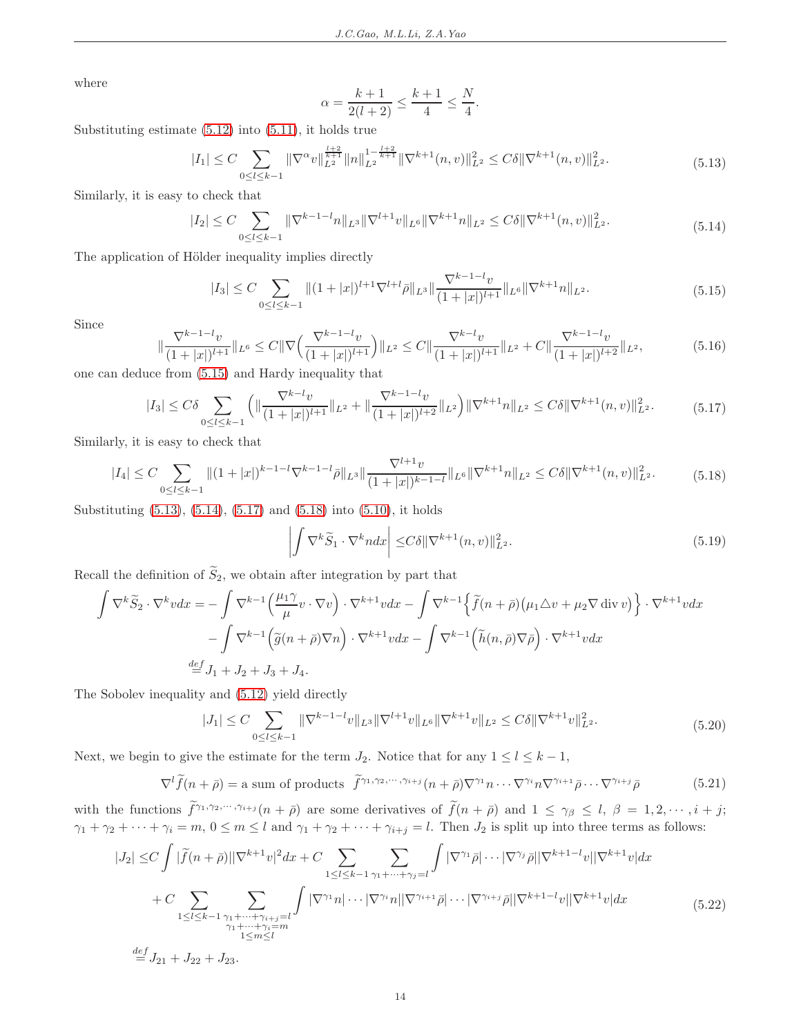where

$$\alpha = \frac{k+1}{2(l+2)} \leq \frac{k+1}{4} \leq \frac{N}{4}.$$

Substituting estimate (5.12) into (5.11), it holds true

$$|I_1| \leq C \sum_{0\leq l\leq k-1} \|\nabla^\alpha v\|_{L^2}^{\frac{l+2}{k+1}} \|n\|_{L^2}^{1-\frac{l+2}{k+1}} \|\nabla^{k+1}(n,v)\|_{L^2}^2 \leq C\delta \|\nabla^{k+1}(n,v)\|_{L^2}^2. \tag{5.13}$$

Similarly, it is easy to check that

$$|I_2| \leq C \sum_{0\leq l\leq k-1} \|\nabla^{k-1-l} n\|_{L^3} \|\nabla^{l+1} v\|_{L^6} \|\nabla^{k+1} n\|_{L^2} \leq C\delta \|\nabla^{k+1}(n,v)\|_{L^2}^2. \tag{5.14}$$

The application of Hölder inequality implies directly

$$|I_3| \leq C \sum_{0\leq l\leq k-1} \|(1+|x|)^{l+1} \nabla^{l+1} \bar{\rho}\|_{L^3} \|\frac{\nabla^{k-1-l} v}{(1+|x|)^{l+1}}\|_{L^6} \|\nabla^{k+1} n\|_{L^2}. \tag{5.15}$$

Since

$$\|\frac{\nabla^{k-1-l} v}{(1+|x|)^{l+1}}\|_{L^6} \leq C \|\nabla\Big(\frac{\nabla^{k-1-l} v}{(1+|x|)^{l+1}}\Big)\|_{L^2} \leq C \|\frac{\nabla^{k-l} v}{(1+|x|)^{l+1}}\|_{L^2} + C \|\frac{\nabla^{k-1-l} v}{(1+|x|)^{l+2}}\|_{L^2}, \tag{5.16}$$

one can deduce from (5.15) and Hardy inequality that

$$|I_3| \leq C\delta \sum_{0\leq l\leq k-1} \Big(\|\frac{\nabla^{k-l} v}{(1+|x|)^{l+1}}\|_{L^2} + \|\frac{\nabla^{k-1-l} v}{(1+|x|)^{l+2}}\|_{L^2}\Big) \|\nabla^{k+1} n\|_{L^2} \leq C\delta \|\nabla^{k+1}(n,v)\|_{L^2}^2. \tag{5.17}$$

Similarly, it is easy to check that

$$|I_4| \leq C \sum_{0\leq l\leq k-1} \|(1+|x|)^{k-1-l} \nabla^{k-1-l} \bar{\rho}\|_{L^3} \|\frac{\nabla^{l+1} v}{(1+|x|)^{k-1-l}}\|_{L^6} \|\nabla^{k+1} n\|_{L^2} \leq C\delta \|\nabla^{k+1}(n,v)\|_{L^2}^2. \tag{5.18}$$

Substituting (5.13), (5.14), (5.17) and (5.18) into (5.10), it holds

$$\Big|\int \nabla^k \widetilde{S}_1 \cdot \nabla^k n dx\Big| \leq C\delta \|\nabla^{k+1}(n,v)\|_{L^2}^2. \tag{5.19}$$

Recall the definition of $\widetilde{S}_2$, we obtain after integration by part that

$$\begin{aligned}
\int \nabla^k \widetilde{S}_2 \cdot \nabla^k v dx =& -\int \nabla^{k-1}\Big(\frac{\mu_1 \gamma}{\mu} v \cdot \nabla v\Big) \cdot \nabla^{k+1} v dx - \int \nabla^{k-1}\Big\{\widetilde{f}(n+\bar{\rho})\big(\mu_1 \triangle v + \mu_2 \nabla \operatorname{div} v\big)\Big\} \cdot \nabla^{k+1} v dx \\
& - \int \nabla^{k-1}\Big(\widetilde{g}(n+\bar{\rho}) \nabla n\Big) \cdot \nabla^{k+1} v dx - \int \nabla^{k-1}\Big(\widetilde{h}(n,\bar{\rho}) \nabla \bar{\rho}\Big) \cdot \nabla^{k+1} v dx \\
\overset{def}{=}& J_1 + J_2 + J_3 + J_4.
\end{aligned}$$

The Sobolev inequality and (5.12) yield directly

$$|J_1| \leq C \sum_{0\leq l\leq k-1} \|\nabla^{k-1-l} v\|_{L^3} \|\nabla^{l+1} v\|_{L^6} \|\nabla^{k+1} v\|_{L^2} \leq C\delta \|\nabla^{k+1} v\|_{L^2}^2. \tag{5.20}$$

Next, we begin to give the estimate for the term $J_2$. Notice that for any $1 \leq l \leq k-1$,

$$\nabla^l \widetilde{f}(n+\bar{\rho}) = \text{a sum of products } \; \widetilde{f}^{\gamma_1,\gamma_2,\cdots,\gamma_{i+j}}(n+\bar{\rho}) \nabla^{\gamma_1} n \cdots \nabla^{\gamma_i} n \nabla^{\gamma_{i+1}} \bar{\rho} \cdots \nabla^{\gamma_{i+j}} \bar{\rho} \tag{5.21}$$

with the functions $\widetilde{f}^{\gamma_1,\gamma_2,\cdots,\gamma_{i+j}}(n+\bar{\rho})$ are some derivatives of $\widetilde{f}(n+\bar{\rho})$ and $1 \leq \gamma_\beta \leq l$, $\beta = 1, 2, \cdots, i+j$; $\gamma_1 + \gamma_2 + \cdots + \gamma_i = m$, $0 \leq m \leq l$ and $\gamma_1 + \gamma_2 + \cdots + \gamma_{i+j} = l$. Then $J_2$ is split up into three terms as follows:

$$\begin{aligned}
|J_2| \leq& C \int |\widetilde{f}(n+\bar{\rho})| |\nabla^{k+1} v|^2 dx + C \sum_{1\leq l\leq k-1} \sum_{\gamma_1+\cdots+\gamma_j=l} \int |\nabla^{\gamma_1} \bar{\rho}| \cdots |\nabla^{\gamma_j} \bar{\rho}| |\nabla^{k+1-l} v| |\nabla^{k+1} v| dx \\
& + C \sum_{1\leq l\leq k-1} \sum_{\substack{\gamma_1+\cdots+\gamma_{i+j}=l \\ \gamma_1+\cdots+\gamma_i=m \\ 1\leq m\leq l}} \int |\nabla^{\gamma_1} n| \cdots |\nabla^{\gamma_i} n| |\nabla^{\gamma_{i+1}} \bar{\rho}| \cdots |\nabla^{\gamma_{i+j}} \bar{\rho}| |\nabla^{k+1-l} v| |\nabla^{k+1} v| dx \\
\overset{def}{=}& J_{21} + J_{22} + J_{23}.
\end{aligned} \tag{5.22}$$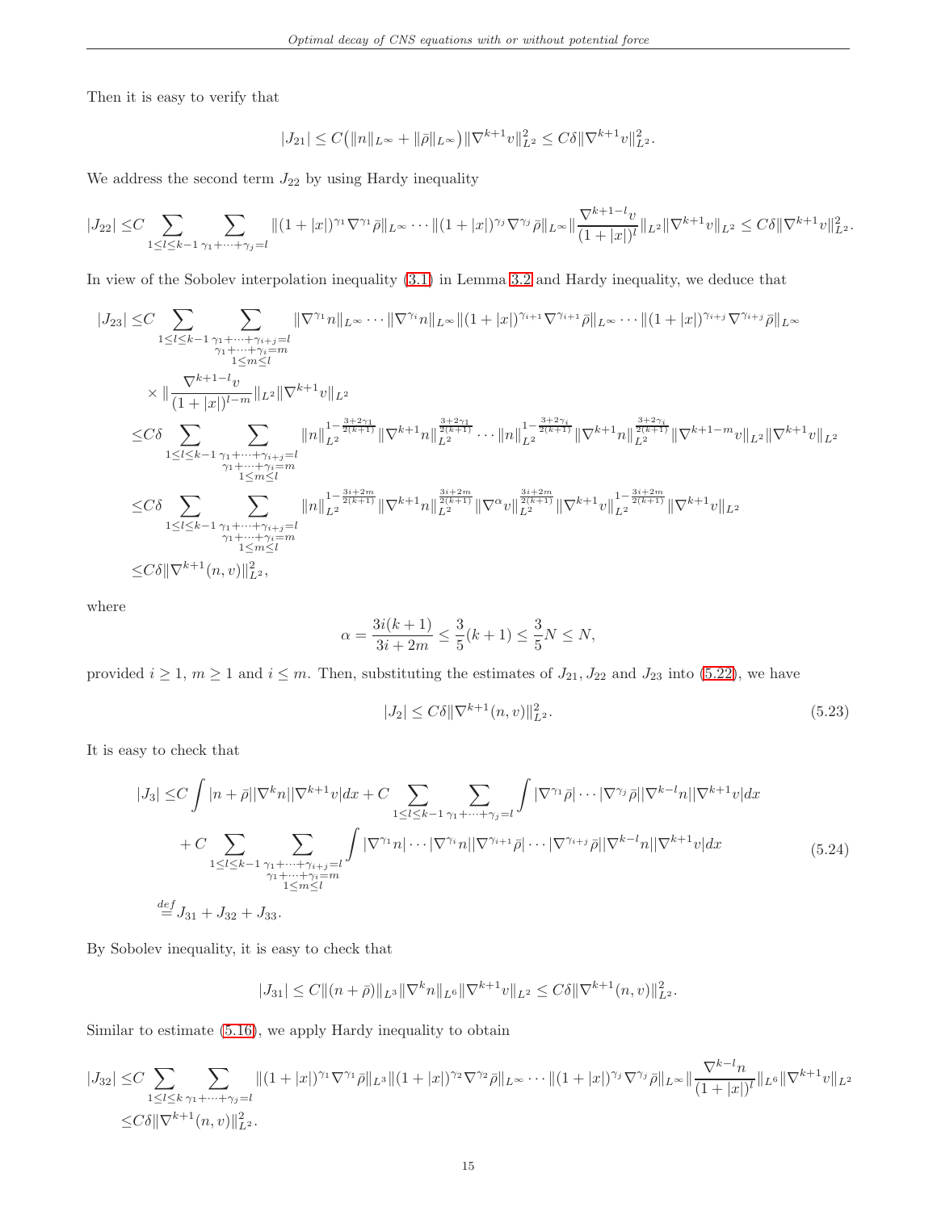Then it is easy to verify that

$$|J_{21}| \le C\big(\|n\|_{L^\infty} + \|\bar\rho\|_{L^\infty}\big)\|\nabla^{k+1}v\|_{L^2}^2 \le C\delta\|\nabla^{k+1}v\|_{L^2}^2.$$

We address the second term $J_{22}$ by using Hardy inequality

$$|J_{22}| \le C\sum_{1\le l\le k-1}\sum_{\gamma_1+\cdots+\gamma_j=l}\|(1+|x|)^{\gamma_1}\nabla^{\gamma_1}\bar\rho\|_{L^\infty}\cdots\|(1+|x|)^{\gamma_j}\nabla^{\gamma_j}\bar\rho\|_{L^\infty}\|\frac{\nabla^{k+1-l}v}{(1+|x|)^l}\|_{L^2}\|\nabla^{k+1}v\|_{L^2} \le C\delta\|\nabla^{k+1}v\|_{L^2}^2.$$

In view of the Sobolev interpolation inequality (3.1) in Lemma 3.2 and Hardy inequality, we deduce that

$$\begin{aligned}
|J_{23}| \le& C\sum_{1\le l\le k-1}\sum_{\substack{\gamma_1+\cdots+\gamma_{i+j}=l\\ \gamma_1+\cdots+\gamma_i=m\\ 1\le m\le l}}\|\nabla^{\gamma_1}n\|_{L^\infty}\cdots\|\nabla^{\gamma_i}n\|_{L^\infty}\|(1+|x|)^{\gamma_{i+1}}\nabla^{\gamma_{i+1}}\bar\rho\|_{L^\infty}\cdots\|(1+|x|)^{\gamma_{i+j}}\nabla^{\gamma_{i+j}}\bar\rho\|_{L^\infty}\\
&\times\|\frac{\nabla^{k+1-l}v}{(1+|x|)^{l-m}}\|_{L^2}\|\nabla^{k+1}v\|_{L^2}\\
\le& C\delta\sum_{1\le l\le k-1}\sum_{\substack{\gamma_1+\cdots+\gamma_{i+j}=l\\ \gamma_1+\cdots+\gamma_i=m\\ 1\le m\le l}}\|n\|_{L^2}^{1-\frac{3+2\gamma_1}{2(k+1)}}\|\nabla^{k+1}n\|_{L^2}^{\frac{3+2\gamma_1}{2(k+1)}}\cdots\|n\|_{L^2}^{1-\frac{3+2\gamma_i}{2(k+1)}}\|\nabla^{k+1}n\|_{L^2}^{\frac{3+2\gamma_i}{2(k+1)}}\|\nabla^{k+1-m}v\|_{L^2}\|\nabla^{k+1}v\|_{L^2}\\
\le& C\delta\sum_{1\le l\le k-1}\sum_{\substack{\gamma_1+\cdots+\gamma_{i+j}=l\\ \gamma_1+\cdots+\gamma_i=m\\ 1\le m\le l}}\|n\|_{L^2}^{1-\frac{3i+2m}{2(k+1)}}\|\nabla^{k+1}n\|_{L^2}^{\frac{3i+2m}{2(k+1)}}\|\nabla^{\alpha}v\|_{L^2}^{\frac{3i+2m}{2(k+1)}}\|\nabla^{k+1}v\|_{L^2}^{1-\frac{3i+2m}{2(k+1)}}\|\nabla^{k+1}v\|_{L^2}\\
\le& C\delta\|\nabla^{k+1}(n,v)\|_{L^2}^2,
\end{aligned}$$

where

$$\alpha = \frac{3i(k+1)}{3i+2m} \le \frac{3}{5}(k+1) \le \frac{3}{5}N \le N,$$

provided $i \ge 1$, $m \ge 1$ and $i \le m$. Then, substituting the estimates of $J_{21}, J_{22}$ and $J_{23}$ into (5.22), we have

$$|J_2| \le C\delta\|\nabla^{k+1}(n,v)\|_{L^2}^2. \tag{5.23}$$

It is easy to check that

$$\begin{aligned}
|J_3| \le& C\int|n+\bar\rho||\nabla^k n||\nabla^{k+1}v|dx + C\sum_{1\le l\le k-1}\sum_{\gamma_1+\cdots+\gamma_j=l}\int|\nabla^{\gamma_1}\bar\rho|\cdots|\nabla^{\gamma_j}\bar\rho||\nabla^{k-l}n||\nabla^{k+1}v|dx\\
&+C\sum_{1\le l\le k-1}\sum_{\substack{\gamma_1+\cdots+\gamma_{i+j}=l\\ \gamma_1+\cdots+\gamma_i=m\\ 1\le m\le l}}\int|\nabla^{\gamma_1}n|\cdots|\nabla^{\gamma_i}n||\nabla^{\gamma_{i+1}}\bar\rho|\cdots|\nabla^{\gamma_{i+j}}\bar\rho||\nabla^{k-l}n||\nabla^{k+1}v|dx\\
\overset{def}{=}& J_{31}+J_{32}+J_{33}.
\end{aligned}\tag{5.24}$$

By Sobolev inequality, it is easy to check that

$$|J_{31}| \le C\|(n+\bar\rho)\|_{L^3}\|\nabla^k n\|_{L^6}\|\nabla^{k+1}v\|_{L^2} \le C\delta\|\nabla^{k+1}(n,v)\|_{L^2}^2.$$

Similar to estimate (5.16), we apply Hardy inequality to obtain

$$\begin{aligned}
|J_{32}| \le& C\sum_{1\le l\le k}\sum_{\gamma_1+\cdots+\gamma_j=l}\|(1+|x|)^{\gamma_1}\nabla^{\gamma_1}\bar\rho\|_{L^3}\|(1+|x|)^{\gamma_2}\nabla^{\gamma_2}\bar\rho\|_{L^\infty}\cdots\|(1+|x|)^{\gamma_j}\nabla^{\gamma_j}\bar\rho\|_{L^\infty}\|\frac{\nabla^{k-l}n}{(1+|x|)^l}\|_{L^6}\|\nabla^{k+1}v\|_{L^2}\\
\le& C\delta\|\nabla^{k+1}(n,v)\|_{L^2}^2.
\end{aligned}$$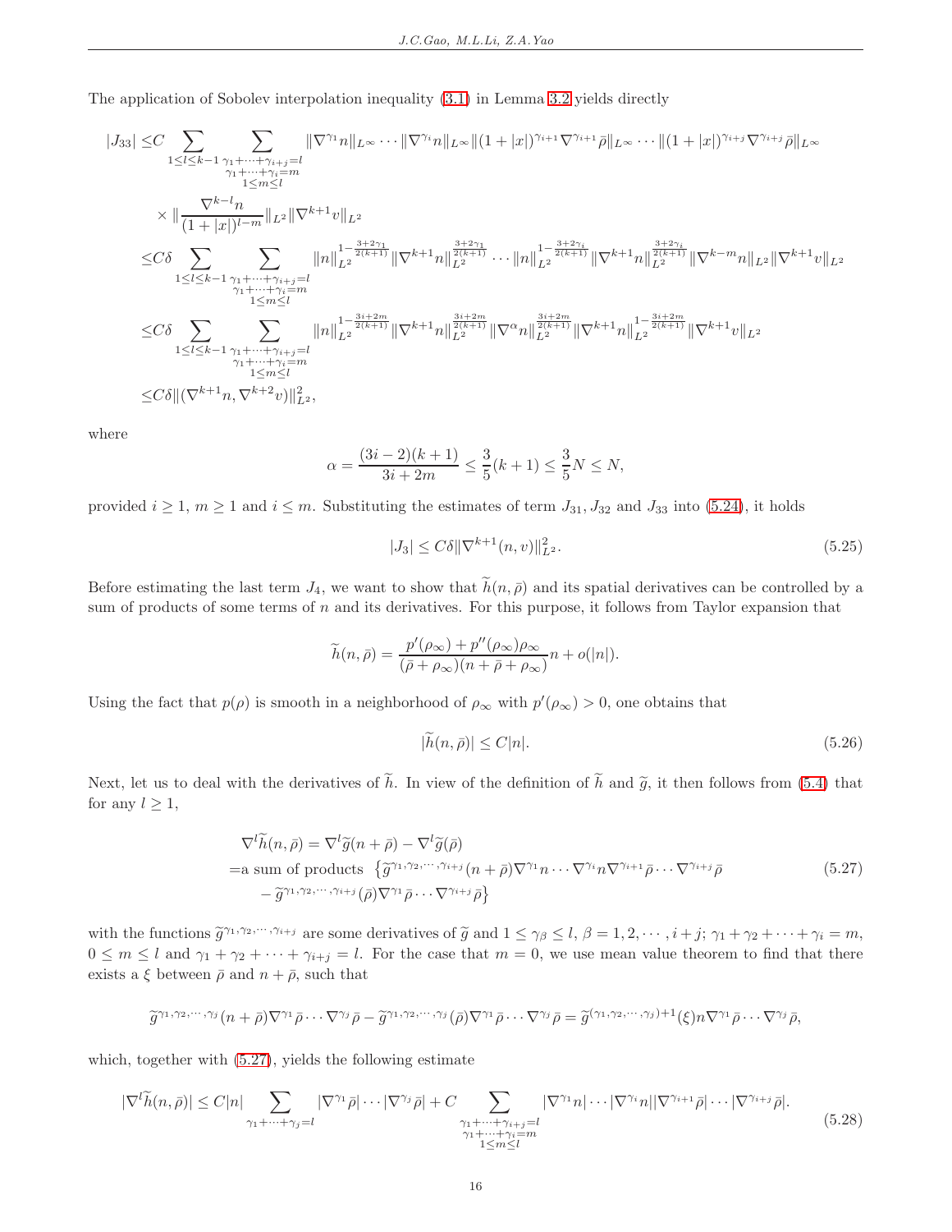The application of Sobolev interpolation inequality (3.1) in Lemma 3.2 yields directly

$$
\begin{aligned}
|J_{33}| \le & C \sum_{1\le l\le k-1} \sum_{\substack{\gamma_1+\cdots+\gamma_{i+j}=l \\ \gamma_1+\cdots+\gamma_i=m \\ 1\le m\le l}} \|\nabla^{\gamma_1} n\|_{L^\infty} \cdots \|\nabla^{\gamma_i} n\|_{L^\infty} \|(1+|x|)^{\gamma_{i+1}} \nabla^{\gamma_{i+1}} \bar{\rho}\|_{L^\infty} \cdots \|(1+|x|)^{\gamma_{i+j}} \nabla^{\gamma_{i+j}} \bar{\rho}\|_{L^\infty} \\
& \times \|\frac{\nabla^{k-l} n}{(1+|x|)^{l-m}}\|_{L^2} \|\nabla^{k+1} v\|_{L^2} \\
\le & C\delta \sum_{1\le l\le k-1} \sum_{\substack{\gamma_1+\cdots+\gamma_{i+j}=l \\ \gamma_1+\cdots+\gamma_i=m \\ 1\le m\le l}} \|n\|_{L^2}^{1-\frac{3+2\gamma_1}{2(k+1)}} \|\nabla^{k+1} n\|_{L^2}^{\frac{3+2\gamma_1}{2(k+1)}} \cdots \|n\|_{L^2}^{1-\frac{3+2\gamma_i}{2(k+1)}} \|\nabla^{k+1} n\|_{L^2}^{\frac{3+2\gamma_i}{2(k+1)}} \|\nabla^{k-m} n\|_{L^2} \|\nabla^{k+1} v\|_{L^2} \\
\le & C\delta \sum_{1\le l\le k-1} \sum_{\substack{\gamma_1+\cdots+\gamma_{i+j}=l \\ \gamma_1+\cdots+\gamma_i=m \\ 1\le m\le l}} \|n\|_{L^2}^{1-\frac{3i+2m}{2(k+1)}} \|\nabla^{k+1} n\|_{L^2}^{\frac{3i+2m}{2(k+1)}} \|\nabla^{\alpha} n\|_{L^2}^{\frac{3i+2m}{2(k+1)}} \|\nabla^{k+1} n\|_{L^2}^{1-\frac{3i+2m}{2(k+1)}} \|\nabla^{k+1} v\|_{L^2} \\
\le & C\delta \|(\nabla^{k+1} n, \nabla^{k+2} v)\|_{L^2}^2,
\end{aligned}
$$

where

$$
\alpha = \frac{(3i-2)(k+1)}{3i+2m} \le \frac{3}{5}(k+1) \le \frac{3}{5}N \le N,
$$

provided $i\ge 1$, $m\ge 1$ and $i\le m$. Substituting the estimates of term $J_{31}, J_{32}$ and $J_{33}$ into (5.24), it holds

$$
|J_3| \le C\delta \|\nabla^{k+1}(n,v)\|_{L^2}^2. \tag{5.25}
$$

Before estimating the last term $J_4$, we want to show that $\widetilde{h}(n,\bar{\rho})$ and its spatial derivatives can be controlled by a sum of products of some terms of $n$ and its derivatives. For this purpose, it follows from Taylor expansion that

$$
\widetilde{h}(n,\bar{\rho}) = \frac{p'(\rho_\infty)+p''(\rho_\infty)\rho_\infty}{(\bar{\rho}+\rho_\infty)(n+\bar{\rho}+\rho_\infty)} n + o(|n|).
$$

Using the fact that $p(\rho)$ is smooth in a neighborhood of $\rho_\infty$ with $p'(\rho_\infty)>0$, one obtains that

$$
|\widetilde{h}(n,\bar{\rho})| \le C|n|. \tag{5.26}
$$

Next, let us to deal with the derivatives of $\widetilde{h}$. In view of the definition of $\widetilde{h}$ and $\widetilde{g}$, it then follows from (5.4) that for any $l\ge 1$,

$$
\begin{aligned}
&\nabla^l \widetilde{h}(n,\bar{\rho}) = \nabla^l \widetilde{g}(n+\bar{\rho}) - \nabla^l \widetilde{g}(\bar{\rho}) \\
=& \text{a sum of products } \big\{ \widetilde{g}^{\gamma_1,\gamma_2,\cdots,\gamma_{i+j}}(n+\bar{\rho}) \nabla^{\gamma_1} n \cdots \nabla^{\gamma_i} n \nabla^{\gamma_{i+1}} \bar{\rho} \cdots \nabla^{\gamma_{i+j}} \bar{\rho} \\
& - \widetilde{g}^{\gamma_1,\gamma_2,\cdots,\gamma_{i+j}}(\bar{\rho}) \nabla^{\gamma_1} \bar{\rho} \cdots \nabla^{\gamma_{i+j}} \bar{\rho} \big\}
\end{aligned} \tag{5.27}
$$

with the functions $\widetilde{g}^{\gamma_1,\gamma_2,\cdots,\gamma_{i+j}}$ are some derivatives of $\widetilde{g}$ and $1\le \gamma_\beta \le l$, $\beta=1,2,\cdots,i+j$; $\gamma_1+\gamma_2+\cdots+\gamma_i=m$, $0\le m\le l$ and $\gamma_1+\gamma_2+\cdots+\gamma_{i+j}=l$. For the case that $m=0$, we use mean value theorem to find that there exists a $\xi$ between $\bar{\rho}$ and $n+\bar{\rho}$, such that

$$
\widetilde{g}^{\gamma_1,\gamma_2,\cdots,\gamma_j}(n+\bar{\rho}) \nabla^{\gamma_1}\bar{\rho} \cdots \nabla^{\gamma_j} \bar{\rho} - \widetilde{g}^{\gamma_1,\gamma_2,\cdots,\gamma_j}(\bar{\rho}) \nabla^{\gamma_1}\bar{\rho} \cdots \nabla^{\gamma_j}\bar{\rho} = \widetilde{g}^{(\gamma_1,\gamma_2,\cdots,\gamma_j)+1}(\xi) n \nabla^{\gamma_1}\bar{\rho} \cdots \nabla^{\gamma_j}\bar{\rho},
$$

which, together with (5.27), yields the following estimate

$$
|\nabla^l \widetilde{h}(n,\bar{\rho})| \le C|n| \sum_{\gamma_1+\cdots+\gamma_j=l} |\nabla^{\gamma_1}\bar{\rho}| \cdots |\nabla^{\gamma_j}\bar{\rho}| + C \sum_{\substack{\gamma_1+\cdots+\gamma_{i+j}=l \\ \gamma_1+\cdots+\gamma_i=m \\ 1\le m\le l}} |\nabla^{\gamma_1} n| \cdots |\nabla^{\gamma_i} n| |\nabla^{\gamma_{i+1}}\bar{\rho}| \cdots |\nabla^{\gamma_{i+j}}\bar{\rho}|. \tag{5.28}
$$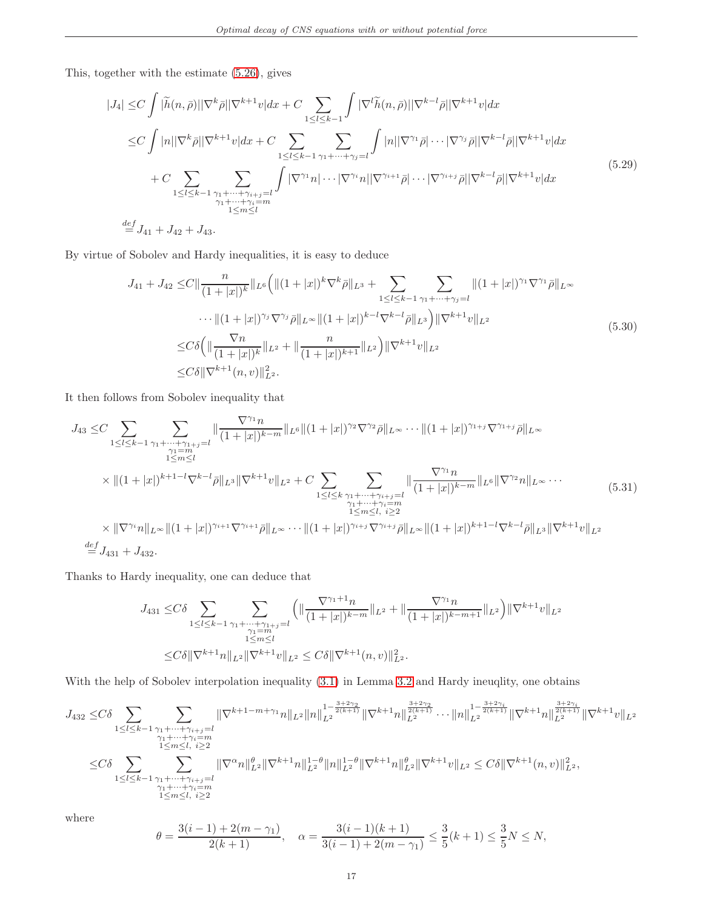This, together with the estimate (5.26), gives

$$
\begin{aligned}
|J_4| \le & C\int |\widetilde{h}(n,\bar\rho)||\nabla^k\bar\rho||\nabla^{k+1}v|dx + C\sum_{1\le l\le k-1}\int |\nabla^l\widetilde{h}(n,\bar\rho)||\nabla^{k-l}\bar\rho||\nabla^{k+1}v|dx\\
\le & C\int |n||\nabla^k\bar\rho||\nabla^{k+1}v|dx + C\sum_{1\le l\le k-1}\sum_{\gamma_1+\cdots+\gamma_j=l}\int |n||\nabla^{\gamma_1}\bar\rho|\cdots|\nabla^{\gamma_j}\bar\rho||\nabla^{k-l}\bar\rho||\nabla^{k+1}v|dx\\
& + C\sum_{1\le l\le k-1}\sum_{\substack{\gamma_1+\cdots+\gamma_{i+j}=l\\ \gamma_1+\cdots+\gamma_i=m\\ 1\le m\le l}}\int |\nabla^{\gamma_1}n|\cdots|\nabla^{\gamma_i}n||\nabla^{\gamma_{i+1}}\bar\rho|\cdots|\nabla^{\gamma_{i+j}}\bar\rho||\nabla^{k-l}\bar\rho||\nabla^{k+1}v|dx\\
\overset{def}{=} & J_{41}+J_{42}+J_{43}.
\end{aligned}
\tag{5.29}
$$

By virtue of Sobolev and Hardy inequalities, it is easy to deduce

$$
\begin{aligned}
J_{41}+J_{42} \le & C\|\frac{n}{(1+|x|)^k}\|_{L^6}\Big(\|(1+|x|)^k\nabla^k\bar\rho\|_{L^3} + \sum_{1\le l\le k-1}\sum_{\gamma_1+\cdots+\gamma_j=l}\|(1+|x|)^{\gamma_1}\nabla^{\gamma_1}\bar\rho\|_{L^\infty}\\
& \cdots\|(1+|x|)^{\gamma_j}\nabla^{\gamma_j}\bar\rho\|_{L^\infty}\|(1+|x|)^{k-l}\nabla^{k-l}\bar\rho\|_{L^3}\Big)\|\nabla^{k+1}v\|_{L^2}\\
\le & C\delta\Big(\|\frac{\nabla n}{(1+|x|)^k}\|_{L^2} + \|\frac{n}{(1+|x|)^{k+1}}\|_{L^2}\Big)\|\nabla^{k+1}v\|_{L^2}\\
\le & C\delta\|\nabla^{k+1}(n,v)\|_{L^2}^2.
\end{aligned}
\tag{5.30}
$$

It then follows from Sobolev inequality that

$$
\begin{aligned}
J_{43} \le & C\sum_{1\le l\le k-1}\sum_{\substack{\gamma_1+\cdots+\gamma_{1+j}=l\\ \gamma_1=m\\ 1\le m\le l}}\|\frac{\nabla^{\gamma_1}n}{(1+|x|)^{k-m}}\|_{L^6}\|(1+|x|)^{\gamma_2}\nabla^{\gamma_2}\bar\rho\|_{L^\infty}\cdots\|(1+|x|)^{\gamma_{1+j}}\nabla^{\gamma_{1+j}}\bar\rho\|_{L^\infty}\\
& \times\|(1+|x|)^{k+1-l}\nabla^{k-l}\bar\rho\|_{L^3}\|\nabla^{k+1}v\|_{L^2} + C\sum_{1\le l\le k}\sum_{\substack{\gamma_1+\cdots+\gamma_{i+j}=l\\ \gamma_1+\cdots+\gamma_i=m\\ 1\le m\le l,\ i\ge 2}}\|\frac{\nabla^{\gamma_1}n}{(1+|x|)^{k-m}}\|_{L^6}\|\nabla^{\gamma_2}n\|_{L^\infty}\cdots\\
& \times\|\nabla^{\gamma_i}n\|_{L^\infty}\|(1+|x|)^{\gamma_{i+1}}\nabla^{\gamma_{i+1}}\bar\rho\|_{L^\infty}\cdots\|(1+|x|)^{\gamma_{i+j}}\nabla^{\gamma_{i+j}}\bar\rho\|_{L^\infty}\|(1+|x|)^{k+1-l}\nabla^{k-l}\bar\rho\|_{L^3}\|\nabla^{k+1}v\|_{L^2}\\
\overset{def}{=} & J_{431}+J_{432}.
\end{aligned}
\tag{5.31}
$$

Thanks to Hardy inequality, one can deduce that

$$
\begin{aligned}
J_{431} \le & C\delta\sum_{1\le l\le k-1}\sum_{\substack{\gamma_1+\cdots+\gamma_{1+j}=l\\ \gamma_1=m\\ 1\le m\le l}}\Big(\|\frac{\nabla^{\gamma_1+1}n}{(1+|x|)^{k-m}}\|_{L^2} + \|\frac{\nabla^{\gamma_1}n}{(1+|x|)^{k-m+1}}\|_{L^2}\Big)\|\nabla^{k+1}v\|_{L^2}\\
\le & C\delta\|\nabla^{k+1}n\|_{L^2}\|\nabla^{k+1}v\|_{L^2} \le C\delta\|\nabla^{k+1}(n,v)\|_{L^2}^2.
\end{aligned}
$$

With the help of Sobolev interpolation inequality (3.1) in Lemma 3.2 and Hardy ineuqlity, one obtains

$$
\begin{aligned}
J_{432} \le & C\delta\sum_{1\le l\le k-1}\sum_{\substack{\gamma_1+\cdots+\gamma_{i+j}=l\\ \gamma_1+\cdots+\gamma_i=m\\ 1\le m\le l,\ i\ge 2}}\|\nabla^{k+1-m+\gamma_1}n\|_{L^2}\|n\|_{L^2}^{1-\frac{3+2\gamma_2}{2(k+1)}}\|\nabla^{k+1}n\|_{L^2}^{\frac{3+2\gamma_2}{2(k+1)}}\cdots\|n\|_{L^2}^{1-\frac{3+2\gamma_i}{2(k+1)}}\|\nabla^{k+1}n\|_{L^2}^{\frac{3+2\gamma_i}{2(k+1)}}\|\nabla^{k+1}v\|_{L^2}\\
\le & C\delta\sum_{1\le l\le k-1}\sum_{\substack{\gamma_1+\cdots+\gamma_{i+j}=l\\ \gamma_1+\cdots+\gamma_i=m\\ 1\le m\le l,\ i\ge 2}}\|\nabla^\alpha n\|_{L^2}^\theta\|\nabla^{k+1}n\|_{L^2}^{1-\theta}\|n\|_{L^2}^{1-\theta}\|\nabla^{k+1}n\|_{L^2}^\theta\|\nabla^{k+1}v\|_{L^2} \le C\delta\|\nabla^{k+1}(n,v)\|_{L^2}^2,
\end{aligned}
$$

where

$$
\theta = \frac{3(i-1)+2(m-\gamma_1)}{2(k+1)},\quad \alpha = \frac{3(i-1)(k+1)}{3(i-1)+2(m-\gamma_1)} \le \frac{3}{5}(k+1) \le \frac{3}{5}N \le N,
$$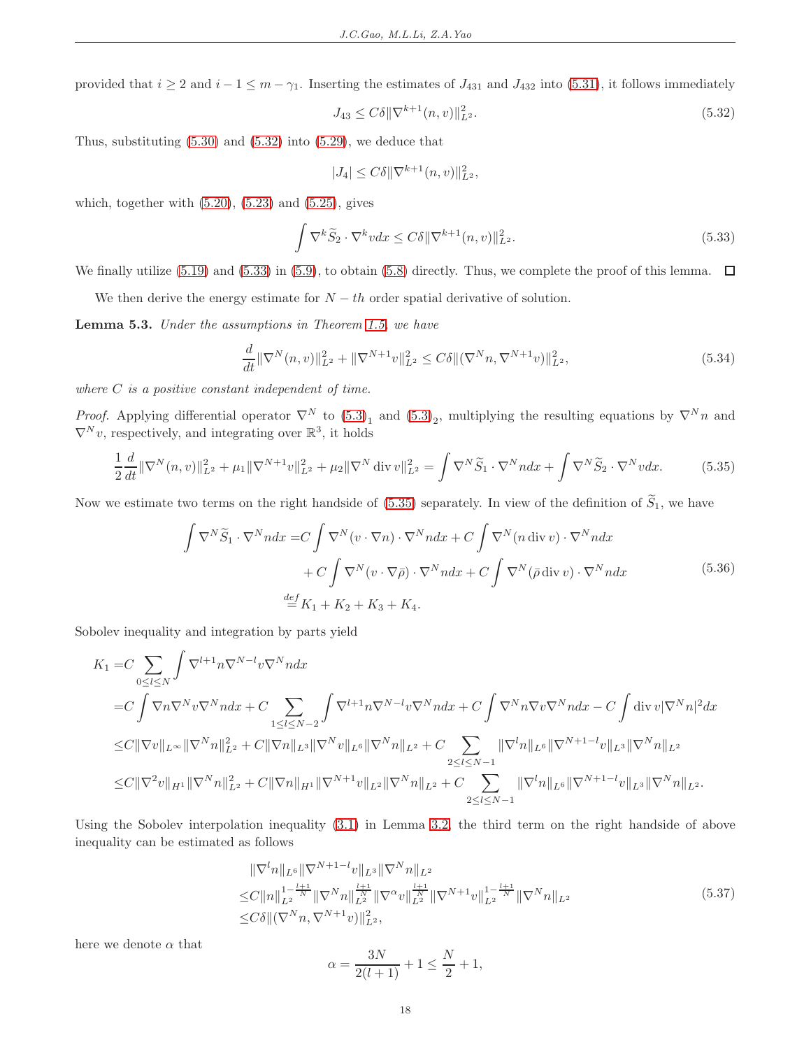provided that $i \geq 2$ and $i-1 \leq m-\gamma_1$. Inserting the estimates of $J_{431}$ and $J_{432}$ into (5.31), it follows immediately

$$J_{43} \leq C\delta \|\nabla^{k+1}(n,v)\|_{L^2}^2. \tag{5.32}$$

Thus, substituting (5.30) and (5.32) into (5.29), we deduce that

$$|J_4| \leq C\delta \|\nabla^{k+1}(n,v)\|_{L^2}^2,$$

which, together with (5.20), (5.23) and (5.25), gives

$$\int \nabla^k \widetilde{S}_2 \cdot \nabla^k v dx \leq C\delta \|\nabla^{k+1}(n,v)\|_{L^2}^2. \tag{5.33}$$

We finally utilize (5.19) and (5.33) in (5.9), to obtain (5.8) directly. Thus, we complete the proof of this lemma. □

We then derive the energy estimate for $N-th$ order spatial derivative of solution.

**Lemma 5.3.** *Under the assumptions in Theorem 1.5, we have*

$$\frac{d}{dt}\|\nabla^N(n,v)\|_{L^2}^2 + \|\nabla^{N+1}v\|_{L^2}^2 \leq C\delta \|(\nabla^N n, \nabla^{N+1}v)\|_{L^2}^2, \tag{5.34}$$

*where $C$ is a positive constant independent of time.*

*Proof.* Applying differential operator $\nabla^N$ to $(5.3)_1$ and $(5.3)_2$, multiplying the resulting equations by $\nabla^N n$ and $\nabla^N v$, respectively, and integrating over $\mathbb{R}^3$, it holds

$$\frac{1}{2}\frac{d}{dt}\|\nabla^N(n,v)\|_{L^2}^2 + \mu_1\|\nabla^{N+1}v\|_{L^2}^2 + \mu_2\|\nabla^N \operatorname{div} v\|_{L^2}^2 = \int \nabla^N \widetilde{S}_1 \cdot \nabla^N n dx + \int \nabla^N \widetilde{S}_2 \cdot \nabla^N v dx. \tag{5.35}$$

Now we estimate two terms on the right handside of (5.35) separately. In view of the definition of $\widetilde{S}_1$, we have

$$\begin{aligned}
\int \nabla^N \widetilde{S}_1 \cdot \nabla^N n dx =& C\int \nabla^N(v\cdot\nabla n)\cdot\nabla^N n dx + C\int \nabla^N(n \operatorname{div} v)\cdot \nabla^N n dx \\
&+ C\int \nabla^N(v\cdot\nabla\bar{\rho})\cdot\nabla^N n dx + C\int \nabla^N(\bar{\rho}\operatorname{div} v)\cdot\nabla^N n dx \\
\overset{def}{=}& K_1 + K_2 + K_3 + K_4.
\end{aligned} \tag{5.36}$$

Sobolev inequality and integration by parts yield

$$\begin{aligned}
K_1 =& C\sum_{0\leq l\leq N}\int \nabla^{l+1}n\nabla^{N-l}v\nabla^N n dx \\
=& C\int \nabla n \nabla^N v \nabla^N n dx + C\sum_{1\leq l\leq N-2}\int \nabla^{l+1}n\nabla^{N-l}v\nabla^N n dx + C\int \nabla^N n\nabla v\nabla^N n dx - C\int \operatorname{div} v|\nabla^N n|^2 dx \\
\leq& C\|\nabla v\|_{L^\infty}\|\nabla^N n\|_{L^2}^2 + C\|\nabla n\|_{L^3}\|\nabla^N v\|_{L^6}\|\nabla^N n\|_{L^2} + C\sum_{2\leq l\leq N-1}\|\nabla^l n\|_{L^6}\|\nabla^{N+1-l}v\|_{L^3}\|\nabla^N n\|_{L^2} \\
\leq& C\|\nabla^2 v\|_{H^1}\|\nabla^N n\|_{L^2}^2 + C\|\nabla n\|_{H^1}\|\nabla^{N+1}v\|_{L^2}\|\nabla^N n\|_{L^2} + C\sum_{2\leq l\leq N-1}\|\nabla^l n\|_{L^6}\|\nabla^{N+1-l}v\|_{L^3}\|\nabla^N n\|_{L^2}.
\end{aligned}$$

Using the Sobolev interpolation inequality (3.1) in Lemma 3.2, the third term on the right handside of above inequality can be estimated as follows

$$\begin{aligned}
&\|\nabla^l n\|_{L^6}\|\nabla^{N+1-l}v\|_{L^3}\|\nabla^N n\|_{L^2} \\
\leq& C\|n\|_{L^2}^{1-\frac{l+1}{N}}\|\nabla^N n\|_{L^2}^{\frac{l+1}{N}}\|\nabla^\alpha v\|_{L^2}^{\frac{l+1}{N}}\|\nabla^{N+1}v\|_{L^2}^{1-\frac{l+1}{N}}\|\nabla^N n\|_{L^2} \\
\leq& C\delta\|(\nabla^N n, \nabla^{N+1}v)\|_{L^2}^2,
\end{aligned} \tag{5.37}$$

here we denote $\alpha$ that

$$\alpha = \frac{3N}{2(l+1)} + 1 \leq \frac{N}{2} + 1,$$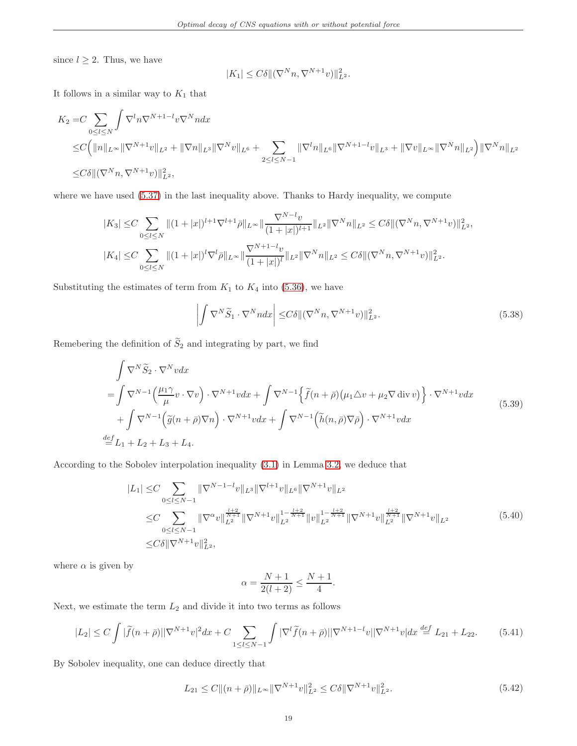since $l \geq 2$. Thus, we have

$$|K_1| \leq C\delta \|(\nabla^N n, \nabla^{N+1} v)\|_{L^2}^2.$$

It follows in a similar way to $K_1$ that

$$\begin{aligned}
K_2 =& C \sum_{0\leq l\leq N} \int \nabla^l n \nabla^{N+1-l} v \nabla^N n dx \\
\leq& C\Big( \|n\|_{L^\infty} \|\nabla^{N+1} v\|_{L^2} + \|\nabla n\|_{L^3} \|\nabla^N v\|_{L^6} + \sum_{2\leq l\leq N-1} \|\nabla^l n\|_{L^6} \|\nabla^{N+1-l} v\|_{L^3} + \|\nabla v\|_{L^\infty} \|\nabla^N n\|_{L^2}\Big) \|\nabla^N n\|_{L^2} \\
\leq& C\delta \|(\nabla^N n, \nabla^{N+1} v)\|_{L^2}^2,
\end{aligned}$$

where we have used (5.37) in the last inequality above. Thanks to Hardy inequality, we compute

$$\begin{aligned}
|K_3| \leq& C \sum_{0\leq l\leq N} \|(1+|x|)^{l+1} \nabla^{l+1} \bar{\rho}\|_{L^\infty} \Big\| \frac{\nabla^{N-l} v}{(1+|x|)^{l+1}} \Big\|_{L^2} \|\nabla^N n\|_{L^2} \leq C\delta \|(\nabla^N n, \nabla^{N+1} v)\|_{L^2}^2, \\
|K_4| \leq& C \sum_{0\leq l\leq N} \|(1+|x|)^{l} \nabla^{l} \bar{\rho}\|_{L^\infty} \Big\| \frac{\nabla^{N+1-l} v}{(1+|x|)^{l}} \Big\|_{L^2} \|\nabla^N n\|_{L^2} \leq C\delta \|(\nabla^N n, \nabla^{N+1} v)\|_{L^2}^2.
\end{aligned}$$

Substituting the estimates of term from $K_1$ to $K_4$ into (5.36), we have

$$\left| \int \nabla^N \widetilde{S}_1 \cdot \nabla^N n dx \right| \leq C\delta \|(\nabla^N n, \nabla^{N+1} v)\|_{L^2}^2. \tag{5.38}$$

Remebering the definition of $\widetilde{S}_2$ and integrating by part, we find

$$\begin{aligned}
&\int \nabla^N \widetilde{S}_2 \cdot \nabla^N v dx \\
=& \int \nabla^{N-1} \Big( \frac{\mu_1 \gamma}{\mu} v \cdot \nabla v \Big) \cdot \nabla^{N+1} v dx + \int \nabla^{N-1} \Big\{ \widetilde{f}(n+\bar{\rho}) \big( \mu_1 \triangle v + \mu_2 \nabla \operatorname{div} v \big) \Big\} \cdot \nabla^{N+1} v dx \\
&+ \int \nabla^{N-1} \Big( \widetilde{g}(n+\bar{\rho}) \nabla n \Big) \cdot \nabla^{N+1} v dx + \int \nabla^{N-1} \Big( \widetilde{h}(n, \bar{\rho}) \nabla \bar{\rho} \Big) \cdot \nabla^{N+1} v dx \\
\overset{def}{=}& L_1 + L_2 + L_3 + L_4.
\end{aligned} \tag{5.39}$$

According to the Sobolev interpolation inequality (3.1) in Lemma 3.2, we deduce that

$$\begin{aligned}
|L_1| \leq& C \sum_{0\leq l\leq N-1} \|\nabla^{N-1-l} v\|_{L^3} \|\nabla^{l+1} v\|_{L^6} \|\nabla^{N+1} v\|_{L^2} \\
\leq& C \sum_{0\leq l\leq N-1} \|\nabla^\alpha v\|_{L^2}^{\frac{l+2}{N+1}} \|\nabla^{N+1} v\|_{L^2}^{1-\frac{l+2}{N+1}} \|v\|_{L^2}^{1-\frac{l+2}{N+1}} \|\nabla^{N+1} v\|_{L^2}^{\frac{l+2}{N+1}} \|\nabla^{N+1} v\|_{L^2} \\
\leq& C\delta \|\nabla^{N+1} v\|_{L^2}^2,
\end{aligned} \tag{5.40}$$

where $\alpha$ is given by

$$\alpha = \frac{N+1}{2(l+2)} \leq \frac{N+1}{4}.$$

Next, we estimate the term $L_2$ and divide it into two terms as follows

$$|L_2| \leq C \int |\widetilde{f}(n+\bar{\rho})| |\nabla^{N+1} v|^2 dx + C \sum_{1\leq l\leq N-1} \int |\nabla^l \widetilde{f}(n+\bar{\rho})| |\nabla^{N+1-l} v| |\nabla^{N+1} v| dx \overset{def}{=} L_{21} + L_{22}. \tag{5.41}$$

By Sobolev inequality, one can deduce directly that

$$L_{21} \leq C \|(n+\bar{\rho})\|_{L^\infty} \|\nabla^{N+1} v\|_{L^2}^2 \leq C\delta \|\nabla^{N+1} v\|_{L^2}^2. \tag{5.42}$$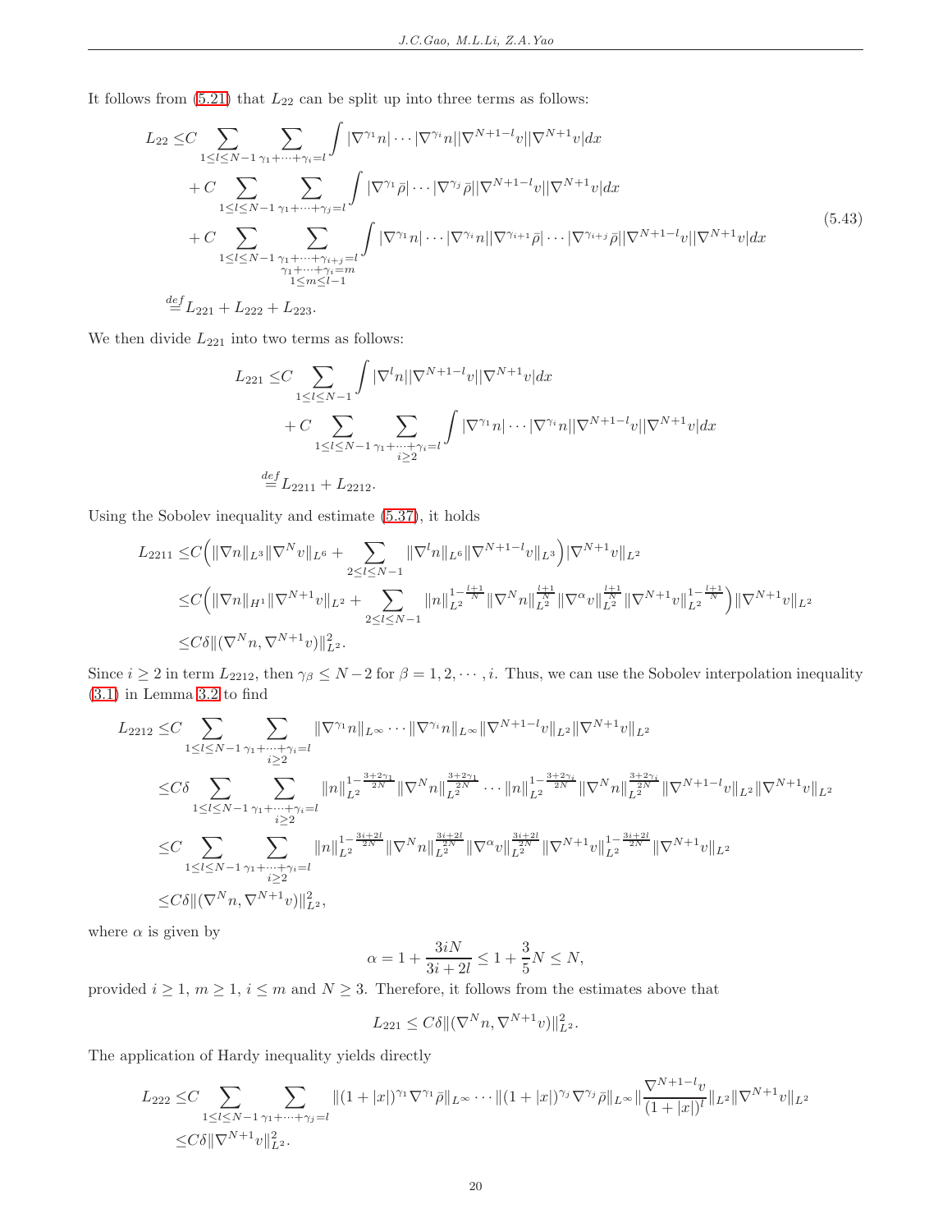It follows from (5.21) that $L_{22}$ can be split up into three terms as follows:

$$
\begin{aligned}
L_{22} \le & C \sum_{1\le l\le N-1} \sum_{\gamma_1+\cdots+\gamma_i=l} \int |\nabla^{\gamma_1} n|\cdots|\nabla^{\gamma_i} n||\nabla^{N+1-l} v||\nabla^{N+1} v| dx \\
&+ C \sum_{1\le l\le N-1} \sum_{\gamma_1+\cdots+\gamma_j=l} \int |\nabla^{\gamma_1} \bar\rho|\cdots|\nabla^{\gamma_j} \bar\rho||\nabla^{N+1-l} v||\nabla^{N+1} v| dx \\
&+ C \sum_{1\le l\le N-1} \sum_{\substack{\gamma_1+\cdots+\gamma_{i+j}=l\\ \gamma_1+\cdots+\gamma_i=m\\ 1\le m\le l-1}} \int |\nabla^{\gamma_1} n|\cdots|\nabla^{\gamma_i} n||\nabla^{\gamma_{i+1}} \bar\rho|\cdots|\nabla^{\gamma_{i+j}} \bar\rho||\nabla^{N+1-l} v||\nabla^{N+1} v| dx \\
\overset{def}{=} & L_{221} + L_{222} + L_{223}.
\end{aligned}
\tag{5.43}
$$

We then divide $L_{221}$ into two terms as follows:

$$
\begin{aligned}
L_{221} \le & C \sum_{1\le l\le N-1} \int |\nabla^{l} n||\nabla^{N+1-l} v||\nabla^{N+1} v| dx \\
&+ C \sum_{1\le l\le N-1} \sum_{\substack{\gamma_1+\cdots+\gamma_i=l\\ i\ge 2}} \int |\nabla^{\gamma_1} n|\cdots|\nabla^{\gamma_i} n||\nabla^{N+1-l} v||\nabla^{N+1} v| dx \\
\overset{def}{=} & L_{2211} + L_{2212}.
\end{aligned}
$$

Using the Sobolev inequality and estimate (5.37), it holds

$$
\begin{aligned}
L_{2211} \le & C\Big( \|\nabla n\|_{L^3}\|\nabla^N v\|_{L^6} + \sum_{2\le l\le N-1} \|\nabla^l n\|_{L^6}\|\nabla^{N+1-l} v\|_{L^3}\Big)|\nabla^{N+1} v\|_{L^2} \\
\le & C\Big( \|\nabla n\|_{H^1}\|\nabla^{N+1} v\|_{L^2} + \sum_{2\le l\le N-1} \|n\|_{L^2}^{1-\frac{l+1}{N}}\|\nabla^N n\|_{L^2}^{\frac{l+1}{N}}\|\nabla^\alpha v\|_{L^2}^{\frac{l+1}{N}}\|\nabla^{N+1} v\|_{L^2}^{1-\frac{l+1}{N}}\Big)\|\nabla^{N+1} v\|_{L^2} \\
\le & C\delta \|(\nabla^N n, \nabla^{N+1} v)\|_{L^2}^2.
\end{aligned}
$$

Since $i\ge 2$ in term $L_{2212}$, then $\gamma_\beta \le N-2$ for $\beta = 1, 2, \cdots, i$. Thus, we can use the Sobolev interpolation inequality (3.1) in Lemma 3.2 to find

$$
\begin{aligned}
L_{2212} \le & C \sum_{1\le l\le N-1} \sum_{\substack{\gamma_1+\cdots+\gamma_i=l\\ i\ge 2}} \|\nabla^{\gamma_1} n\|_{L^\infty}\cdots\|\nabla^{\gamma_i} n\|_{L^\infty}\|\nabla^{N+1-l} v\|_{L^2}\|\nabla^{N+1} v\|_{L^2} \\
\le & C\delta \sum_{1\le l\le N-1} \sum_{\substack{\gamma_1+\cdots+\gamma_i=l\\ i\ge 2}} \|n\|_{L^2}^{1-\frac{3+2\gamma_1}{2N}}\|\nabla^N n\|_{L^2}^{\frac{3+2\gamma_1}{2N}}\cdots\|n\|_{L^2}^{1-\frac{3+2\gamma_i}{2N}}\|\nabla^N n\|_{L^2}^{\frac{3+2\gamma_i}{2N}}\|\nabla^{N+1-l} v\|_{L^2}\|\nabla^{N+1} v\|_{L^2} \\
\le & C \sum_{1\le l\le N-1} \sum_{\substack{\gamma_1+\cdots+\gamma_i=l\\ i\ge 2}} \|n\|_{L^2}^{1-\frac{3i+2l}{2N}}\|\nabla^N n\|_{L^2}^{\frac{3i+2l}{2N}}\|\nabla^\alpha v\|_{L^2}^{\frac{3i+2l}{2N}}\|\nabla^{N+1} v\|_{L^2}^{1-\frac{3i+2l}{2N}}\|\nabla^{N+1} v\|_{L^2} \\
\le & C\delta \|(\nabla^N n, \nabla^{N+1} v)\|_{L^2}^2,
\end{aligned}
$$

where $\alpha$ is given by

$$
\alpha = 1 + \frac{3iN}{3i+2l} \le 1 + \frac{3}{5}N \le N,
$$

provided $i\ge 1$, $m\ge 1$, $i\le m$ and $N\ge 3$. Therefore, it follows from the estimates above that

$$
L_{221} \le C\delta \|(\nabla^N n, \nabla^{N+1} v)\|_{L^2}^2.
$$

The application of Hardy inequality yields directly

$$
\begin{aligned}
L_{222} \le & C \sum_{1\le l\le N-1} \sum_{\gamma_1+\cdots+\gamma_j=l} \|(1+|x|)^{\gamma_1}\nabla^{\gamma_1}\bar\rho\|_{L^\infty}\cdots\|(1+|x|)^{\gamma_j}\nabla^{\gamma_j}\bar\rho\|_{L^\infty}\|\frac{\nabla^{N+1-l} v}{(1+|x|)^l}\|_{L^2}\|\nabla^{N+1} v\|_{L^2} \\
\le & C\delta \|\nabla^{N+1} v\|_{L^2}^2.
\end{aligned}
$$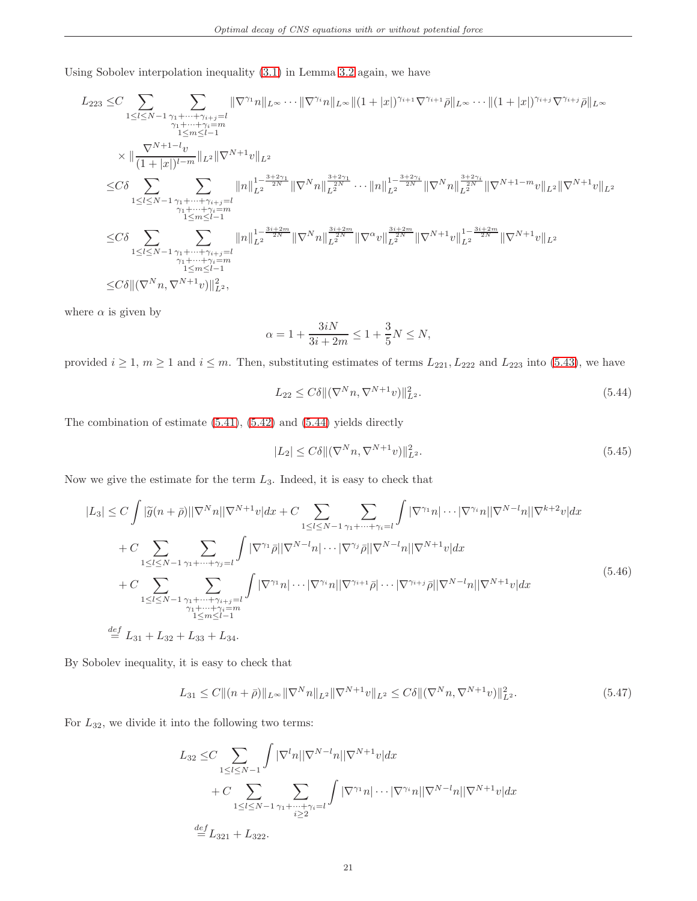Using Sobolev interpolation inequality (3.1) in Lemma 3.2 again, we have

$$
\begin{aligned}
L_{223} \le & C \sum_{1\le l \le N-1} \sum_{\substack{\gamma_1+\cdots+\gamma_{i+j}=l \\ \gamma_1+\cdots+\gamma_i=m \\ 1\le m\le l-1}} \|\nabla^{\gamma_1} n\|_{L^\infty} \cdots \|\nabla^{\gamma_i} n\|_{L^\infty} \|(1+|x|)^{\gamma_{i+1}} \nabla^{\gamma_{i+1}} \bar{\rho}\|_{L^\infty} \cdots \|(1+|x|)^{\gamma_{i+j}} \nabla^{\gamma_{i+j}} \bar{\rho}\|_{L^\infty} \\
& \times \| \frac{\nabla^{N+1-l} v}{(1+|x|)^{l-m}} \|_{L^2} \|\nabla^{N+1} v\|_{L^2} \\
\le & C\delta \sum_{1\le l \le N-1} \sum_{\substack{\gamma_1+\cdots+\gamma_{i+j}=l \\ \gamma_1+\cdots+\gamma_i=m \\ 1\le m\le l-1}} \|n\|_{L^2}^{1-\frac{3+2\gamma_1}{2N}} \|\nabla^N n\|_{L^2}^{\frac{3+2\gamma_1}{2N}} \cdots \|n\|_{L^2}^{1-\frac{3+2\gamma_i}{2N}} \|\nabla^N n\|_{L^2}^{\frac{3+2\gamma_i}{2N}} \|\nabla^{N+1-m} v\|_{L^2} \|\nabla^{N+1} v\|_{L^2} \\
\le & C\delta \sum_{1\le l \le N-1} \sum_{\substack{\gamma_1+\cdots+\gamma_{i+j}=l \\ \gamma_1+\cdots+\gamma_i=m \\ 1\le m\le l-1}} \|n\|_{L^2}^{1-\frac{3i+2m}{2N}} \|\nabla^N n\|_{L^2}^{\frac{3i+2m}{2N}} \|\nabla^{\alpha} v\|_{L^2}^{\frac{3i+2m}{2N}} \|\nabla^{N+1} v\|_{L^2}^{1-\frac{3i+2m}{2N}} \|\nabla^{N+1} v\|_{L^2} \\
\le & C\delta \|(\nabla^N n, \nabla^{N+1} v)\|_{L^2}^2,
\end{aligned}
$$

where $\alpha$ is given by

$$
\alpha = 1 + \frac{3iN}{3i+2m} \le 1 + \frac{3}{5}N \le N,
$$

provided $i \ge 1$, $m \ge 1$ and $i \le m$. Then, substituting estimates of terms $L_{221}$, $L_{222}$ and $L_{223}$ into (5.43), we have

$$
L_{22} \le C\delta \|(\nabla^N n, \nabla^{N+1} v)\|_{L^2}^2. \tag{5.44}
$$

The combination of estimate (5.41), (5.42) and (5.44) yields directly

$$
|L_2| \le C\delta \|(\nabla^N n, \nabla^{N+1} v)\|_{L^2}^2. \tag{5.45}
$$

Now we give the estimate for the term $L_3$. Indeed, it is easy to check that

$$
\begin{aligned}
|L_3| \le & C \int |\widetilde{g}(n+\bar{\rho})| |\nabla^N n| |\nabla^{N+1} v| dx + C \sum_{1\le l\le N-1} \sum_{\gamma_1+\cdots+\gamma_i=l} \int |\nabla^{\gamma_1} n| \cdots |\nabla^{\gamma_i} n| |\nabla^{N-l} n| |\nabla^{k+2} v| dx \\
& + C \sum_{1\le l\le N-1} \sum_{\gamma_1+\cdots+\gamma_j=l} \int |\nabla^{\gamma_1} \bar{\rho}| |\nabla^{N-l} n| \cdots |\nabla^{\gamma_j} \bar{\rho}| |\nabla^{N-l} n| |\nabla^{N+1} v| dx \\
& + C \sum_{1\le l\le N-1} \sum_{\substack{\gamma_1+\cdots+\gamma_{i+j}=l \\ \gamma_1+\cdots+\gamma_i=m \\ 1\le m\le l-1}} \int |\nabla^{\gamma_1} n| \cdots |\nabla^{\gamma_i} n| |\nabla^{\gamma_{i+1}} \bar{\rho}| \cdots |\nabla^{\gamma_{i+j}} \bar{\rho}| |\nabla^{N-l} n| |\nabla^{N+1} v| dx \\
\overset{def}{=} & L_{31} + L_{32} + L_{33} + L_{34}.
\end{aligned} \tag{5.46}
$$

By Sobolev inequality, it is easy to check that

$$
L_{31} \le C\|(n+\bar{\rho})\|_{L^\infty} \|\nabla^N n\|_{L^2} \|\nabla^{N+1} v\|_{L^2} \le C\delta \|(\nabla^N n, \nabla^{N+1} v)\|_{L^2}^2. \tag{5.47}
$$

For $L_{32}$, we divide it into the following two terms:

$$
\begin{aligned}
L_{32} \le & C \sum_{1\le l\le N-1} \int |\nabla^l n| |\nabla^{N-l} n| |\nabla^{N+1} v| dx \\
& + C \sum_{1\le l\le N-1} \sum_{\substack{\gamma_1+\cdots+\gamma_i=l \\ i\ge 2}} \int |\nabla^{\gamma_1} n| \cdots |\nabla^{\gamma_i} n| |\nabla^{N-l} n| |\nabla^{N+1} v| dx \\
\overset{def}{=} & L_{321} + L_{322}.
\end{aligned}
$$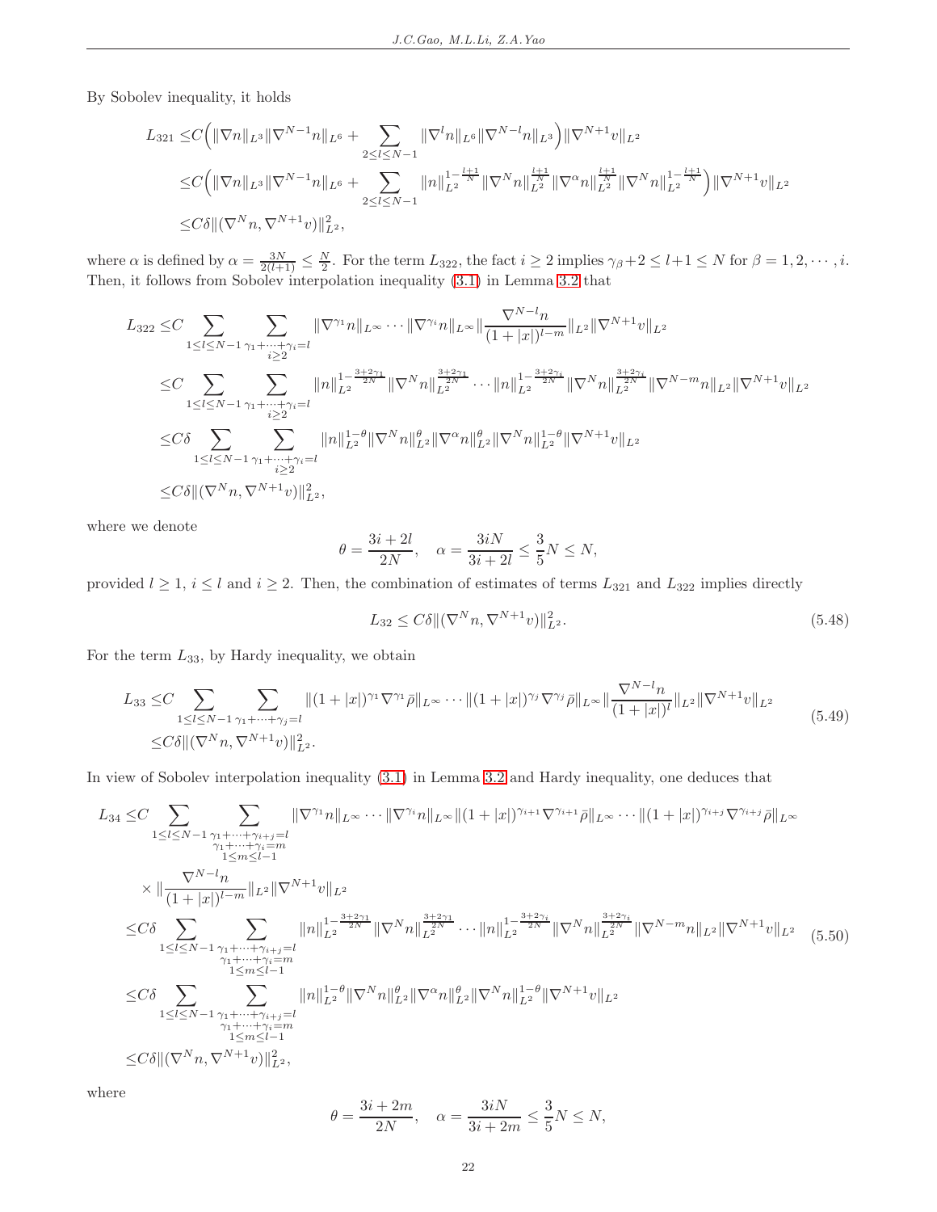By Sobolev inequality, it holds

$$
\begin{aligned}
L_{321} \le & C\Big(\|\nabla n\|_{L^3}\|\nabla^{N-1}n\|_{L^6} + \sum_{2\le l\le N-1}\|\nabla^l n\|_{L^6}\|\nabla^{N-l}n\|_{L^3}\Big)\|\nabla^{N+1}v\|_{L^2}\\
\le & C\Big(\|\nabla n\|_{L^3}\|\nabla^{N-1}n\|_{L^6} + \sum_{2\le l\le N-1}\|n\|_{L^2}^{1-\frac{l+1}{N}}\|\nabla^N n\|_{L^2}^{\frac{l+1}{N}}\|\nabla^\alpha n\|_{L^2}^{\frac{l+1}{N}}\|\nabla^N n\|_{L^2}^{1-\frac{l+1}{N}}\Big)\|\nabla^{N+1}v\|_{L^2}\\
\le & C\delta\|(\nabla^N n, \nabla^{N+1}v)\|_{L^2}^2,
\end{aligned}
$$

where $\alpha$ is defined by $\alpha = \frac{3N}{2(l+1)} \le \frac{N}{2}$. For the term $L_{322}$, the fact $i\ge 2$ implies $\gamma_\beta + 2 \le l+1 \le N$ for $\beta = 1, 2, \cdots, i$. Then, it follows from Sobolev interpolation inequality (3.1) in Lemma 3.2 that

$$
\begin{aligned}
L_{322} \le & C\sum_{1\le l\le N-1}\sum_{\substack{\gamma_1+\cdots+\gamma_i=l\\ i\ge 2}}\|\nabla^{\gamma_1}n\|_{L^\infty}\cdots\|\nabla^{\gamma_i}n\|_{L^\infty}\Big\|\frac{\nabla^{N-l}n}{(1+|x|)^{l-m}}\Big\|_{L^2}\|\nabla^{N+1}v\|_{L^2}\\
\le & C\sum_{1\le l\le N-1}\sum_{\substack{\gamma_1+\cdots+\gamma_i=l\\ i\ge 2}}\|n\|_{L^2}^{1-\frac{3+2\gamma_1}{2N}}\|\nabla^N n\|_{L^2}^{\frac{3+2\gamma_1}{2N}}\cdots\|n\|_{L^2}^{1-\frac{3+2\gamma_i}{2N}}\|\nabla^N n\|_{L^2}^{\frac{3+2\gamma_i}{2N}}\|\nabla^{N-m}n\|_{L^2}\|\nabla^{N+1}v\|_{L^2}\\
\le & C\delta\sum_{1\le l\le N-1}\sum_{\substack{\gamma_1+\cdots+\gamma_i=l\\ i\ge 2}}\|n\|_{L^2}^{1-\theta}\|\nabla^N n\|_{L^2}^{\theta}\|\nabla^\alpha n\|_{L^2}^{\theta}\|\nabla^N n\|_{L^2}^{1-\theta}\|\nabla^{N+1}v\|_{L^2}\\
\le & C\delta\|(\nabla^N n, \nabla^{N+1}v)\|_{L^2}^2,
\end{aligned}
$$

where we denote

$$
\theta = \frac{3i+2l}{2N}, \quad \alpha = \frac{3iN}{3i+2l} \le \frac{3}{5}N \le N,
$$

provided $l\ge 1$, $i\le l$ and $i\ge 2$. Then, the combination of estimates of terms $L_{321}$ and $L_{322}$ implies directly

$$
L_{32} \le C\delta\|(\nabla^N n, \nabla^{N+1}v)\|_{L^2}^2. \tag{5.48}
$$

For the term $L_{33}$, by Hardy inequality, we obtain

$$
\begin{aligned}
L_{33} \le & C\sum_{1\le l\le N-1}\sum_{\gamma_1+\cdots+\gamma_j=l}\|(1+|x|)^{\gamma_1}\nabla^{\gamma_1}\bar\rho\|_{L^\infty}\cdots\|(1+|x|)^{\gamma_j}\nabla^{\gamma_j}\bar\rho\|_{L^\infty}\Big\|\frac{\nabla^{N-l}n}{(1+|x|)^l}\Big\|_{L^2}\|\nabla^{N+1}v\|_{L^2}\\
\le & C\delta\|(\nabla^N n, \nabla^{N+1}v)\|_{L^2}^2.
\end{aligned}
\tag{5.49}
$$

In view of Sobolev interpolation inequality (3.1) in Lemma 3.2 and Hardy inequality, one deduces that

$$
\begin{aligned}
L_{34} \le & C\sum_{1\le l\le N-1}\sum_{\substack{\gamma_1+\cdots+\gamma_{i+j}=l\\ \gamma_1+\cdots+\gamma_i=m\\ 1\le m\le l-1}}\|\nabla^{\gamma_1}n\|_{L^\infty}\cdots\|\nabla^{\gamma_i}n\|_{L^\infty}\|(1+|x|)^{\gamma_{i+1}}\nabla^{\gamma_{i+1}}\bar\rho\|_{L^\infty}\cdots\|(1+|x|)^{\gamma_{i+j}}\nabla^{\gamma_{i+j}}\bar\rho\|_{L^\infty}\\
& \times\Big\|\frac{\nabla^{N-l}n}{(1+|x|)^{l-m}}\Big\|_{L^2}\|\nabla^{N+1}v\|_{L^2}\\
\le & C\delta\sum_{1\le l\le N-1}\sum_{\substack{\gamma_1+\cdots+\gamma_{i+j}=l\\ \gamma_1+\cdots+\gamma_i=m\\ 1\le m\le l-1}}\|n\|_{L^2}^{1-\frac{3+2\gamma_1}{2N}}\|\nabla^N n\|_{L^2}^{\frac{3+2\gamma_1}{2N}}\cdots\|n\|_{L^2}^{1-\frac{3+2\gamma_i}{2N}}\|\nabla^N n\|_{L^2}^{\frac{3+2\gamma_i}{2N}}\|\nabla^{N-m}n\|_{L^2}\|\nabla^{N+1}v\|_{L^2}\\
\le & C\delta\sum_{1\le l\le N-1}\sum_{\substack{\gamma_1+\cdots+\gamma_{i+j}=l\\ \gamma_1+\cdots+\gamma_i=m\\ 1\le m\le l-1}}\|n\|_{L^2}^{1-\theta}\|\nabla^N n\|_{L^2}^{\theta}\|\nabla^\alpha n\|_{L^2}^{\theta}\|\nabla^N n\|_{L^2}^{1-\theta}\|\nabla^{N+1}v\|_{L^2}\\
\le & C\delta\|(\nabla^N n, \nabla^{N+1}v)\|_{L^2}^2,
\end{aligned}
\tag{5.50}
$$

where

$$
\theta = \frac{3i+2m}{2N}, \quad \alpha = \frac{3iN}{3i+2m} \le \frac{3}{5}N \le N,
$$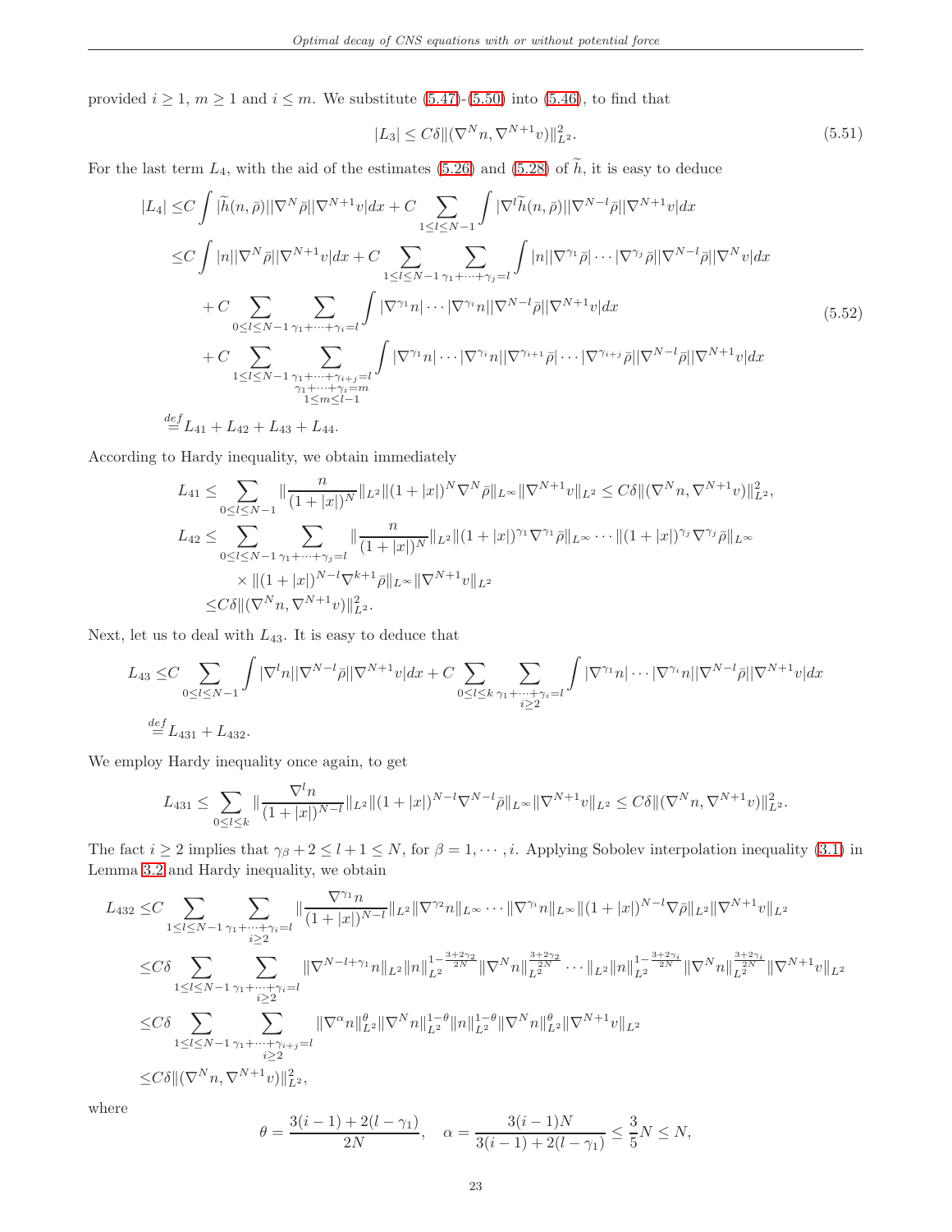provided $i \geq 1$, $m \geq 1$ and $i \leq m$. We substitute (5.47)-(5.50) into (5.46), to find that

$$|L_3| \leq C\delta \|(\nabla^N n, \nabla^{N+1} v)\|_{L^2}^2. \tag{5.51}$$

For the last term $L_4$, with the aid of the estimates (5.26) and (5.28) of $\widetilde{h}$, it is easy to deduce

$$\begin{aligned}
|L_4| \leq & C \int |\widetilde{h}(n,\bar{\rho})||\nabla^N \bar{\rho}||\nabla^{N+1} v| dx + C \sum_{1 \leq l \leq N-1} \int |\nabla^l \widetilde{h}(n,\bar{\rho})||\nabla^{N-l} \bar{\rho}||\nabla^{N+1} v| dx \\
\leq & C \int |n||\nabla^N \bar{\rho}||\nabla^{N+1} v| dx + C \sum_{1 \leq l \leq N-1} \sum_{\gamma_1 + \cdots + \gamma_j = l} \int |n||\nabla^{\gamma_1} \bar{\rho}| \cdots |\nabla^{\gamma_j} \bar{\rho}||\nabla^{N-l} \bar{\rho}||\nabla^N v| dx \\
& + C \sum_{0 \leq l \leq N-1} \sum_{\gamma_1 + \cdots + \gamma_i = l} \int |\nabla^{\gamma_1} n| \cdots |\nabla^{\gamma_i} n||\nabla^{N-l} \bar{\rho}||\nabla^{N+1} v| dx \\
& + C \sum_{1 \leq l \leq N-1} \sum_{\substack{\gamma_1 + \cdots + \gamma_{i+j} = l \\ \gamma_1 + \cdots + \gamma_i = m \\ 1 \leq m \leq l-1}} \int |\nabla^{\gamma_1} n| \cdots |\nabla^{\gamma_i} n||\nabla^{\gamma_{i+1}} \bar{\rho}| \cdots |\nabla^{\gamma_{i+j}} \bar{\rho}||\nabla^{N-l} \bar{\rho}||\nabla^{N+1} v| dx \\
\overset{def}{=} & L_{41} + L_{42} + L_{43} + L_{44}.
\end{aligned} \tag{5.52}$$

According to Hardy inequality, we obtain immediately

$$\begin{aligned}
L_{41} \leq & \sum_{0 \leq l \leq N-1} \|\frac{n}{(1+|x|)^N}\|_{L^2} \|(1+|x|)^N \nabla^N \bar{\rho}\|_{L^\infty} \|\nabla^{N+1} v\|_{L^2} \leq C\delta \|(\nabla^N n, \nabla^{N+1} v)\|_{L^2}^2, \\
L_{42} \leq & \sum_{0 \leq l \leq N-1} \sum_{\gamma_1 + \cdots + \gamma_j = l} \|\frac{n}{(1+|x|)^N}\|_{L^2} \|(1+|x|)^{\gamma_1} \nabla^{\gamma_1} \bar{\rho}\|_{L^\infty} \cdots \|(1+|x|)^{\gamma_j} \nabla^{\gamma_j} \bar{\rho}\|_{L^\infty} \\
& \times \|(1+|x|)^{N-l} \nabla^{k+1} \bar{\rho}\|_{L^\infty} \|\nabla^{N+1} v\|_{L^2} \\
\leq & C\delta \|(\nabla^N n, \nabla^{N+1} v)\|_{L^2}^2.
\end{aligned}$$

Next, let us to deal with $L_{43}$. It is easy to deduce that

$$\begin{aligned}
L_{43} \leq & C \sum_{0 \leq l \leq N-1} \int |\nabla^l n||\nabla^{N-l} \bar{\rho}||\nabla^{N+1} v| dx + C \sum_{0 \leq l \leq k} \sum_{\substack{\gamma_1 + \cdots + \gamma_i = l \\ i \geq 2}} \int |\nabla^{\gamma_1} n| \cdots |\nabla^{\gamma_i} n||\nabla^{N-l} \bar{\rho}||\nabla^{N+1} v| dx \\
\overset{def}{=} & L_{431} + L_{432}.
\end{aligned}$$

We employ Hardy inequality once again, to get

$$L_{431} \leq \sum_{0 \leq l \leq k} \|\frac{\nabla^l n}{(1+|x|)^{N-l}}\|_{L^2} \|(1+|x|)^{N-l} \nabla^{N-l} \bar{\rho}\|_{L^\infty} \|\nabla^{N+1} v\|_{L^2} \leq C\delta \|(\nabla^N n, \nabla^{N+1} v)\|_{L^2}^2.$$

The fact $i \geq 2$ implies that $\gamma_\beta + 2 \leq l + 1 \leq N$, for $\beta = 1, \cdots, i$. Applying Sobolev interpolation inequality (3.1) in Lemma 3.2 and Hardy inequality, we obtain

$$\begin{aligned}
L_{432} \leq & C \sum_{1 \leq l \leq N-1} \sum_{\substack{\gamma_1 + \cdots + \gamma_i = l \\ i \geq 2}} \|\frac{\nabla^{\gamma_1} n}{(1+|x|)^{N-l}}\|_{L^2} \|\nabla^{\gamma_2} n\|_{L^\infty} \cdots \|\nabla^{\gamma_i} n\|_{L^\infty} \|(1+|x|)^{N-l} \nabla \bar{\rho}\|_{L^2} \|\nabla^{N+1} v\|_{L^2} \\
\leq & C\delta \sum_{1 \leq l \leq N-1} \sum_{\substack{\gamma_1 + \cdots + \gamma_i = l \\ i \geq 2}} \|\nabla^{N-l+\gamma_1} n\|_{L^2} \|n\|_{L^2}^{1 - \frac{3+2\gamma_2}{2N}} \|\nabla^N n\|_{L^2}^{\frac{3+2\gamma_2}{2N}} \cdots \|_{L^2} \|n\|_{L^2}^{1 - \frac{3+2\gamma_i}{2N}} \|\nabla^N n\|_{L^2}^{\frac{3+2\gamma_i}{2N}} \|\nabla^{N+1} v\|_{L^2} \\
\leq & C\delta \sum_{1 \leq l \leq N-1} \sum_{\substack{\gamma_1 + \cdots + \gamma_{i+j} = l \\ i \geq 2}} \|\nabla^\alpha n\|_{L^2}^\theta \|\nabla^N n\|_{L^2}^{1-\theta} \|n\|_{L^2}^{1-\theta} \|\nabla^N n\|_{L^2}^\theta \|\nabla^{N+1} v\|_{L^2} \\
\leq & C\delta \|(\nabla^N n, \nabla^{N+1} v)\|_{L^2}^2,
\end{aligned}$$

where

$$\theta = \frac{3(i-1) + 2(l - \gamma_1)}{2N}, \quad \alpha = \frac{3(i-1)N}{3(i-1) + 2(l - \gamma_1)} \leq \frac{3}{5} N \leq N,$$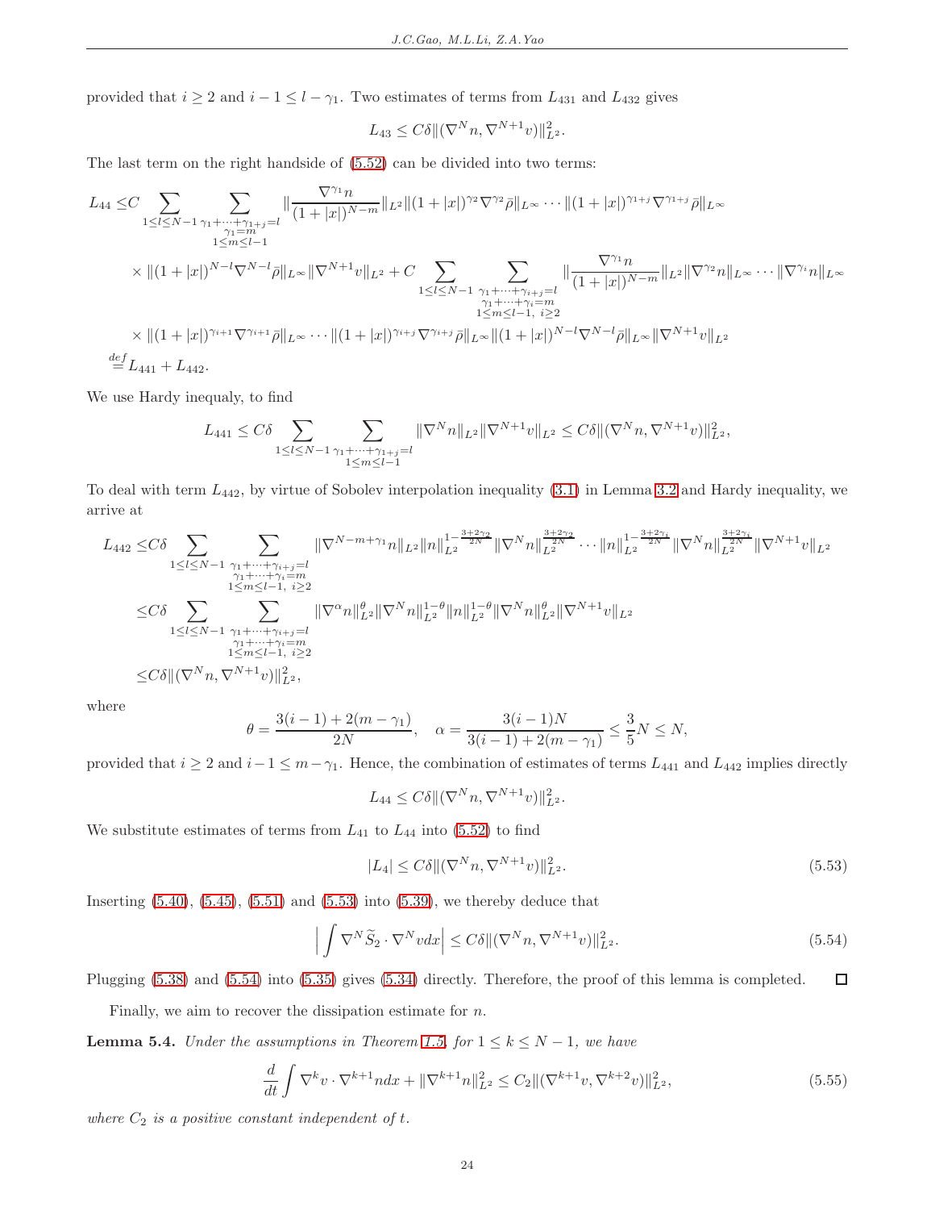provided that $i \geq 2$ and $i-1 \leq l-\gamma_1$. Two estimates of terms from $L_{431}$ and $L_{432}$ gives

$$L_{43} \leq C\delta \|(\nabla^N n, \nabla^{N+1} v)\|_{L^2}^2.$$

The last term on the right handside of (5.52) can be divided into two terms:

$$\begin{aligned}
L_{44} \leq & C \sum_{1\leq l\leq N-1} \sum_{\substack{\gamma_1+\cdots+\gamma_{1+j}=l \\ \gamma_1=m \\ 1\leq m\leq l-1}} \|\frac{\nabla^{\gamma_1} n}{(1+|x|)^{N-m}}\|_{L^2} \|(1+|x|)^{\gamma_2}\nabla^{\gamma_2}\bar{\rho}\|_{L^\infty} \cdots \|(1+|x|)^{\gamma_{1+j}}\nabla^{\gamma_{1+j}}\bar{\rho}\|_{L^\infty} \\
& \times \|(1+|x|)^{N-l}\nabla^{N-l}\bar{\rho}\|_{L^\infty} \|\nabla^{N+1} v\|_{L^2} + C \sum_{1\leq l\leq N-1} \sum_{\substack{\gamma_1+\cdots+\gamma_{i+j}=l \\ \gamma_1+\cdots+\gamma_i=m \\ 1\leq m\leq l-1,\ i\geq 2}} \|\frac{\nabla^{\gamma_1} n}{(1+|x|)^{N-m}}\|_{L^2} \|\nabla^{\gamma_2} n\|_{L^\infty} \cdots \|\nabla^{\gamma_i} n\|_{L^\infty} \\
& \times \|(1+|x|)^{\gamma_{i+1}}\nabla^{\gamma_{i+1}}\bar{\rho}\|_{L^\infty} \cdots \|(1+|x|)^{\gamma_{i+j}}\nabla^{\gamma_{i+j}}\bar{\rho}\|_{L^\infty} \|(1+|x|)^{N-l}\nabla^{N-l}\bar{\rho}\|_{L^\infty} \|\nabla^{N+1} v\|_{L^2} \\
\overset{def}{=} & L_{441} + L_{442}.
\end{aligned}$$

We use Hardy inequaly, to find

$$L_{441} \leq C\delta \sum_{1\leq l\leq N-1} \sum_{\substack{\gamma_1+\cdots+\gamma_{1+j}=l \\ 1\leq m\leq l-1}} \|\nabla^N n\|_{L^2} \|\nabla^{N+1} v\|_{L^2} \leq C\delta \|(\nabla^N n, \nabla^{N+1} v)\|_{L^2}^2,$$

To deal with term $L_{442}$, by virtue of Sobolev interpolation inequality (3.1) in Lemma 3.2 and Hardy inequality, we arrive at

$$\begin{aligned}
L_{442} \leq & C\delta \sum_{1\leq l\leq N-1} \sum_{\substack{\gamma_1+\cdots+\gamma_{i+j}=l \\ \gamma_1+\cdots+\gamma_i=m \\ 1\leq m\leq l-1,\ i\geq 2}} \|\nabla^{N-m+\gamma_1} n\|_{L^2} \|n\|_{L^2}^{1-\frac{3+2\gamma_2}{2N}} \|\nabla^N n\|_{L^2}^{\frac{3+2\gamma_2}{2N}} \cdots \|n\|_{L^2}^{1-\frac{3+2\gamma_i}{2N}} \|\nabla^N n\|_{L^2}^{\frac{3+2\gamma_i}{2N}} \|\nabla^{N+1} v\|_{L^2} \\
\leq & C\delta \sum_{1\leq l\leq N-1} \sum_{\substack{\gamma_1+\cdots+\gamma_{i+j}=l \\ \gamma_1+\cdots+\gamma_i=m \\ 1\leq m\leq l-1,\ i\geq 2}} \|\nabla^{\alpha} n\|_{L^2}^{\theta} \|\nabla^N n\|_{L^2}^{1-\theta} \|n\|_{L^2}^{1-\theta} \|\nabla^N n\|_{L^2}^{\theta} \|\nabla^{N+1} v\|_{L^2} \\
\leq & C\delta \|(\nabla^N n, \nabla^{N+1} v)\|_{L^2}^2,
\end{aligned}$$

where

$$\theta = \frac{3(i-1)+2(m-\gamma_1)}{2N}, \quad \alpha = \frac{3(i-1)N}{3(i-1)+2(m-\gamma_1)} \leq \frac{3}{5}N \leq N,$$

provided that $i \geq 2$ and $i-1 \leq m-\gamma_1$. Hence, the combination of estimates of terms $L_{441}$ and $L_{442}$ implies directly

$$L_{44} \leq C\delta \|(\nabla^N n, \nabla^{N+1} v)\|_{L^2}^2.$$

We substitute estimates of terms from $L_{41}$ to $L_{44}$ into (5.52) to find

$$|L_4| \leq C\delta \|(\nabla^N n, \nabla^{N+1} v)\|_{L^2}^2. \tag{5.53}$$

Inserting (5.40), (5.45), (5.51) and (5.53) into (5.39), we thereby deduce that

$$\Big| \int \nabla^N \widetilde{S}_2 \cdot \nabla^N v dx \Big| \leq C\delta \|(\nabla^N n, \nabla^{N+1} v)\|_{L^2}^2. \tag{5.54}$$

Plugging (5.38) and (5.54) into (5.35) gives (5.34) directly. Therefore, the proof of this lemma is completed. □

Finally, we aim to recover the dissipation estimate for $n$.

**Lemma 5.4.** *Under the assumptions in Theorem 1.5, for $1 \leq k \leq N-1$, we have*

$$\frac{d}{dt}\int \nabla^k v \cdot \nabla^{k+1} n dx + \|\nabla^{k+1} n\|_{L^2}^2 \leq C_2 \|(\nabla^{k+1} v, \nabla^{k+2} v)\|_{L^2}^2, \tag{5.55}$$

*where $C_2$ is a positive constant independent of $t$.*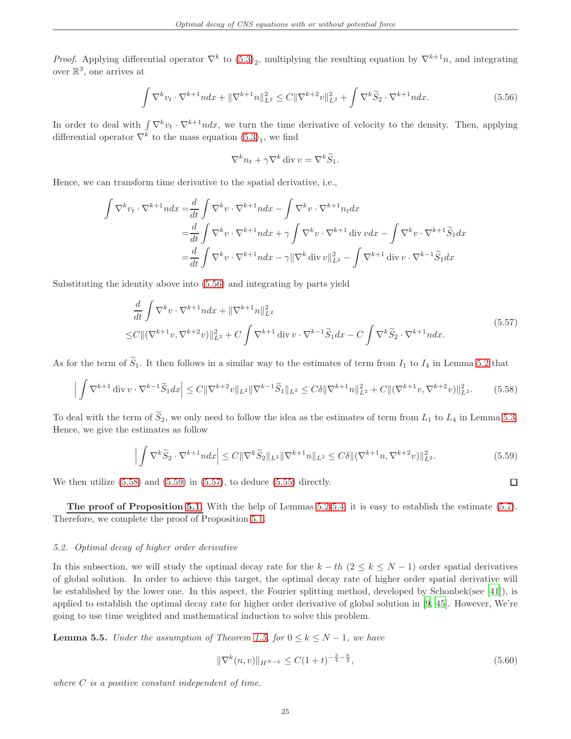*Proof.* Applying differential operator $\nabla^k$ to $(5.3)_2$, multiplying the resulting equation by $\nabla^{k+1}n$, and integrating over $\mathbb{R}^3$, one arrives at

$$\int \nabla^k v_t \cdot \nabla^{k+1} n dx + \|\nabla^{k+1} n\|_{L^2}^2 \leq C\|\nabla^{k+2} v\|_{L^2}^2 + \int \nabla^k \widetilde{S}_2 \cdot \nabla^{k+1} n dx. \tag{5.56}$$

In order to deal with $\int \nabla^k v_t \cdot \nabla^{k+1} n dx$, we turn the time derivative of velocity to the density. Then, applying differential operator $\nabla^k$ to the mass equation $(5.3)_1$, we find

$$\nabla^k n_t + \gamma \nabla^k \operatorname{div} v = \nabla^k \widetilde{S}_1.$$

Hence, we can transform time derivative to the spatial derivative, i.e.,

$$\begin{aligned}
\int \nabla^k v_t \cdot \nabla^{k+1} n dx =& \frac{d}{dt}\int \nabla^k v \cdot \nabla^{k+1} n dx - \int \nabla^k v \cdot \nabla^{k+1} n_t dx \\
=& \frac{d}{dt}\int \nabla^k v \cdot \nabla^{k+1} n dx + \gamma \int \nabla^k v \cdot \nabla^{k+1} \operatorname{div} v dx - \int \nabla^k v \cdot \nabla^{k+1} \widetilde{S}_1 dx \\
=& \frac{d}{dt}\int \nabla^k v \cdot \nabla^{k+1} n dx - \gamma \|\nabla^k \operatorname{div} v\|_{L^2}^2 - \int \nabla^{k+1} \operatorname{div} v \cdot \nabla^{k-1} \widetilde{S}_1 dx
\end{aligned}$$

Substituting the identity above into (5.56) and integrating by parts yield

$$\begin{aligned}
&\frac{d}{dt}\int \nabla^k v \cdot \nabla^{k+1} n dx + \|\nabla^{k+1} n\|_{L^2}^2 \\
\leq& C\|(\nabla^{k+1} v, \nabla^{k+2} v)\|_{L^2}^2 + C\int \nabla^{k+1} \operatorname{div} v \cdot \nabla^{k-1} \widetilde{S}_1 dx - C\int \nabla^k \widetilde{S}_2 \cdot \nabla^{k+1} n dx.
\end{aligned} \tag{5.57}$$

As for the term of $\widetilde{S}_1$. It then follows in a similar way to the estimates of term from $I_1$ to $I_4$ in Lemma 5.2 that

$$\Big|\int \nabla^{k+1} \operatorname{div} v \cdot \nabla^{k-1} \widetilde{S}_1 dx\Big| \leq C\|\nabla^{k+2} v\|_{L^2}\|\nabla^{k-1}\widetilde{S}_1\|_{L^2} \leq C\delta \|\nabla^{k+1} n\|_{L^2}^2 + C\|(\nabla^{k+1} v, \nabla^{k+2} v)\|_{L^2}^2. \tag{5.58}$$

To deal with the term of $\widetilde{S}_2$, we only need to follow the idea as the estimates of term from $L_1$ to $L_4$ in Lemma 5.3. Hence, we give the estimates as follow

$$\Big|\int \nabla^k \widetilde{S}_2 \cdot \nabla^{k+1} n dx\Big| \leq C\|\nabla^k \widetilde{S}_2\|_{L^2}\|\nabla^{k+1} n\|_{L^2} \leq C\delta \|(\nabla^{k+1} n, \nabla^{k+2} v)\|_{L^2}^2. \tag{5.59}$$

We then utilize (5.58) and (5.59) in (5.57), to deduce (5.55) directly. □

**The proof of Proposition 5.1.** With the help of Lemmas 5.2-5.4, it is easy to establish the estimate (5.7). Therefore, we complete the proof of Proposition 5.1.

*5.2. Optimal decay of higher order derivative*

In this subsection, we will study the optimal decay rate for the $k-th$ $(2 \leq k \leq N-1)$ order spatial derivatives of global solution. In order to achieve this target, the optimal decay rate of higher order spatial derivative will be established by the lower one. In this aspect, the Fourier splitting method, developed by Schonbek(see [41]), is applied to establish the optimal decay rate for higher order derivative of global solution in [9, 45]. However, We're going to use time weighted and mathematical induction to solve this problem.

**Lemma 5.5.** *Under the assumption of Theorem 1.5, for $0 \leq k \leq N-1$, we have*

$$\|\nabla^k (n, v)\|_{H^{N-k}} \leq C(1+t)^{-\frac{3}{4}-\frac{k}{2}}, \tag{5.60}$$

*where $C$ is a positive constant independent of time.*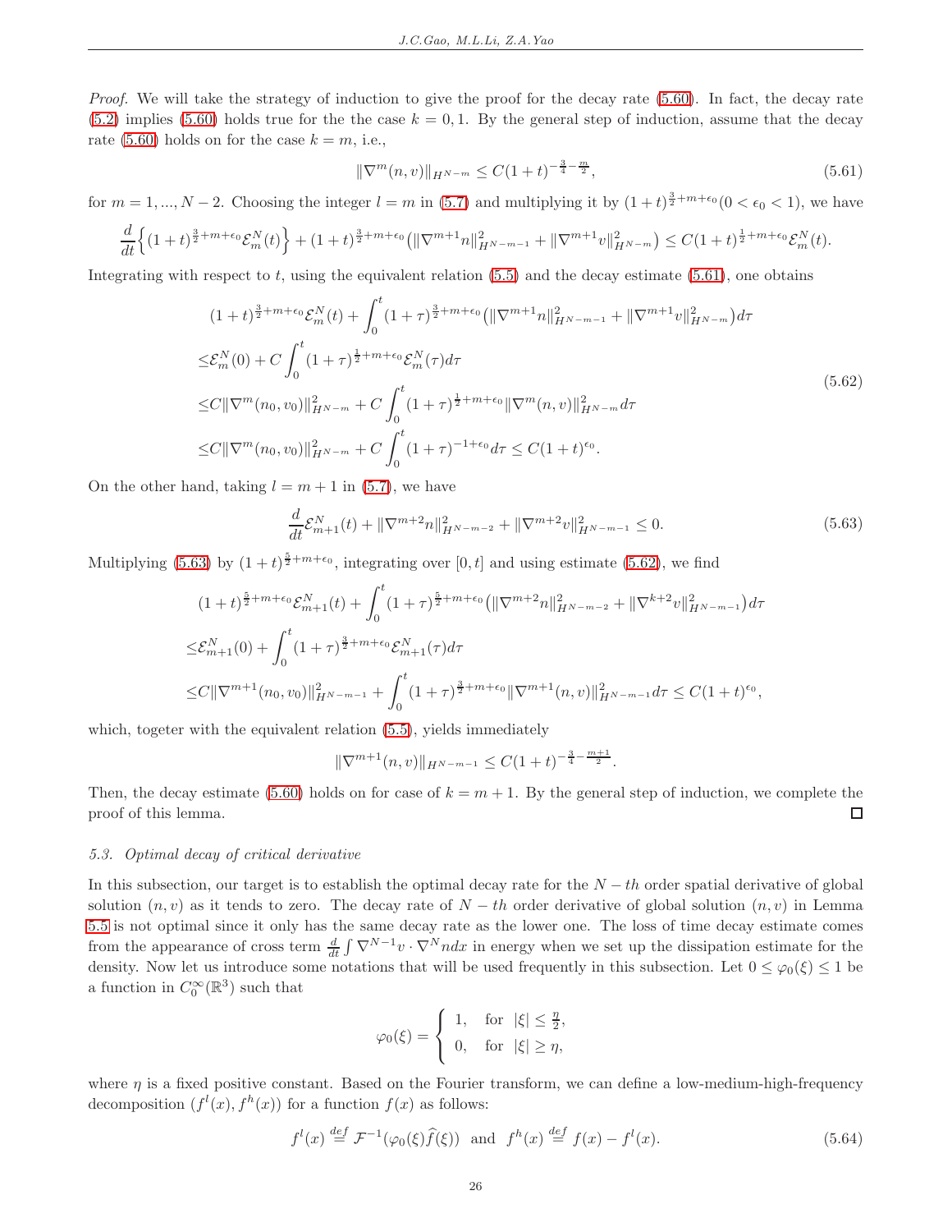*Proof.* We will take the strategy of induction to give the proof for the decay rate (5.60). In fact, the decay rate (5.2) implies (5.60) holds true for the the case $k = 0, 1$. By the general step of induction, assume that the decay rate (5.60) holds on for the case $k = m$, i.e.,

$$\|\nabla^m(n, v)\|_{H^{N-m}} \leq C(1+t)^{-\frac{3}{4}-\frac{m}{2}}, \tag{5.61}$$

for $m = 1, ..., N-2$. Choosing the integer $l = m$ in (5.7) and multiplying it by $(1+t)^{\frac{3}{2}+m+\epsilon_0}(0 < \epsilon_0 < 1)$, we have

$$\frac{d}{dt}\Big\{(1+t)^{\frac{3}{2}+m+\epsilon_0}\mathcal{E}_m^N(t)\Big\} + (1+t)^{\frac{3}{2}+m+\epsilon_0}\big(\|\nabla^{m+1}n\|_{H^{N-m-1}}^2 + \|\nabla^{m+1}v\|_{H^{N-m}}^2\big) \leq C(1+t)^{\frac{1}{2}+m+\epsilon_0}\mathcal{E}_m^N(t).$$

Integrating with respect to $t$, using the equivalent relation (5.5) and the decay estimate (5.61), one obtains

$$\begin{aligned}
&(1+t)^{\frac{3}{2}+m+\epsilon_0}\mathcal{E}_m^N(t) + \int_0^t (1+\tau)^{\frac{3}{2}+m+\epsilon_0}\big(\|\nabla^{m+1}n\|_{H^{N-m-1}}^2 + \|\nabla^{m+1}v\|_{H^{N-m}}^2\big)d\tau \\
\leq& \mathcal{E}_m^N(0) + C\int_0^t (1+\tau)^{\frac{1}{2}+m+\epsilon_0}\mathcal{E}_m^N(\tau)d\tau \\
\leq& C\|\nabla^m(n_0, v_0)\|_{H^{N-m}}^2 + C\int_0^t (1+\tau)^{\frac{1}{2}+m+\epsilon_0}\|\nabla^m(n, v)\|_{H^{N-m}}^2 d\tau \\
\leq& C\|\nabla^m(n_0, v_0)\|_{H^{N-m}}^2 + C\int_0^t (1+\tau)^{-1+\epsilon_0}d\tau \leq C(1+t)^{\epsilon_0}.
\end{aligned} \tag{5.62}$$

On the other hand, taking $l = m+1$ in (5.7), we have

$$\frac{d}{dt}\mathcal{E}_{m+1}^N(t) + \|\nabla^{m+2}n\|_{H^{N-m-2}}^2 + \|\nabla^{m+2}v\|_{H^{N-m-1}}^2 \leq 0. \tag{5.63}$$

Multiplying (5.63) by $(1+t)^{\frac{5}{2}+m+\epsilon_0}$, integrating over $[0, t]$ and using estimate (5.62), we find

$$\begin{aligned}
&(1+t)^{\frac{5}{2}+m+\epsilon_0}\mathcal{E}_{m+1}^N(t) + \int_0^t (1+\tau)^{\frac{5}{2}+m+\epsilon_0}\big(\|\nabla^{m+2}n\|_{H^{N-m-2}}^2 + \|\nabla^{k+2}v\|_{H^{N-m-1}}^2\big)d\tau \\
\leq& \mathcal{E}_{m+1}^N(0) + \int_0^t (1+\tau)^{\frac{3}{2}+m+\epsilon_0}\mathcal{E}_{m+1}^N(\tau)d\tau \\
\leq& C\|\nabla^{m+1}(n_0, v_0)\|_{H^{N-m-1}}^2 + \int_0^t (1+\tau)^{\frac{3}{2}+m+\epsilon_0}\|\nabla^{m+1}(n, v)\|_{H^{N-m-1}}^2 d\tau \leq C(1+t)^{\epsilon_0},
\end{aligned}$$

which, togeter with the equivalent relation (5.5), yields immediately

$$\|\nabla^{m+1}(n, v)\|_{H^{N-m-1}} \leq C(1+t)^{-\frac{3}{4}-\frac{m+1}{2}}.$$

Then, the decay estimate (5.60) holds on for case of $k = m+1$. By the general step of induction, we complete the proof of this lemma. □

### 5.3. Optimal decay of critical derivative

In this subsection, our target is to establish the optimal decay rate for the $N-th$ order spatial derivative of global solution $(n, v)$ as it tends to zero. The decay rate of $N-th$ order derivative of global solution $(n, v)$ in Lemma 5.5 is not optimal since it only has the same decay rate as the lower one. The loss of time decay estimate comes from the appearance of cross term $\frac{d}{dt}\int \nabla^{N-1}v \cdot \nabla^N n dx$ in energy when we set up the dissipation estimate for the density. Now let us introduce some notations that will be used frequently in this subsection. Let $0 \leq \varphi_0(\xi) \leq 1$ be a function in $C_0^\infty(\mathbb{R}^3)$ such that

$$\varphi_0(\xi) = \begin{cases} 1, & \text{for } |\xi| \leq \frac{\eta}{2}, \\ 0, & \text{for } |\xi| \geq \eta, \end{cases}$$

where $\eta$ is a fixed positive constant. Based on the Fourier transform, we can define a low-medium-high-frequency decomposition $(f^l(x), f^h(x))$ for a function $f(x)$ as follows:

$$f^l(x) \overset{def}{=} \mathcal{F}^{-1}(\varphi_0(\xi)\widehat{f}(\xi)) \text{ and } f^h(x) \overset{def}{=} f(x) - f^l(x). \tag{5.64}$$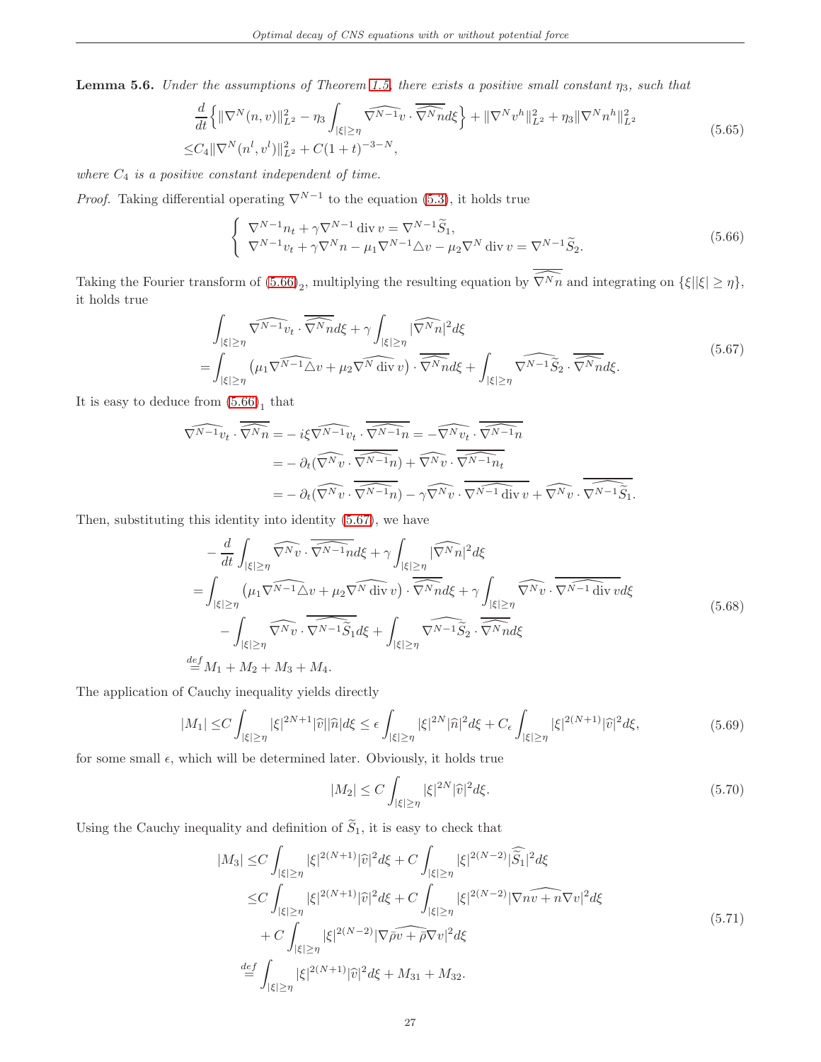**Lemma 5.6.** *Under the assumptions of Theorem 1.5, there exists a positive small constant $\eta_3$, such that*

$$
\begin{aligned}
&\frac{d}{dt}\Big\{\|\nabla^N(n,v)\|_{L^2}^2-\eta_3\int_{|\xi|\geq\eta}\widehat{\nabla^{N-1}v}\cdot\overline{\widehat{\nabla^N n}}d\xi\Big\}+\|\nabla^N v^h\|_{L^2}^2+\eta_3\|\nabla^N n^h\|_{L^2}^2\\
\leq& C_4\|\nabla^N(n^l,v^l)\|_{L^2}^2+C(1+t)^{-3-N},
\end{aligned}
\tag{5.65}
$$

*where $C_4$ is a positive constant independent of time.*

*Proof.* Taking differential operating $\nabla^{N-1}$ to the equation (5.3), it holds true

$$
\left\{
\begin{array}{l}
\nabla^{N-1}n_t+\gamma\nabla^{N-1}\operatorname{div}v=\nabla^{N-1}\widetilde{S}_1,\\
\nabla^{N-1}v_t+\gamma\nabla^N n-\mu_1\nabla^{N-1}\triangle v-\mu_2\nabla^N\operatorname{div}v=\nabla^{N-1}\widetilde{S}_2.
\end{array}
\right.
\tag{5.66}
$$

Taking the Fourier transform of $(5.66)_2$, multiplying the resulting equation by $\overline{\widehat{\nabla^N n}}$ and integrating on $\{\xi||\xi|\geq\eta\}$, it holds true

$$
\begin{aligned}
&\int_{|\xi|\geq\eta}\widehat{\nabla^{N-1}v_t}\cdot\overline{\widehat{\nabla^N n}}d\xi+\gamma\int_{|\xi|\geq\eta}|\widehat{\nabla^N n}|^2d\xi\\
=&\int_{|\xi|\geq\eta}\big(\mu_1\widehat{\nabla^{N-1}\triangle v}+\mu_2\widehat{\nabla^N\operatorname{div}v}\big)\cdot\overline{\widehat{\nabla^N n}}d\xi+\int_{|\xi|\geq\eta}\widehat{\nabla^{N-1}\widetilde{S}_2}\cdot\overline{\widehat{\nabla^N n}}d\xi.
\end{aligned}
\tag{5.67}
$$

It is easy to deduce from $(5.66)_1$ that

$$
\begin{aligned}
\widehat{\nabla^{N-1}v_t}\cdot\overline{\widehat{\nabla^N n}}=&-i\xi\widehat{\nabla^{N-1}v_t}\cdot\overline{\widehat{\nabla^{N-1}n}}=-\widehat{\nabla^N v_t}\cdot\overline{\widehat{\nabla^{N-1}n}}\\
=&-\partial_t(\widehat{\nabla^N v}\cdot\overline{\widehat{\nabla^{N-1}n}})+\widehat{\nabla^N v}\cdot\overline{\widehat{\nabla^{N-1}n_t}}\\
=&-\partial_t(\widehat{\nabla^N v}\cdot\overline{\widehat{\nabla^{N-1}n}})-\gamma\widehat{\nabla^N v}\cdot\overline{\widehat{\nabla^{N-1}\operatorname{div}v}}+\widehat{\nabla^N v}\cdot\overline{\widehat{\nabla^{N-1}\widetilde{S}_1}}.
\end{aligned}
$$

Then, substituting this identity into identity (5.67), we have

$$
\begin{aligned}
&-\frac{d}{dt}\int_{|\xi|\geq\eta}\widehat{\nabla^N v}\cdot\overline{\widehat{\nabla^{N-1}n}}d\xi+\gamma\int_{|\xi|\geq\eta}|\widehat{\nabla^N n}|^2d\xi\\
=&\int_{|\xi|\geq\eta}\big(\mu_1\widehat{\nabla^{N-1}\triangle v}+\mu_2\widehat{\nabla^N\operatorname{div}v}\big)\cdot\overline{\widehat{\nabla^N n}}d\xi+\gamma\int_{|\xi|\geq\eta}\widehat{\nabla^N v}\cdot\overline{\widehat{\nabla^{N-1}\operatorname{div}v}}d\xi\\
&-\int_{|\xi|\geq\eta}\widehat{\nabla^N v}\cdot\overline{\widehat{\nabla^{N-1}\widetilde{S}_1}}d\xi+\int_{|\xi|\geq\eta}\widehat{\nabla^{N-1}\widetilde{S}_2}\cdot\overline{\widehat{\nabla^N n}}d\xi\\
\overset{def}{=}&M_1+M_2+M_3+M_4.
\end{aligned}
\tag{5.68}
$$

The application of Cauchy inequality yields directly

$$
|M_1|\leq C\int_{|\xi|\geq\eta}|\xi|^{2N+1}|\widehat{v}||\widehat{n}|d\xi\leq\epsilon\int_{|\xi|\geq\eta}|\xi|^{2N}|\widehat{n}|^2d\xi+C_\epsilon\int_{|\xi|\geq\eta}|\xi|^{2(N+1)}|\widehat{v}|^2d\xi,
\tag{5.69}
$$

for some small $\epsilon$, which will be determined later. Obviously, it holds true

$$
|M_2|\leq C\int_{|\xi|\geq\eta}|\xi|^{2N}|\widehat{v}|^2d\xi.
\tag{5.70}
$$

Using the Cauchy inequality and definition of $\widetilde{S}_1$, it is easy to check that

$$
\begin{aligned}
|M_3|\leq& C\int_{|\xi|\geq\eta}|\xi|^{2(N+1)}|\widehat{v}|^2d\xi+C\int_{|\xi|\geq\eta}|\xi|^{2(N-2)}|\widehat{\widetilde{S}_1}|^2d\xi\\
\leq& C\int_{|\xi|\geq\eta}|\xi|^{2(N+1)}|\widehat{v}|^2d\xi+C\int_{|\xi|\geq\eta}|\xi|^{2(N-2)}|\widehat{\nabla nv+n\nabla v}|^2d\xi\\
&+C\int_{|\xi|\geq\eta}|\xi|^{2(N-2)}|\widehat{\nabla\bar{\rho}v+\bar{\rho}\nabla v}|^2d\xi\\
\overset{def}{=}&\int_{|\xi|\geq\eta}|\xi|^{2(N+1)}|\widehat{v}|^2d\xi+M_{31}+M_{32}.
\end{aligned}
\tag{5.71}
$$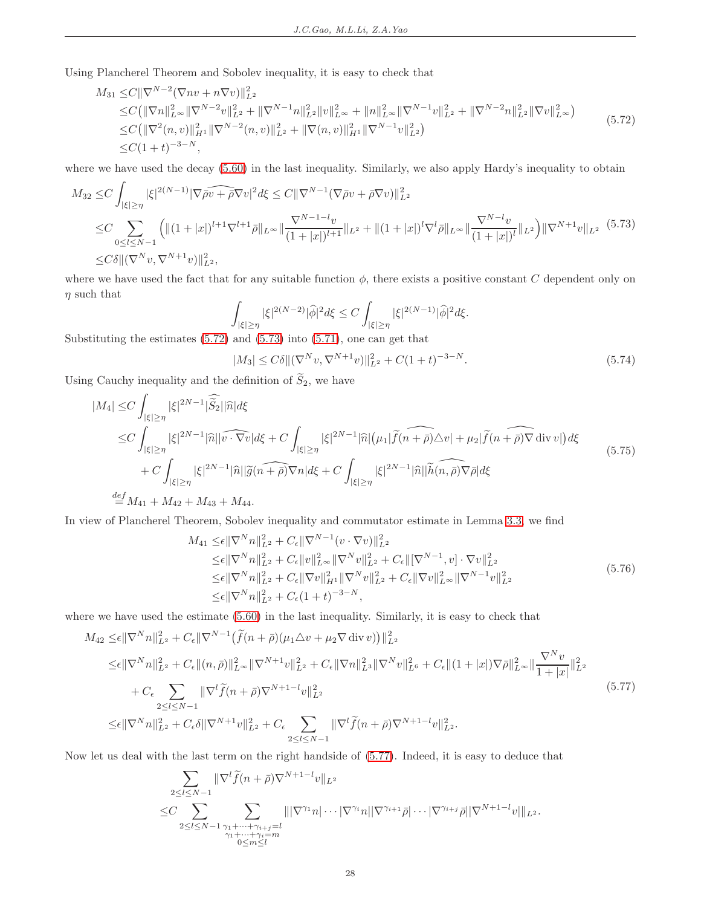Using Plancherel Theorem and Sobolev inequality, it is easy to check that

$$
\begin{aligned}
M_{31} \le & C\|\nabla^{N-2}(\nabla n v + n\nabla v)\|_{L^2}^2 \\
\le & C\big(\|\nabla n\|_{L^\infty}^2\|\nabla^{N-2}v\|_{L^2}^2 + \|\nabla^{N-1}n\|_{L^2}^2\|v\|_{L^\infty}^2 + \|n\|_{L^\infty}^2\|\nabla^{N-1}v\|_{L^2}^2 + \|\nabla^{N-2}n\|_{L^2}^2\|\nabla v\|_{L^\infty}^2\big) \\
\le & C\big(\|\nabla^2(n,v)\|_{H^1}^2\|\nabla^{N-2}(n,v)\|_{L^2}^2 + \|\nabla(n,v)\|_{H^1}^2\|\nabla^{N-1}v\|_{L^2}^2\big) \\
\le & C(1+t)^{-3-N},
\end{aligned}
\tag{5.72}
$$

where we have used the decay (5.60) in the last inequality. Similarly, we also apply Hardy's inequality to obtain

$$
\begin{aligned}
M_{32} \le & C\int_{|\xi|\ge\eta}|\xi|^{2(N-1)}|\widehat{\nabla\bar\rho v + \bar\rho\nabla v}|^2 d\xi \le C\|\nabla^{N-1}(\nabla\bar\rho v + \bar\rho\nabla v)\|_{L^2}^2 \\
\le & C\sum_{0\le l\le N-1}\Big(\|(1+|x|)^{l+1}\nabla^{l+1}\bar\rho\|_{L^\infty}\|\frac{\nabla^{N-1-l}v}{(1+|x|)^{l+1}}\|_{L^2} + \|(1+|x|)^l\nabla^l\bar\rho\|_{L^\infty}\|\frac{\nabla^{N-l}v}{(1+|x|)^l}\|_{L^2}\Big)\|\nabla^{N+1}v\|_{L^2} \\
\le & C\delta\|(\nabla^N v, \nabla^{N+1}v)\|_{L^2}^2,
\end{aligned}
\tag{5.73}
$$

where we have used the fact that for any suitable function $\phi$, there exists a positive constant $C$ dependent only on $\eta$ such that

$$
\int_{|\xi|\ge\eta}|\xi|^{2(N-2)}|\widehat{\phi}|^2 d\xi \le C\int_{|\xi|\ge\eta}|\xi|^{2(N-1)}|\widehat{\phi}|^2 d\xi.
$$

Substituting the estimates (5.72) and (5.73) into (5.71), one can get that

$$
|M_3| \le C\delta\|(\nabla^N v, \nabla^{N+1}v)\|_{L^2}^2 + C(1+t)^{-3-N}. \tag{5.74}
$$

Using Cauchy inequality and the definition of $\widetilde{S}_2$, we have

$$
\begin{aligned}
|M_4| \le & C\int_{|\xi|\ge\eta}|\xi|^{2N-1}|\widehat{\widetilde{S}_2}||\widehat{n}|d\xi \\
\le & C\int_{|\xi|\ge\eta}|\xi|^{2N-1}|\widehat{n}||\widehat{v\cdot\nabla v}|d\xi + C\int_{|\xi|\ge\eta}|\xi|^{2N-1}|\widehat{n}|\big(\mu_1|\widehat{\widetilde{f}(n+\bar\rho)\triangle v}| + \mu_2|\widehat{\widetilde{f}(n+\bar\rho)\nabla\operatorname{div}v}|\big)d\xi \\
& + C\int_{|\xi|\ge\eta}|\xi|^{2N-1}|\widehat{n}||\widehat{\widetilde{g}(n+\bar\rho)\nabla n}|d\xi + C\int_{|\xi|\ge\eta}|\xi|^{2N-1}|\widehat{n}||\widehat{\widetilde{h}(n,\bar\rho)\nabla\bar\rho}|d\xi \\
\overset{def}{=} & M_{41} + M_{42} + M_{43} + M_{44}.
\end{aligned}
\tag{5.75}
$$

In view of Plancherel Theorem, Sobolev inequality and commutator estimate in Lemma 3.3, we find

$$
\begin{aligned}
M_{41} \le & \epsilon\|\nabla^N n\|_{L^2}^2 + C_\epsilon\|\nabla^{N-1}(v\cdot\nabla v)\|_{L^2}^2 \\
\le & \epsilon\|\nabla^N n\|_{L^2}^2 + C_\epsilon\|v\|_{L^\infty}^2\|\nabla^N v\|_{L^2}^2 + C_\epsilon\|[\nabla^{N-1}, v]\cdot\nabla v\|_{L^2}^2 \\
\le & \epsilon\|\nabla^N n\|_{L^2}^2 + C_\epsilon\|\nabla v\|_{H^1}^2\|\nabla^N v\|_{L^2}^2 + C_\epsilon\|\nabla v\|_{L^\infty}^2\|\nabla^{N-1}v\|_{L^2}^2 \\
\le & \epsilon\|\nabla^N n\|_{L^2}^2 + C_\epsilon(1+t)^{-3-N},
\end{aligned}
\tag{5.76}
$$

where we have used the estimate (5.60) in the last inequality. Similarly, it is easy to check that

$$
\begin{aligned}
M_{42} \le & \epsilon\|\nabla^N n\|_{L^2}^2 + C_\epsilon\|\nabla^{N-1}\big(\widetilde{f}(n+\bar\rho)(\mu_1\triangle v + \mu_2\nabla\operatorname{div}v)\big)\|_{L^2}^2 \\
\le & \epsilon\|\nabla^N n\|_{L^2}^2 + C_\epsilon\|(n,\bar\rho)\|_{L^\infty}^2\|\nabla^{N+1}v\|_{L^2}^2 + C_\epsilon\|\nabla n\|_{L^3}^2\|\nabla^N v\|_{L^6}^2 + C_\epsilon\|(1+|x|)\nabla\bar\rho\|_{L^\infty}^2\|\frac{\nabla^N v}{1+|x|}\|_{L^2}^2 \\
& + C_\epsilon\sum_{2\le l\le N-1}\|\nabla^l\widetilde{f}(n+\bar\rho)\nabla^{N+1-l}v\|_{L^2}^2 \\
\le & \epsilon\|\nabla^N n\|_{L^2}^2 + C_\epsilon\delta\|\nabla^{N+1}v\|_{L^2}^2 + C_\epsilon\sum_{2\le l\le N-1}\|\nabla^l\widetilde{f}(n+\bar\rho)\nabla^{N+1-l}v\|_{L^2}^2.
\end{aligned}
\tag{5.77}
$$

Now let us deal with the last term on the right handside of (5.77). Indeed, it is easy to deduce that

$$
\begin{aligned}
& \sum_{2\le l\le N-1}\|\nabla^l\widetilde{f}(n+\bar\rho)\nabla^{N+1-l}v\|_{L^2} \\
\le & C\sum_{2\le l\le N-1}\sum_{\substack{\gamma_1+\cdots+\gamma_{i+j}=l\\ \gamma_1+\cdots+\gamma_i=m\\ 0\le m\le l}}\||\nabla^{\gamma_1}n|\cdots|\nabla^{\gamma_i}n||\nabla^{\gamma_{i+1}}\bar\rho|\cdots|\nabla^{\gamma_{i+j}}\bar\rho||\nabla^{N+1-l}v|\|_{L^2}.
\end{aligned}
$$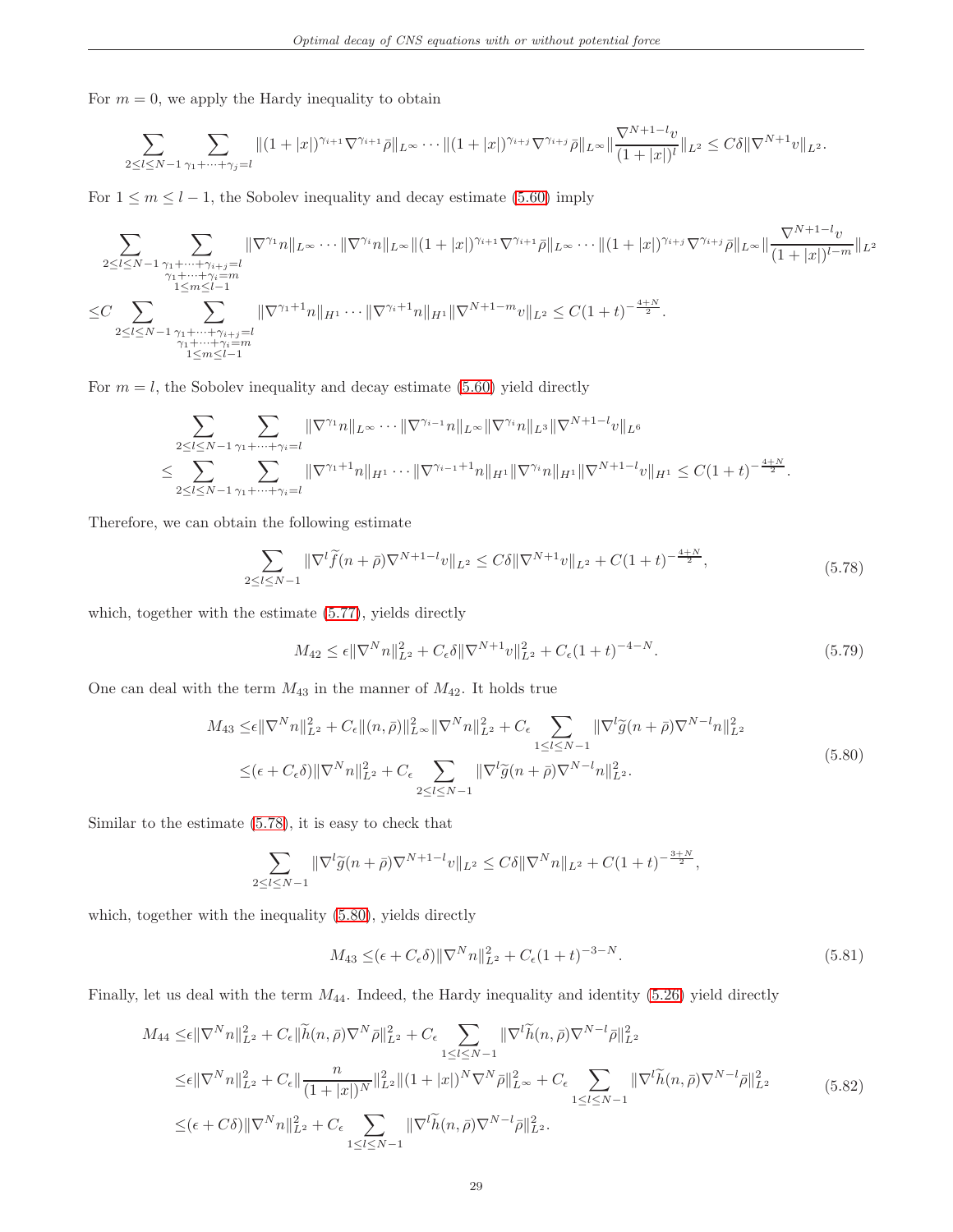For $m = 0$, we apply the Hardy inequality to obtain

$$\sum_{2\le l\le N-1}\sum_{\gamma_1+\cdots+\gamma_j=l}\|(1+|x|)^{\gamma_{i+1}}\nabla^{\gamma_{i+1}}\bar\rho\|_{L^\infty}\cdots\|(1+|x|)^{\gamma_{i+j}}\nabla^{\gamma_{i+j}}\bar\rho\|_{L^\infty}\|\frac{\nabla^{N+1-l}v}{(1+|x|)^l}\|_{L^2}\le C\delta\|\nabla^{N+1}v\|_{L^2}.$$

For $1\le m\le l-1$, the Sobolev inequality and decay estimate (5.60) imply

$$\begin{aligned}
&\sum_{2\le l\le N-1}\sum_{\substack{\gamma_1+\cdots+\gamma_{i+j}=l\\ \gamma_1+\cdots+\gamma_i=m\\ 1\le m\le l-1}}\|\nabla^{\gamma_1}n\|_{L^\infty}\cdots\|\nabla^{\gamma_i}n\|_{L^\infty}\|(1+|x|)^{\gamma_{i+1}}\nabla^{\gamma_{i+1}}\bar\rho\|_{L^\infty}\cdots\|(1+|x|)^{\gamma_{i+j}}\nabla^{\gamma_{i+j}}\bar\rho\|_{L^\infty}\|\frac{\nabla^{N+1-l}v}{(1+|x|)^{l-m}}\|_{L^2}\\
\le& C\sum_{2\le l\le N-1}\sum_{\substack{\gamma_1+\cdots+\gamma_{i+j}=l\\ \gamma_1+\cdots+\gamma_i=m\\ 1\le m\le l-1}}\|\nabla^{\gamma_1+1}n\|_{H^1}\cdots\|\nabla^{\gamma_i+1}n\|_{H^1}\|\nabla^{N+1-m}v\|_{L^2}\le C(1+t)^{-\frac{4+N}{2}}.
\end{aligned}$$

For $m = l$, the Sobolev inequality and decay estimate (5.60) yield directly

$$\begin{aligned}
&\sum_{2\le l\le N-1}\sum_{\gamma_1+\cdots+\gamma_i=l}\|\nabla^{\gamma_1}n\|_{L^\infty}\cdots\|\nabla^{\gamma_{i-1}}n\|_{L^\infty}\|\nabla^{\gamma_i}n\|_{L^3}\|\nabla^{N+1-l}v\|_{L^6}\\
\le&\sum_{2\le l\le N-1}\sum_{\gamma_1+\cdots+\gamma_i=l}\|\nabla^{\gamma_1+1}n\|_{H^1}\cdots\|\nabla^{\gamma_{i-1}+1}n\|_{H^1}\|\nabla^{\gamma_i}n\|_{H^1}\|\nabla^{N+1-l}v\|_{H^1}\le C(1+t)^{-\frac{4+N}{2}}.
\end{aligned}$$

Therefore, we can obtain the following estimate

$$\sum_{2\le l\le N-1}\|\nabla^l\widetilde f(n+\bar\rho)\nabla^{N+1-l}v\|_{L^2}\le C\delta\|\nabla^{N+1}v\|_{L^2}+C(1+t)^{-\frac{4+N}{2}},\tag{5.78}$$

which, together with the estimate (5.77), yields directly

$$M_{42}\le\epsilon\|\nabla^N n\|_{L^2}^2+C_\epsilon\delta\|\nabla^{N+1}v\|_{L^2}^2+C_\epsilon(1+t)^{-4-N}.\tag{5.79}$$

One can deal with the term $M_{43}$ in the manner of $M_{42}$. It holds true

$$\begin{aligned}
M_{43}\le&\epsilon\|\nabla^N n\|_{L^2}^2+C_\epsilon\|(n,\bar\rho)\|_{L^\infty}^2\|\nabla^N n\|_{L^2}^2+C_\epsilon\sum_{1\le l\le N-1}\|\nabla^l\widetilde g(n+\bar\rho)\nabla^{N-l}n\|_{L^2}^2\\
\le&(\epsilon+C_\epsilon\delta)\|\nabla^N n\|_{L^2}^2+C_\epsilon\sum_{2\le l\le N-1}\|\nabla^l\widetilde g(n+\bar\rho)\nabla^{N-l}n\|_{L^2}^2.
\end{aligned}\tag{5.80}$$

Similar to the estimate (5.78), it is easy to check that

$$\sum_{2\le l\le N-1}\|\nabla^l\widetilde g(n+\bar\rho)\nabla^{N+1-l}v\|_{L^2}\le C\delta\|\nabla^N n\|_{L^2}+C(1+t)^{-\frac{3+N}{2}},$$

which, together with the inequality (5.80), yields directly

$$M_{43}\le(\epsilon+C_\epsilon\delta)\|\nabla^N n\|_{L^2}^2+C_\epsilon(1+t)^{-3-N}.\tag{5.81}$$

Finally, let us deal with the term $M_{44}$. Indeed, the Hardy inequality and identity (5.26) yield directly

$$\begin{aligned}
M_{44}\le&\epsilon\|\nabla^N n\|_{L^2}^2+C_\epsilon\|\widetilde h(n,\bar\rho)\nabla^N\bar\rho\|_{L^2}^2+C_\epsilon\sum_{1\le l\le N-1}\|\nabla^l\widetilde h(n,\bar\rho)\nabla^{N-l}\bar\rho\|_{L^2}^2\\
\le&\epsilon\|\nabla^N n\|_{L^2}^2+C_\epsilon\|\frac{n}{(1+|x|)^N}\|_{L^2}^2\|(1+|x|)^N\nabla^N\bar\rho\|_{L^\infty}^2+C_\epsilon\sum_{1\le l\le N-1}\|\nabla^l\widetilde h(n,\bar\rho)\nabla^{N-l}\bar\rho\|_{L^2}^2\\
\le&(\epsilon+C\delta)\|\nabla^N n\|_{L^2}^2+C_\epsilon\sum_{1\le l\le N-1}\|\nabla^l\widetilde h(n,\bar\rho)\nabla^{N-l}\bar\rho\|_{L^2}^2.
\end{aligned}\tag{5.82}$$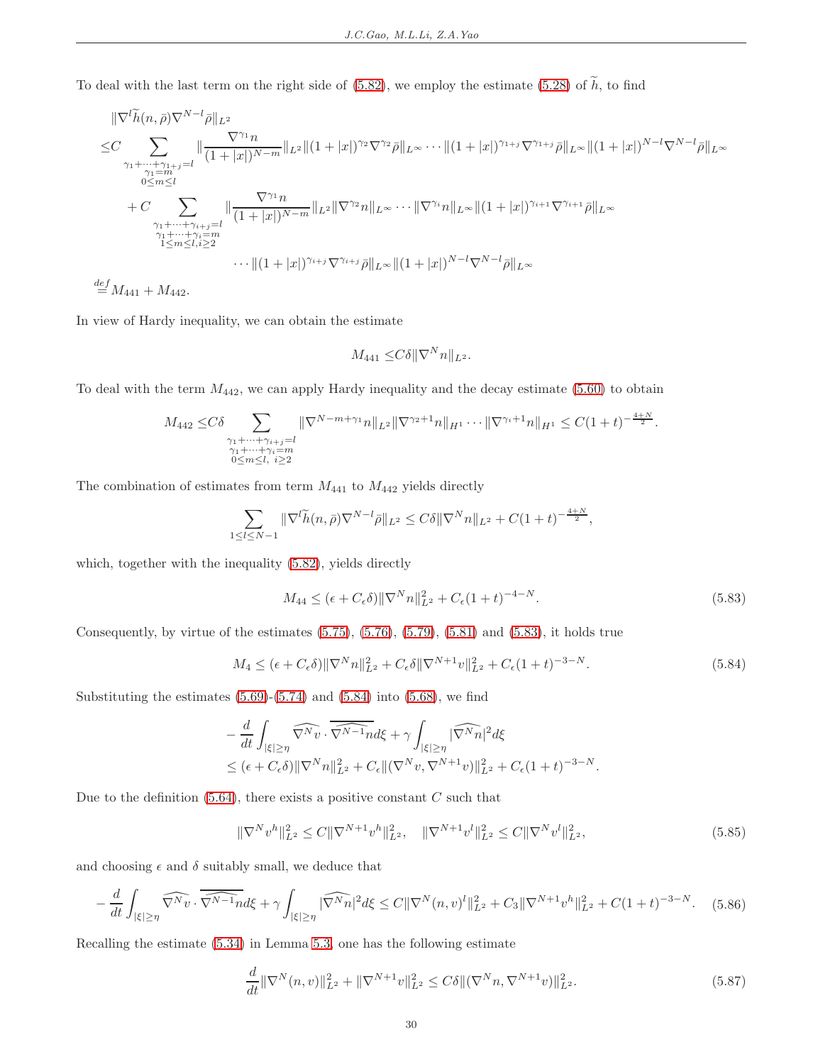To deal with the last term on the right side of (5.82), we employ the estimate (5.28) of $\widetilde{h}$, to find

$$
\begin{aligned}
&\|\nabla^l \widetilde{h}(n,\bar{\rho})\nabla^{N-l}\bar{\rho}\|_{L^2}\\
\leq & C\sum_{\substack{\gamma_1+\cdots+\gamma_{1+j}=l\\ \gamma_1=m\\ 0\leq m\leq l}} \|\frac{\nabla^{\gamma_1} n}{(1+|x|)^{N-m}}\|_{L^2}\|(1+|x|)^{\gamma_2}\nabla^{\gamma_2}\bar{\rho}\|_{L^\infty}\cdots\|(1+|x|)^{\gamma_{1+j}}\nabla^{\gamma_{1+j}}\bar{\rho}\|_{L^\infty}\|(1+|x|)^{N-l}\nabla^{N-l}\bar{\rho}\|_{L^\infty}\\
&+C\sum_{\substack{\gamma_1+\cdots+\gamma_{i+j}=l\\ \gamma_1+\cdots+\gamma_i=m\\ 1\leq m\leq l, i\geq 2}} \|\frac{\nabla^{\gamma_1} n}{(1+|x|)^{N-m}}\|_{L^2}\|\nabla^{\gamma_2} n\|_{L^\infty}\cdots\|\nabla^{\gamma_i} n\|_{L^\infty}\|(1+|x|)^{\gamma_{i+1}}\nabla^{\gamma_{i+1}}\bar{\rho}\|_{L^\infty}\\
&\qquad\cdots\|(1+|x|)^{\gamma_{i+j}}\nabla^{\gamma_{i+j}}\bar{\rho}\|_{L^\infty}\|(1+|x|)^{N-l}\nabla^{N-l}\bar{\rho}\|_{L^\infty}\\
\overset{def}{=}& M_{441}+M_{442}.
\end{aligned}
$$

In view of Hardy inequality, we can obtain the estimate

$$
M_{441}\leq C\delta\|\nabla^N n\|_{L^2}.
$$

To deal with the term $M_{442}$, we can apply Hardy inequality and the decay estimate (5.60) to obtain

$$
M_{442}\leq C\delta\sum_{\substack{\gamma_1+\cdots+\gamma_{i+j}=l\\ \gamma_1+\cdots+\gamma_i=m\\ 0\leq m\leq l,\ i\geq 2}}\|\nabla^{N-m+\gamma_1}n\|_{L^2}\|\nabla^{\gamma_2+1}n\|_{H^1}\cdots\|\nabla^{\gamma_i+1}n\|_{H^1}\leq C(1+t)^{-\frac{4+N}{2}}.
$$

The combination of estimates from term $M_{441}$ to $M_{442}$ yields directly

$$
\sum_{1\leq l\leq N-1}\|\nabla^l\widetilde{h}(n,\bar{\rho})\nabla^{N-l}\bar{\rho}\|_{L^2}\leq C\delta\|\nabla^N n\|_{L^2}+C(1+t)^{-\frac{4+N}{2}},
$$

which, together with the inequality (5.82), yields directly

$$
M_{44}\leq(\epsilon+C_\epsilon\delta)\|\nabla^N n\|_{L^2}^2+C_\epsilon(1+t)^{-4-N}. \tag{5.83}
$$

Consequently, by virtue of the estimates (5.75), (5.76), (5.79), (5.81) and (5.83), it holds true

$$
M_4\leq(\epsilon+C_\epsilon\delta)\|\nabla^N n\|_{L^2}^2+C_\epsilon\delta\|\nabla^{N+1}v\|_{L^2}^2+C_\epsilon(1+t)^{-3-N}. \tag{5.84}
$$

Substituting the estimates (5.69)-(5.74) and (5.84) into (5.68), we find

$$
\begin{aligned}
&-\frac{d}{dt}\int_{|\xi|\geq\eta}\widehat{\nabla^N v}\cdot\overline{\widehat{\nabla^{N-1}}n}d\xi+\gamma\int_{|\xi|\geq\eta}|\widehat{\nabla^N n}|^2 d\xi\\
&\leq(\epsilon+C_\epsilon\delta)\|\nabla^N n\|_{L^2}^2+C_\epsilon\|(\nabla^N v,\nabla^{N+1}v)\|_{L^2}^2+C_\epsilon(1+t)^{-3-N}.
\end{aligned}
$$

Due to the definition (5.64), there exists a positive constant $C$ such that

$$
\|\nabla^N v^h\|_{L^2}^2\leq C\|\nabla^{N+1}v^h\|_{L^2}^2,\quad \|\nabla^{N+1}v^l\|_{L^2}^2\leq C\|\nabla^N v^l\|_{L^2}^2, \tag{5.85}
$$

and choosing $\epsilon$ and $\delta$ suitably small, we deduce that

$$
-\frac{d}{dt}\int_{|\xi|\geq\eta}\widehat{\nabla^N v}\cdot\overline{\widehat{\nabla^{N-1}}n}d\xi+\gamma\int_{|\xi|\geq\eta}|\widehat{\nabla^N n}|^2 d\xi\leq C\|\nabla^N(n,v)^l\|_{L^2}^2+C_3\|\nabla^{N+1}v^h\|_{L^2}^2+C(1+t)^{-3-N}. \tag{5.86}
$$

Recalling the estimate (5.34) in Lemma 5.3, one has the following estimate

$$
\frac{d}{dt}\|\nabla^N(n,v)\|_{L^2}^2+\|\nabla^{N+1}v\|_{L^2}^2\leq C\delta\|(\nabla^N n,\nabla^{N+1}v)\|_{L^2}^2. \tag{5.87}
$$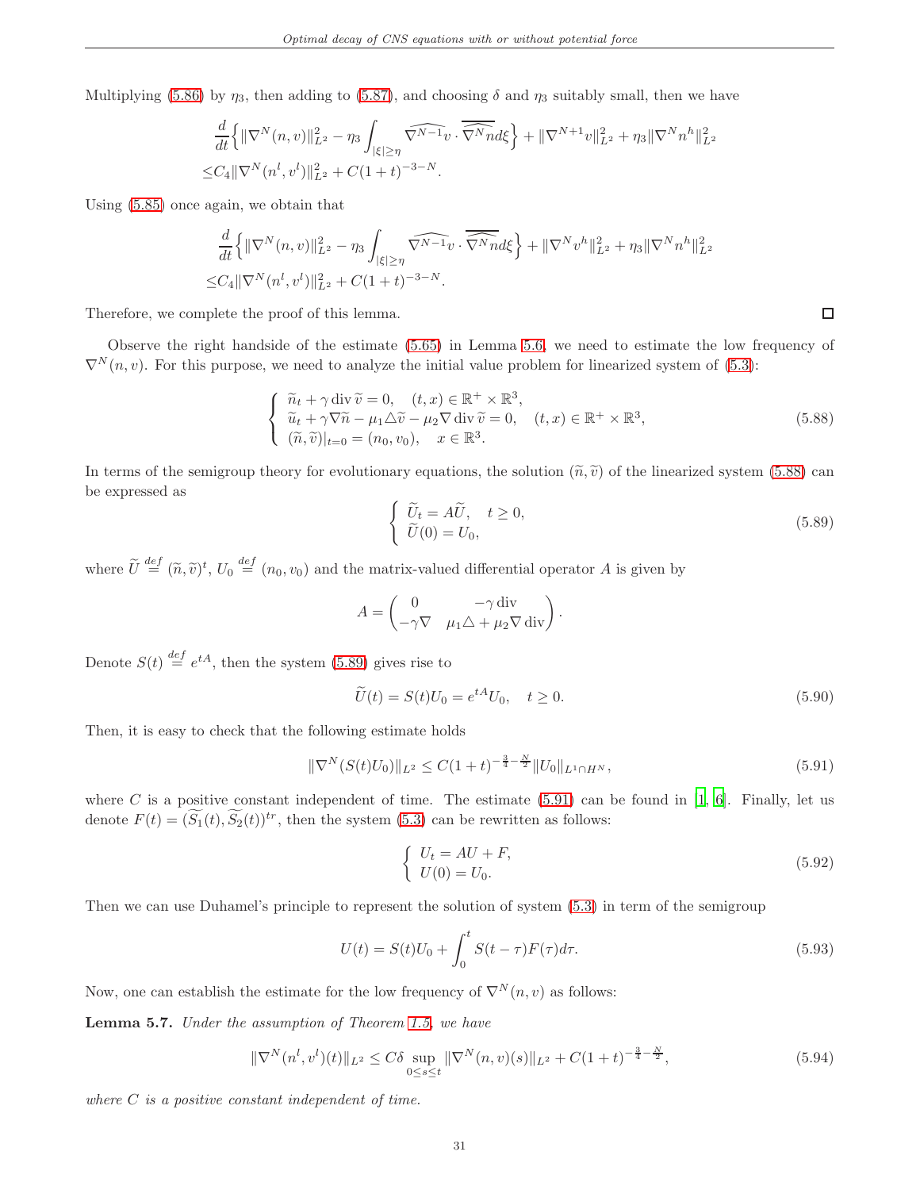Multiplying (5.86) by $\eta_3$, then adding to (5.87), and choosing $\delta$ and $\eta_3$ suitably small, then we have

$$
\begin{aligned}
&\frac{d}{dt}\Big\{\|\nabla^N(n,v)\|_{L^2}^2-\eta_3\int_{|\xi|\geq\eta}\widehat{\nabla^{N-1}v}\cdot\overline{\widehat{\nabla^N n}}d\xi\Big\}+\|\nabla^{N+1}v\|_{L^2}^2+\eta_3\|\nabla^N n^h\|_{L^2}^2\\
\leq& C_4\|\nabla^N(n^l,v^l)\|_{L^2}^2+C(1+t)^{-3-N}.
\end{aligned}
$$

Using (5.85) once again, we obtain that

$$
\begin{aligned}
&\frac{d}{dt}\Big\{\|\nabla^N(n,v)\|_{L^2}^2-\eta_3\int_{|\xi|\geq\eta}\widehat{\nabla^{N-1}v}\cdot\overline{\widehat{\nabla^N n}}d\xi\Big\}+\|\nabla^N v^h\|_{L^2}^2+\eta_3\|\nabla^N n^h\|_{L^2}^2\\
\leq& C_4\|\nabla^N(n^l,v^l)\|_{L^2}^2+C(1+t)^{-3-N}.
\end{aligned}
$$

Therefore, we complete the proof of this lemma. □

Observe the right handside of the estimate (5.65) in Lemma 5.6, we need to estimate the low frequency of $\nabla^N(n,v)$. For this purpose, we need to analyze the initial value problem for linearized system of (5.3):

$$
\begin{cases}
\widetilde{n}_t+\gamma\,\mathrm{div}\,\widetilde{v}=0, \quad (t,x)\in\mathbb{R}^+\times\mathbb{R}^3,\\
\widetilde{u}_t+\gamma\nabla\widetilde{n}-\mu_1\triangle\widetilde{v}-\mu_2\nabla\,\mathrm{div}\,\widetilde{v}=0, \quad (t,x)\in\mathbb{R}^+\times\mathbb{R}^3,\\
(\widetilde{n},\widetilde{v})|_{t=0}=(n_0,v_0), \quad x\in\mathbb{R}^3.
\end{cases}
\tag{5.88}
$$

In terms of the semigroup theory for evolutionary equations, the solution $(\widetilde{n},\widetilde{v})$ of the linearized system (5.88) can be expressed as

$$
\begin{cases}
\widetilde{U}_t=A\widetilde{U}, \quad t\geq 0,\\
\widetilde{U}(0)=U_0,
\end{cases}
\tag{5.89}
$$

where $\widetilde{U}\overset{def}{=}(\widetilde{n},\widetilde{v})^t$, $U_0\overset{def}{=}(n_0,v_0)$ and the matrix-valued differential operator $A$ is given by

$$
A=\begin{pmatrix}
0 & -\gamma\,\mathrm{div}\\
-\gamma\nabla & \mu_1\triangle+\mu_2\nabla\,\mathrm{div}
\end{pmatrix}.
$$

Denote $S(t)\overset{def}{=}e^{tA}$, then the system (5.89) gives rise to

$$
\widetilde{U}(t)=S(t)U_0=e^{tA}U_0, \quad t\geq 0. \tag{5.90}
$$

Then, it is easy to check that the following estimate holds

$$
\|\nabla^N(S(t)U_0)\|_{L^2}\leq C(1+t)^{-\frac{3}{4}-\frac{N}{2}}\|U_0\|_{L^1\cap H^N}, \tag{5.91}
$$

where $C$ is a positive constant independent of time. The estimate (5.91) can be found in [1, 6]. Finally, let us denote $F(t)=(\widetilde{S_1}(t),\widetilde{S_2}(t))^{tr}$, then the system (5.3) can be rewritten as follows:

$$
\begin{cases}
U_t=AU+F,\\
U(0)=U_0.
\end{cases}
\tag{5.92}
$$

Then we can use Duhamel's principle to represent the solution of system (5.3) in term of the semigroup

$$
U(t)=S(t)U_0+\int_0^t S(t-\tau)F(\tau)d\tau. \tag{5.93}
$$

Now, one can establish the estimate for the low frequency of $\nabla^N(n,v)$ as follows:

**Lemma 5.7.** *Under the assumption of Theorem 1.5, we have*

$$
\|\nabla^N(n^l,v^l)(t)\|_{L^2}\leq C\delta\sup_{0\leq s\leq t}\|\nabla^N(n,v)(s)\|_{L^2}+C(1+t)^{-\frac{3}{4}-\frac{N}{2}}, \tag{5.94}
$$

*where $C$ is a positive constant independent of time.*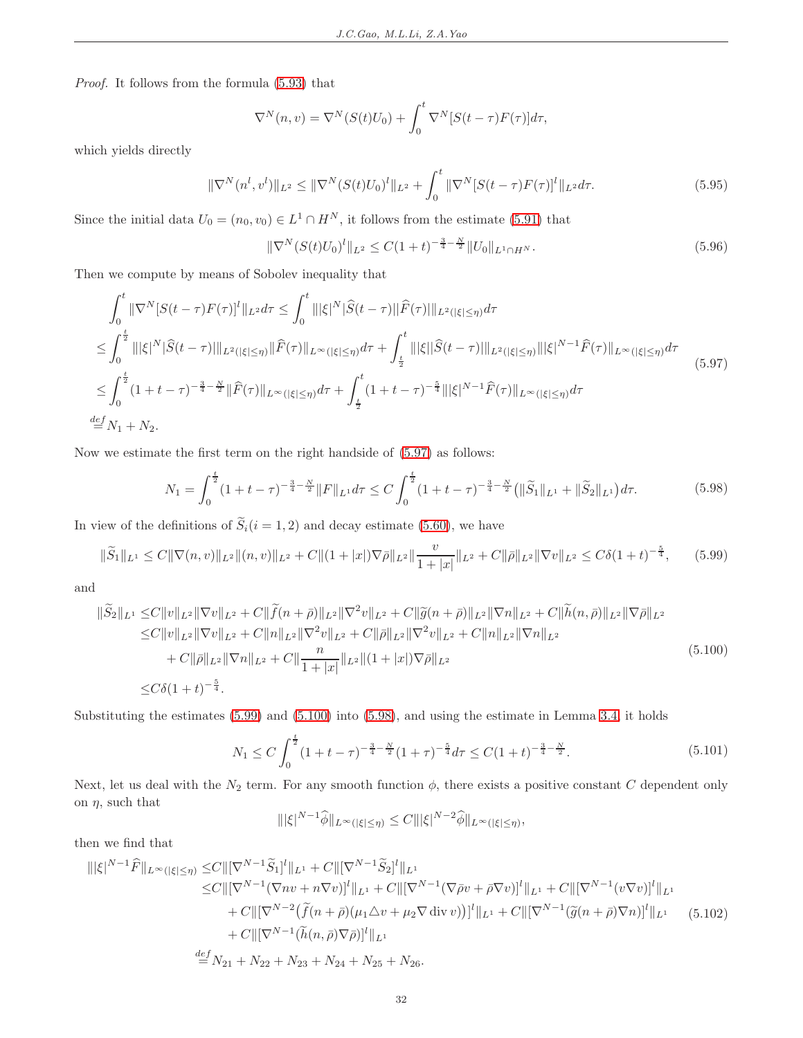*Proof.* It follows from the formula (5.93) that

$$\nabla^N(n,v) = \nabla^N(S(t)U_0) + \int_0^t \nabla^N[S(t-\tau)F(\tau)]d\tau,$$

which yields directly

$$\|\nabla^N(n^l,v^l)\|_{L^2} \le \|\nabla^N(S(t)U_0)^l\|_{L^2} + \int_0^t \|\nabla^N[S(t-\tau)F(\tau)]^l\|_{L^2}d\tau. \tag{5.95}$$

Since the initial data $U_0=(n_0,v_0)\in L^1\cap H^N$, it follows from the estimate (5.91) that

$$\|\nabla^N(S(t)U_0)^l\|_{L^2} \le C(1+t)^{-\frac{3}{4}-\frac{N}{2}}\|U_0\|_{L^1\cap H^N}. \tag{5.96}$$

Then we compute by means of Sobolev inequality that

$$\begin{aligned}
&\int_0^t \|\nabla^N[S(t-\tau)F(\tau)]^l\|_{L^2}d\tau \le \int_0^t \||\xi|^N|\widehat{S}(t-\tau)||\widehat{F}(\tau)|\|_{L^2(|\xi|\le\eta)}d\tau\\
\le&\int_0^{\frac{t}{2}} \||\xi|^N|\widehat{S}(t-\tau)|\|_{L^2(|\xi|\le\eta)}\|\widehat{F}(\tau)\|_{L^\infty(|\xi|\le\eta)}d\tau + \int_{\frac{t}{2}}^t \||\xi||\widehat{S}(t-\tau)|\|_{L^2(|\xi|\le\eta)}\||\xi|^{N-1}\widehat{F}(\tau)\|_{L^\infty(|\xi|\le\eta)}d\tau\\
\le&\int_0^{\frac{t}{2}}(1+t-\tau)^{-\frac{3}{4}-\frac{N}{2}}\|\widehat{F}(\tau)\|_{L^\infty(|\xi|\le\eta)}d\tau + \int_{\frac{t}{2}}^t (1+t-\tau)^{-\frac{5}{4}}\||\xi|^{N-1}\widehat{F}(\tau)\|_{L^\infty(|\xi|\le\eta)}d\tau\\
\overset{def}{=}&N_1+N_2.
\end{aligned} \tag{5.97}$$

Now we estimate the first term on the right handside of (5.97) as follows:

$$N_1 = \int_0^{\frac{t}{2}}(1+t-\tau)^{-\frac{3}{4}-\frac{N}{2}}\|F\|_{L^1}d\tau \le C\int_0^{\frac{t}{2}}(1+t-\tau)^{-\frac{3}{4}-\frac{N}{2}}\big(\|\widetilde{S}_1\|_{L^1}+\|\widetilde{S}_2\|_{L^1}\big)d\tau. \tag{5.98}$$

In view of the definitions of $\widetilde{S}_i(i=1,2)$ and decay estimate (5.60), we have

$$\|\widetilde{S}_1\|_{L^1} \le C\|\nabla(n,v)\|_{L^2}\|(n,v)\|_{L^2} + C\|(1+|x|)\nabla\bar\rho\|_{L^2}\|\frac{v}{1+|x|}\|_{L^2} + C\|\bar\rho\|_{L^2}\|\nabla v\|_{L^2} \le C\delta(1+t)^{-\frac{5}{4}}, \tag{5.99}$$

and

$$\begin{aligned}
\|\widetilde{S}_2\|_{L^1} \le& C\|v\|_{L^2}\|\nabla v\|_{L^2} + C\|\widetilde{f}(n+\bar\rho)\|_{L^2}\|\nabla^2 v\|_{L^2} + C\|\widetilde{g}(n+\bar\rho)\|_{L^2}\|\nabla n\|_{L^2} + C\|\widetilde{h}(n,\bar\rho)\|_{L^2}\|\nabla\bar\rho\|_{L^2}\\
\le& C\|v\|_{L^2}\|\nabla v\|_{L^2} + C\|n\|_{L^2}\|\nabla^2 v\|_{L^2} + C\|\bar\rho\|_{L^2}\|\nabla^2 v\|_{L^2} + C\|n\|_{L^2}\|\nabla n\|_{L^2}\\
&+ C\|\bar\rho\|_{L^2}\|\nabla n\|_{L^2} + C\|\frac{n}{1+|x|}\|_{L^2}\|(1+|x|)\nabla\bar\rho\|_{L^2}\\
\le& C\delta(1+t)^{-\frac{5}{4}}.
\end{aligned} \tag{5.100}$$

Substituting the estimates (5.99) and (5.100) into (5.98), and using the estimate in Lemma 3.4, it holds

$$N_1 \le C\int_0^{\frac{t}{2}}(1+t-\tau)^{-\frac{3}{4}-\frac{N}{2}}(1+\tau)^{-\frac{5}{4}}d\tau \le C(1+t)^{-\frac{3}{4}-\frac{N}{2}}. \tag{5.101}$$

Next, let us deal with the $N_2$ term. For any smooth function $\phi$, there exists a positive constant $C$ dependent only on $\eta$, such that

$$\||\xi|^{N-1}\widehat{\phi}\|_{L^\infty(|\xi|\le\eta)} \le C\||\xi|^{N-2}\widehat{\phi}\|_{L^\infty(|\xi|\le\eta)},$$

then we find that

$$\begin{aligned}
\||\xi|^{N-1}\widehat{F}\|_{L^\infty(|\xi|\le\eta)} \le& C\|[\nabla^{N-1}\widetilde{S}_1]^l\|_{L^1} + C\|[\nabla^{N-1}\widetilde{S}_2]^l\|_{L^1}\\
\le& C\|[\nabla^{N-1}(\nabla n v + n\nabla v)]^l\|_{L^1} + C\|[\nabla^{N-1}(\nabla\bar\rho v + \bar\rho\nabla v)]^l\|_{L^1} + C\|[\nabla^{N-1}(v\nabla v)]^l\|_{L^1}\\
&+ C\|[\nabla^{N-2}\big(\widetilde{f}(n+\bar\rho)(\mu_1\triangle v+\mu_2\nabla\operatorname{div} v)\big)]^l\|_{L^1} + C\|[\nabla^{N-1}(\widetilde{g}(n+\bar\rho)\nabla n)]^l\|_{L^1}\\
&+ C\|[\nabla^{N-1}(\widetilde{h}(n,\bar\rho)\nabla\bar\rho)]^l\|_{L^1}\\
\overset{def}{=}& N_{21}+N_{22}+N_{23}+N_{24}+N_{25}+N_{26}.
\end{aligned} \tag{5.102}$$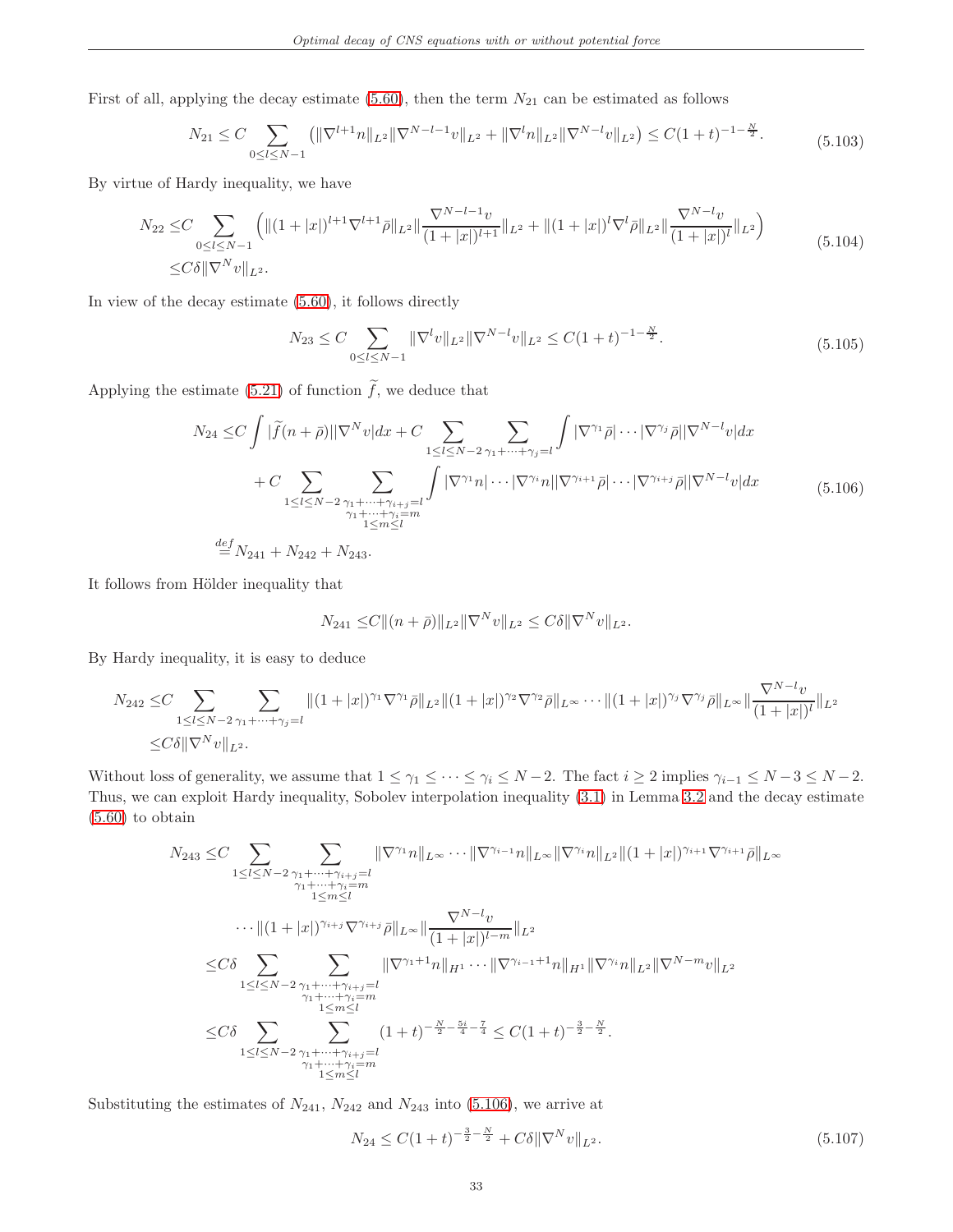First of all, applying the decay estimate (5.60), then the term $N_{21}$ can be estimated as follows

$$N_{21} \le C \sum_{0\le l\le N-1} \left(\|\nabla^{l+1} n\|_{L^2}\|\nabla^{N-l-1} v\|_{L^2} + \|\nabla^{l} n\|_{L^2}\|\nabla^{N-l} v\|_{L^2}\right) \le C(1+t)^{-1-\frac{N}{2}}. \tag{5.103}$$

By virtue of Hardy inequality, we have

$$\begin{aligned} N_{22} \le & C \sum_{0\le l\le N-1} \Big(\|(1+|x|)^{l+1}\nabla^{l+1}\bar{\rho}\|_{L^2}\|\frac{\nabla^{N-l-1}v}{(1+|x|)^{l+1}}\|_{L^2} + \|(1+|x|)^{l}\nabla^{l}\bar{\rho}\|_{L^2}\|\frac{\nabla^{N-l}v}{(1+|x|)^{l}}\|_{L^2}\Big) \\ \le & C\delta\|\nabla^N v\|_{L^2}. \end{aligned} \tag{5.104}$$

In view of the decay estimate (5.60), it follows directly

$$N_{23} \le C \sum_{0\le l\le N-1} \|\nabla^{l} v\|_{L^2}\|\nabla^{N-l} v\|_{L^2} \le C(1+t)^{-1-\frac{N}{2}}. \tag{5.105}$$

Applying the estimate (5.21) of function $\widetilde{f}$, we deduce that

$$\begin{aligned} N_{24} \le & C\int |\widetilde{f}(n+\bar{\rho})||\nabla^N v|dx + C\sum_{1\le l\le N-2}\sum_{\gamma_1+\cdots+\gamma_j=l}\int |\nabla^{\gamma_1}\bar{\rho}|\cdots|\nabla^{\gamma_j}\bar{\rho}||\nabla^{N-l}v|dx \\ & + C\sum_{1\le l\le N-2}\sum_{\substack{\gamma_1+\cdots+\gamma_{i+j}=l\\ \gamma_1+\cdots+\gamma_i=m\\ 1\le m\le l}}\int |\nabla^{\gamma_1}n|\cdots|\nabla^{\gamma_i}n||\nabla^{\gamma_{i+1}}\bar{\rho}|\cdots|\nabla^{\gamma_{i+j}}\bar{\rho}||\nabla^{N-l}v|dx \\ \overset{def}{=} & N_{241}+N_{242}+N_{243}. \end{aligned} \tag{5.106}$$

It follows from Hölder inequality that

$$N_{241} \le C\|(n+\bar{\rho})\|_{L^2}\|\nabla^N v\|_{L^2} \le C\delta\|\nabla^N v\|_{L^2}.$$

By Hardy inequality, it is easy to deduce

$$\begin{aligned} N_{242} \le & C\sum_{1\le l\le N-2}\sum_{\gamma_1+\cdots+\gamma_j=l}\|(1+|x|)^{\gamma_1}\nabla^{\gamma_1}\bar{\rho}\|_{L^2}\|(1+|x|)^{\gamma_2}\nabla^{\gamma_2}\bar{\rho}\|_{L^\infty}\cdots\|(1+|x|)^{\gamma_j}\nabla^{\gamma_j}\bar{\rho}\|_{L^\infty}\|\frac{\nabla^{N-l}v}{(1+|x|)^{l}}\|_{L^2} \\ \le & C\delta\|\nabla^N v\|_{L^2}. \end{aligned}$$

Without loss of generality, we assume that $1\le\gamma_1\le\cdots\le\gamma_i\le N-2$. The fact $i\ge 2$ implies $\gamma_{i-1}\le N-3\le N-2$. Thus, we can exploit Hardy inequality, Sobolev interpolation inequality (3.1) in Lemma 3.2 and the decay estimate (5.60) to obtain

$$\begin{aligned} N_{243} \le & C\sum_{1\le l\le N-2}\sum_{\substack{\gamma_1+\cdots+\gamma_{i+j}=l\\ \gamma_1+\cdots+\gamma_i=m\\ 1\le m\le l}}\|\nabla^{\gamma_1}n\|_{L^\infty}\cdots\|\nabla^{\gamma_{i-1}}n\|_{L^\infty}\|\nabla^{\gamma_i}n\|_{L^2}\|(1+|x|)^{\gamma_{i+1}}\nabla^{\gamma_{i+1}}\bar{\rho}\|_{L^\infty} \\ & \cdots\|(1+|x|)^{\gamma_{i+j}}\nabla^{\gamma_{i+j}}\bar{\rho}\|_{L^\infty}\|\frac{\nabla^{N-l}v}{(1+|x|)^{l-m}}\|_{L^2} \\ \le & C\delta\sum_{1\le l\le N-2}\sum_{\substack{\gamma_1+\cdots+\gamma_{i+j}=l\\ \gamma_1+\cdots+\gamma_i=m\\ 1\le m\le l}}\|\nabla^{\gamma_1+1}n\|_{H^1}\cdots\|\nabla^{\gamma_{i-1}+1}n\|_{H^1}\|\nabla^{\gamma_i}n\|_{L^2}\|\nabla^{N-m}v\|_{L^2} \\ \le & C\delta\sum_{1\le l\le N-2}\sum_{\substack{\gamma_1+\cdots+\gamma_{i+j}=l\\ \gamma_1+\cdots+\gamma_i=m\\ 1\le m\le l}}(1+t)^{-\frac{N}{2}-\frac{5i}{4}-\frac{7}{4}} \le C(1+t)^{-\frac{3}{2}-\frac{N}{2}}. \end{aligned}$$

Substituting the estimates of $N_{241}$, $N_{242}$ and $N_{243}$ into (5.106), we arrive at

$$N_{24} \le C(1+t)^{-\frac{3}{2}-\frac{N}{2}} + C\delta\|\nabla^N v\|_{L^2}. \tag{5.107}$$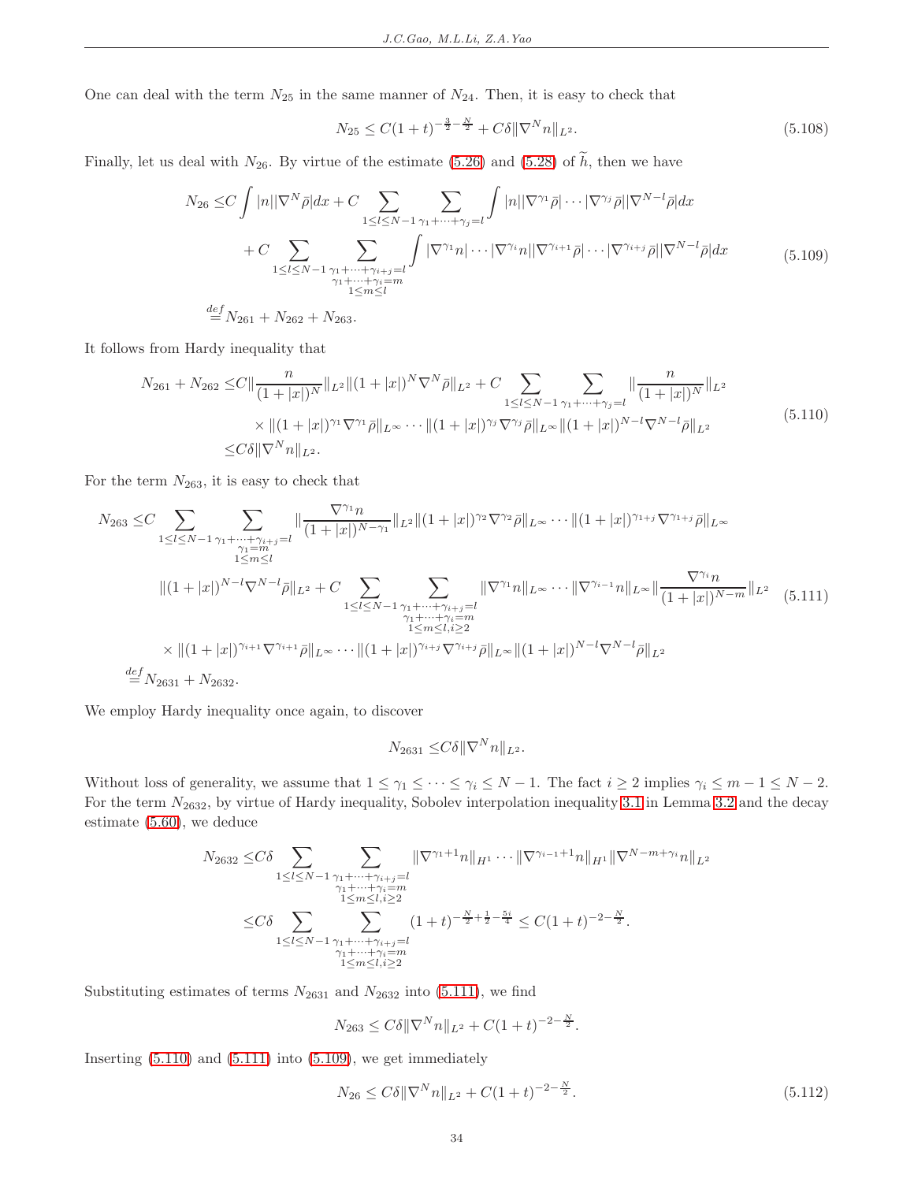One can deal with the term $N_{25}$ in the same manner of $N_{24}$. Then, it is easy to check that

$$N_{25} \le C(1+t)^{-\frac{3}{2}-\frac{N}{2}} + C\delta \|\nabla^N n\|_{L^2}. \tag{5.108}$$

Finally, let us deal with $N_{26}$. By virtue of the estimate (5.26) and (5.28) of $\widetilde{h}$, then we have

$$\begin{aligned}
N_{26} \le & C\int |n||\nabla^N \bar{\rho}|dx + C\sum_{1\le l\le N-1}\sum_{\gamma_1+\cdots+\gamma_j=l}\int |n||\nabla^{\gamma_1}\bar{\rho}|\cdots|\nabla^{\gamma_j}\bar{\rho}||\nabla^{N-l}\bar{\rho}|dx \\
& + C\sum_{1\le l\le N-1}\sum_{\substack{\gamma_1+\cdots+\gamma_{i+j}=l\\ \gamma_1+\cdots+\gamma_i=m\\ 1\le m\le l}}\int |\nabla^{\gamma_1}n|\cdots|\nabla^{\gamma_i}n||\nabla^{\gamma_{i+1}}\bar{\rho}|\cdots|\nabla^{\gamma_{i+j}}\bar{\rho}||\nabla^{N-l}\bar{\rho}|dx \\
\overset{def}{=} & N_{261} + N_{262} + N_{263}.
\end{aligned} \tag{5.109}$$

It follows from Hardy inequality that

$$\begin{aligned}
N_{261} + N_{262} \le & C\|\frac{n}{(1+|x|)^N}\|_{L^2}\|(1+|x|)^N\nabla^N\bar{\rho}\|_{L^2} + C\sum_{1\le l\le N-1}\sum_{\gamma_1+\cdots+\gamma_j=l}\|\frac{n}{(1+|x|)^N}\|_{L^2} \\
& \times \|(1+|x|)^{\gamma_1}\nabla^{\gamma_1}\bar{\rho}\|_{L^\infty}\cdots\|(1+|x|)^{\gamma_j}\nabla^{\gamma_j}\bar{\rho}\|_{L^\infty}\|(1+|x|)^{N-l}\nabla^{N-l}\bar{\rho}\|_{L^2} \\
\le & C\delta\|\nabla^N n\|_{L^2}.
\end{aligned} \tag{5.110}$$

For the term $N_{263}$, it is easy to check that

$$\begin{aligned}
N_{263} \le & C\sum_{1\le l\le N-1}\sum_{\substack{\gamma_1+\cdots+\gamma_{i+j}=l\\ \gamma_1=m\\ 1\le m\le l}}\|\frac{\nabla^{\gamma_1}n}{(1+|x|)^{N-\gamma_1}}\|_{L^2}\|(1+|x|)^{\gamma_2}\nabla^{\gamma_2}\bar{\rho}\|_{L^\infty}\cdots\|(1+|x|)^{\gamma_{1+j}}\nabla^{\gamma_{1+j}}\bar{\rho}\|_{L^\infty} \\
& \|(1+|x|)^{N-l}\nabla^{N-l}\bar{\rho}\|_{L^2} + C\sum_{1\le l\le N-1}\sum_{\substack{\gamma_1+\cdots+\gamma_{i+j}=l\\ \gamma_1+\cdots+\gamma_i=m\\ 1\le m\le l, i\ge 2}}\|\nabla^{\gamma_1}n\|_{L^\infty}\cdots\|\nabla^{\gamma_{i-1}}n\|_{L^\infty}\|\frac{\nabla^{\gamma_i}n}{(1+|x|)^{N-m}}\|_{L^2} \\
& \times\|(1+|x|)^{\gamma_{i+1}}\nabla^{\gamma_{i+1}}\bar{\rho}\|_{L^\infty}\cdots\|(1+|x|)^{\gamma_{i+j}}\nabla^{\gamma_{i+j}}\bar{\rho}\|_{L^\infty}\|(1+|x|)^{N-l}\nabla^{N-l}\bar{\rho}\|_{L^2} \\
\overset{def}{=} & N_{2631} + N_{2632}.
\end{aligned} \tag{5.111}$$

We employ Hardy inequality once again, to discover

$$N_{2631} \le C\delta\|\nabla^N n\|_{L^2}.$$

Without loss of generality, we assume that $1 \le \gamma_1 \le \cdots \le \gamma_i \le N-1$. The fact $i \ge 2$ implies $\gamma_i \le m-1 \le N-2$. For the term $N_{2632}$, by virtue of Hardy inequality, Sobolev interpolation inequality 3.1 in Lemma 3.2 and the decay estimate (5.60), we deduce

$$\begin{aligned}
N_{2632} \le & C\delta\sum_{1\le l\le N-1}\sum_{\substack{\gamma_1+\cdots+\gamma_{i+j}=l\\ \gamma_1+\cdots+\gamma_i=m\\ 1\le m\le l, i\ge 2}}\|\nabla^{\gamma_1+1}n\|_{H^1}\cdots\|\nabla^{\gamma_{i-1}+1}n\|_{H^1}\|\nabla^{N-m+\gamma_i}n\|_{L^2} \\
\le & C\delta\sum_{1\le l\le N-1}\sum_{\substack{\gamma_1+\cdots+\gamma_{i+j}=l\\ \gamma_1+\cdots+\gamma_i=m\\ 1\le m\le l, i\ge 2}}(1+t)^{-\frac{N}{2}+\frac{1}{2}-\frac{5i}{4}} \le C(1+t)^{-2-\frac{N}{2}}.
\end{aligned}$$

Substituting estimates of terms $N_{2631}$ and $N_{2632}$ into (5.111), we find

$$N_{263} \le C\delta\|\nabla^N n\|_{L^2} + C(1+t)^{-2-\frac{N}{2}}.$$

Inserting (5.110) and (5.111) into (5.109), we get immediately

$$N_{26} \le C\delta\|\nabla^N n\|_{L^2} + C(1+t)^{-2-\frac{N}{2}}. \tag{5.112}$$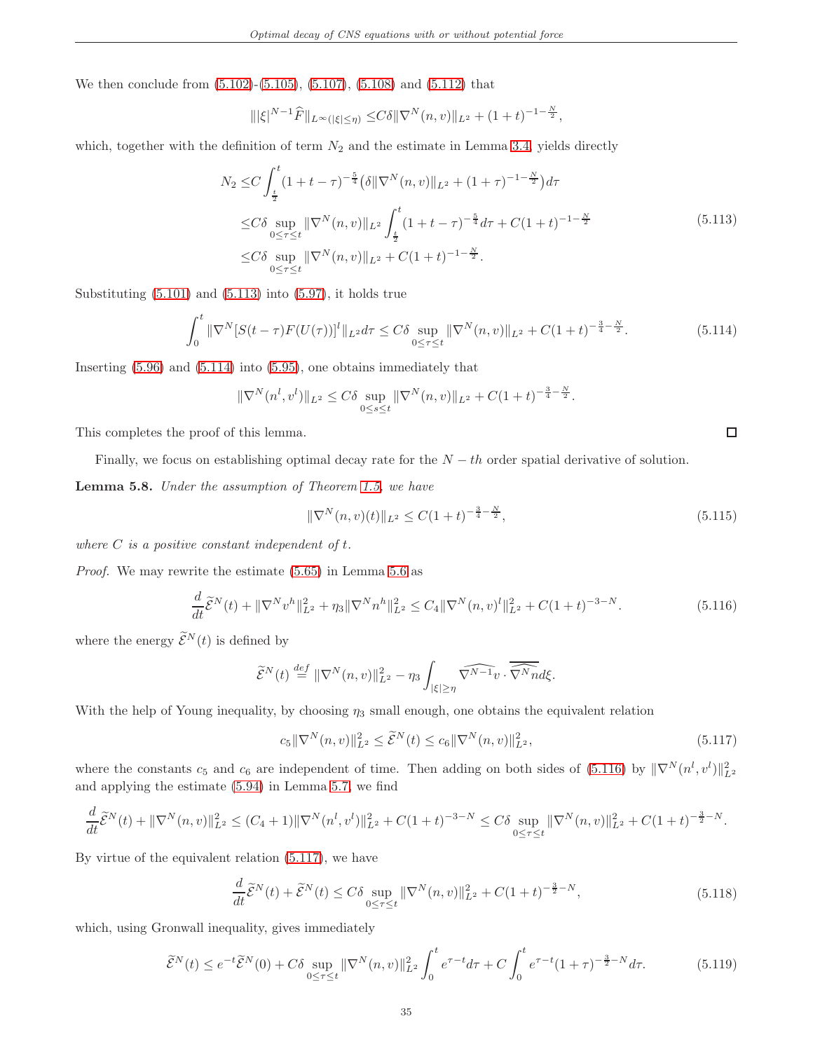We then conclude from (5.102)-(5.105), (5.107), (5.108) and (5.112) that

$$\||\xi|^{N-1}\widehat{F}\|_{L^\infty(|\xi|\leq \eta)} \leq C\delta \|\nabla^N(n,v)\|_{L^2} + (1+t)^{-1-\frac{N}{2}},$$

which, together with the definition of term $N_2$ and the estimate in Lemma 3.4, yields directly

$$\begin{aligned}
N_2 \leq & C\int_{\frac{t}{2}}^t (1+t-\tau)^{-\frac{5}{4}}\big(\delta\|\nabla^N(n,v)\|_{L^2} + (1+\tau)^{-1-\frac{N}{2}}\big)d\tau \\
\leq & C\delta \sup_{0\leq\tau\leq t}\|\nabla^N(n,v)\|_{L^2}\int_{\frac{t}{2}}^t (1+t-\tau)^{-\frac{5}{4}}d\tau + C(1+t)^{-1-\frac{N}{2}} \\
\leq & C\delta \sup_{0\leq\tau\leq t}\|\nabla^N(n,v)\|_{L^2} + C(1+t)^{-1-\frac{N}{2}}.
\end{aligned} \tag{5.113}$$

Substituting (5.101) and (5.113) into (5.97), it holds true

$$\int_0^t \|\nabla^N[S(t-\tau)F(U(\tau))]^l\|_{L^2}d\tau \leq C\delta \sup_{0\leq\tau\leq t}\|\nabla^N(n,v)\|_{L^2} + C(1+t)^{-\frac{3}{4}-\frac{N}{2}}. \tag{5.114}$$

Inserting (5.96) and (5.114) into (5.95), one obtains immediately that

$$\|\nabla^N(n^l,v^l)\|_{L^2} \leq C\delta \sup_{0\leq s\leq t}\|\nabla^N(n,v)\|_{L^2} + C(1+t)^{-\frac{3}{4}-\frac{N}{2}}.$$

This completes the proof of this lemma. $\square$

Finally, we focus on establishing optimal decay rate for the $N-th$ order spatial derivative of solution.

**Lemma 5.8.** *Under the assumption of Theorem 1.5, we have*

$$\|\nabla^N(n,v)(t)\|_{L^2} \leq C(1+t)^{-\frac{3}{4}-\frac{N}{2}}, \tag{5.115}$$

*where $C$ is a positive constant independent of $t$.*

*Proof.* We may rewrite the estimate (5.65) in Lemma 5.6 as

$$\frac{d}{dt}\widetilde{\mathcal{E}}^N(t) + \|\nabla^N v^h\|_{L^2}^2 + \eta_3\|\nabla^N n^h\|_{L^2}^2 \leq C_4\|\nabla^N(n,v)^l\|_{L^2}^2 + C(1+t)^{-3-N}. \tag{5.116}$$

where the energy $\widetilde{\mathcal{E}}^N(t)$ is defined by

$$\widetilde{\mathcal{E}}^N(t) \overset{def}{=} \|\nabla^N(n,v)\|_{L^2}^2 - \eta_3\int_{|\xi|\geq\eta}\widehat{\nabla^{N-1}v}\cdot\overline{\widehat{\nabla^N n}}d\xi.$$

With the help of Young inequality, by choosing $\eta_3$ small enough, one obtains the equivalent relation

$$c_5\|\nabla^N(n,v)\|_{L^2}^2 \leq \widetilde{\mathcal{E}}^N(t) \leq c_6\|\nabla^N(n,v)\|_{L^2}^2, \tag{5.117}$$

where the constants $c_5$ and $c_6$ are independent of time. Then adding on both sides of (5.116) by $\|\nabla^N(n^l,v^l)\|_{L^2}^2$ and applying the estimate (5.94) in Lemma 5.7, we find

$$\frac{d}{dt}\widetilde{\mathcal{E}}^N(t) + \|\nabla^N(n,v)\|_{L^2}^2 \leq (C_4+1)\|\nabla^N(n^l,v^l)\|_{L^2}^2 + C(1+t)^{-3-N} \leq C\delta \sup_{0\leq\tau\leq t}\|\nabla^N(n,v)\|_{L^2}^2 + C(1+t)^{-\frac{3}{2}-N}.$$

By virtue of the equivalent relation (5.117), we have

$$\frac{d}{dt}\widetilde{\mathcal{E}}^N(t) + \widetilde{\mathcal{E}}^N(t) \leq C\delta \sup_{0\leq\tau\leq t}\|\nabla^N(n,v)\|_{L^2}^2 + C(1+t)^{-\frac{3}{2}-N}, \tag{5.118}$$

which, using Gronwall inequality, gives immediately

$$\widetilde{\mathcal{E}}^N(t) \leq e^{-t}\widetilde{\mathcal{E}}^N(0) + C\delta \sup_{0\leq\tau\leq t}\|\nabla^N(n,v)\|_{L^2}^2\int_0^t e^{\tau-t}d\tau + C\int_0^t e^{\tau-t}(1+\tau)^{-\frac{3}{2}-N}d\tau. \tag{5.119}$$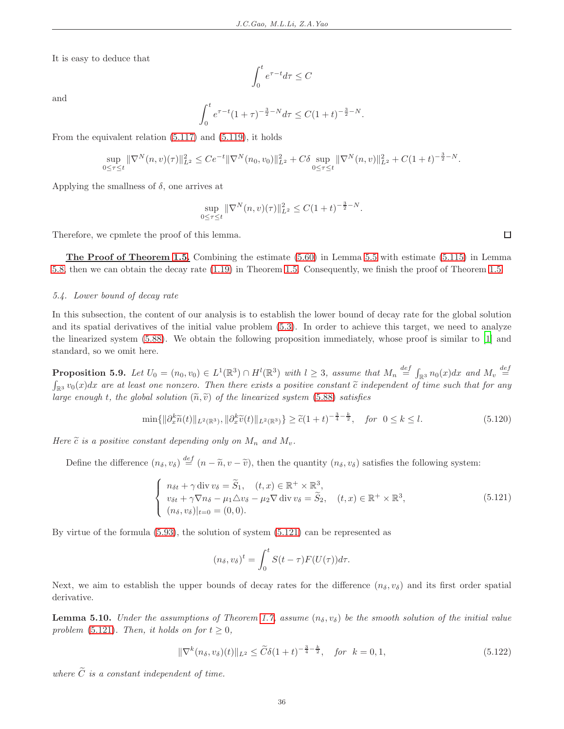It is easy to deduce that

$$\int_0^t e^{\tau-t}d\tau \le C$$

and

$$\int_0^t e^{\tau-t}(1+\tau)^{-\frac{3}{2}-N}d\tau \le C(1+t)^{-\frac{3}{2}-N}.$$

From the equivalent relation (5.117) and (5.119), it holds

$$\sup_{0\le\tau\le t}\|\nabla^N(n,v)(\tau)\|_{L^2}^2 \le Ce^{-t}\|\nabla^N(n_0,v_0)\|_{L^2}^2 + C\delta\sup_{0\le\tau\le t}\|\nabla^N(n,v)\|_{L^2}^2 + C(1+t)^{-\frac{3}{2}-N}.$$

Applying the smallness of $\delta$, one arrives at

$$\sup_{0\le\tau\le t}\|\nabla^N(n,v)(\tau)\|_{L^2}^2 \le C(1+t)^{-\frac{3}{2}-N}.$$

Therefore, we cpmlete the proof of this lemma. □

**The Proof of Theorem 1.5.** Combining the estimate (5.60) in Lemma 5.5 with estimate (5.115) in Lemma 5.8, then we can obtain the decay rate (1.19) in Theorem 1.5. Consequently, we finish the proof of Theorem 1.5.

### *5.4. Lower bound of decay rate*

In this subsection, the content of our analysis is to establish the lower bound of decay rate for the global solution and its spatial derivatives of the initial value problem (5.3). In order to achieve this target, we need to analyze the linearized system (5.88). We obtain the following proposition immediately, whose proof is similar to [1] and standard, so we omit here.

**Proposition 5.9.** *Let $U_0=(n_0,v_0)\in L^1(\mathbb{R}^3)\cap H^l(\mathbb{R}^3)$ with $l\ge 3$, assume that $M_n \overset{def}{=} \int_{\mathbb{R}^3} n_0(x)dx$ and $M_v \overset{def}{=} \int_{\mathbb{R}^3} v_0(x)dx$ are at least one nonzero. Then there exists a positive constant $\widetilde{c}$ independent of time such that for any large enough $t$, the global solution $(\widetilde{n},\widetilde{v})$ of the linearized system (5.88) satisfies*

$$\min\{\|\partial_x^k\widetilde{n}(t)\|_{L^2(\mathbb{R}^3)}, \|\partial_x^k\widetilde{v}(t)\|_{L^2(\mathbb{R}^3)}\} \ge \widetilde{c}(1+t)^{-\frac{3}{4}-\frac{k}{2}}, \quad for \ \ 0\le k\le l. \tag{5.120}$$

*Here $\widetilde{c}$ is a positive constant depending only on $M_n$ and $M_v$.*

Define the difference $(n_\delta,v_\delta)\overset{def}{=}(n-\widetilde{n},v-\widetilde{v})$, then the quantity $(n_\delta,v_\delta)$ satisfies the following system:

$$\begin{cases} n_{\delta t}+\gamma\,\mathrm{div}\, v_\delta=\widetilde{S}_1, \quad (t,x)\in\mathbb{R}^+\times\mathbb{R}^3,\\ v_{\delta t}+\gamma\nabla n_\delta-\mu_1\triangle v_\delta-\mu_2\nabla\,\mathrm{div}\, v_\delta=\widetilde{S}_2, \quad (t,x)\in\mathbb{R}^+\times\mathbb{R}^3,\\ (n_\delta,v_\delta)|_{t=0}=(0,0). \end{cases} \tag{5.121}$$

By virtue of the formula (5.93), the solution of system (5.121) can be represented as

$$(n_\delta,v_\delta)^t=\int_0^t S(t-\tau)F(U(\tau))d\tau.$$

Next, we aim to establish the upper bounds of decay rates for the difference $(n_\delta,v_\delta)$ and its first order spatial derivative.

**Lemma 5.10.** *Under the assumptions of Theorem 1.7, assume $(n_\delta,v_\delta)$ be the smooth solution of the initial value problem (5.121). Then, it holds on for $t\ge 0$,*

$$\|\nabla^k(n_\delta,v_\delta)(t)\|_{L^2}\le \widetilde{C}\delta(1+t)^{-\frac{3}{4}-\frac{k}{2}}, \quad for \ \ k=0,1, \tag{5.122}$$

*where $\widetilde{C}$ is a constant independent of time.*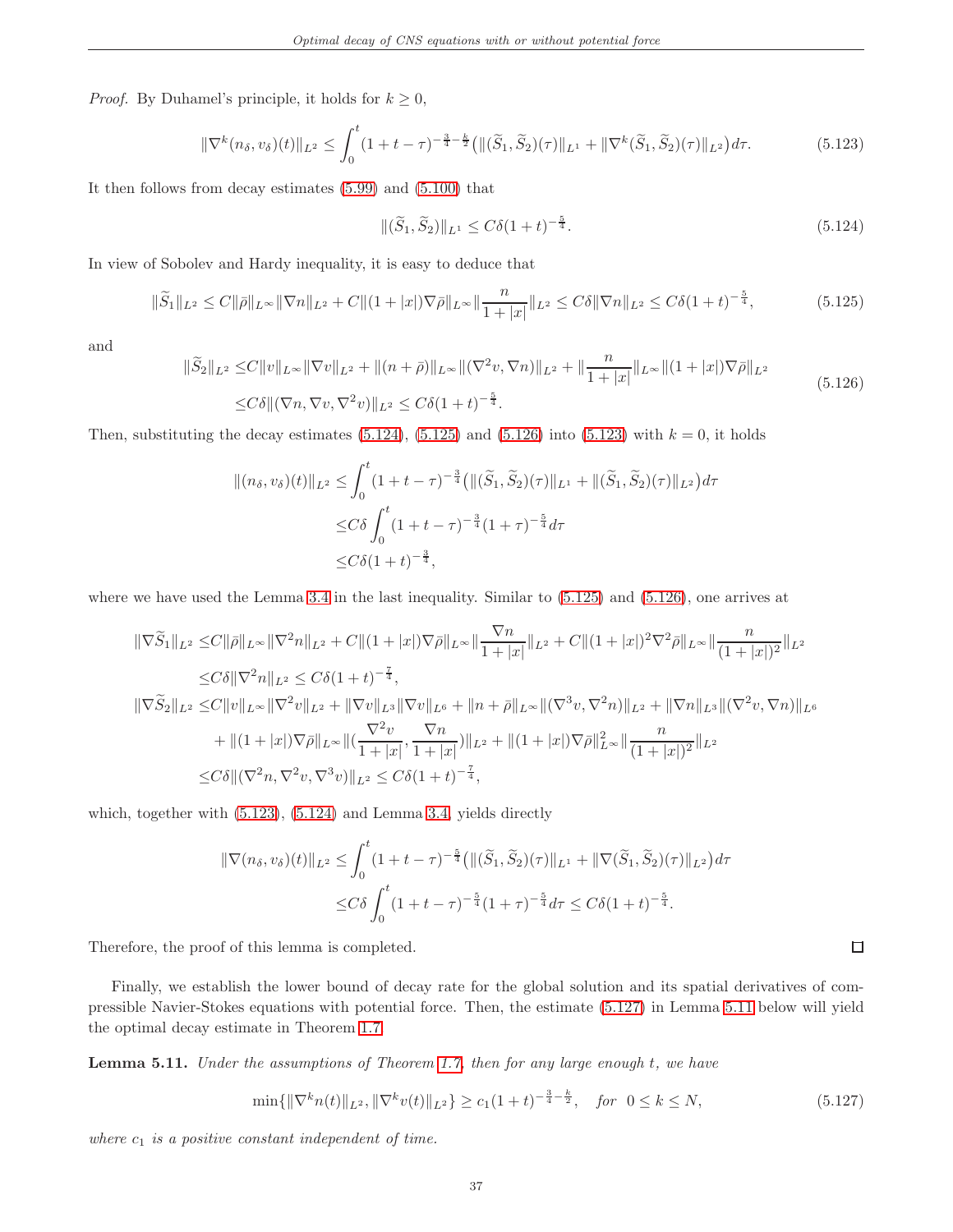*Proof.* By Duhamel's principle, it holds for $k \geq 0$,

$$\|\nabla^k (n_\delta, v_\delta)(t)\|_{L^2} \leq \int_0^t (1+t-\tau)^{-\frac{3}{4}-\frac{k}{2}} \big( \|(\widetilde{S}_1, \widetilde{S}_2)(\tau)\|_{L^1} + \|\nabla^k (\widetilde{S}_1, \widetilde{S}_2)(\tau)\|_{L^2} \big) d\tau. \tag{5.123}$$

It then follows from decay estimates (5.99) and (5.100) that

$$\|(\widetilde{S}_1, \widetilde{S}_2)\|_{L^1} \leq C\delta (1+t)^{-\frac{5}{4}}. \tag{5.124}$$

In view of Sobolev and Hardy inequality, it is easy to deduce that

$$\|\widetilde{S}_1\|_{L^2} \leq C\|\bar{\rho}\|_{L^\infty} \|\nabla n\|_{L^2} + C\|(1+|x|)\nabla \bar{\rho}\|_{L^\infty} \|\frac{n}{1+|x|}\|_{L^2} \leq C\delta \|\nabla n\|_{L^2} \leq C\delta (1+t)^{-\frac{5}{4}}, \tag{5.125}$$

and

$$\begin{aligned} \|\widetilde{S}_2\|_{L^2} \leq & C\|v\|_{L^\infty} \|\nabla v\|_{L^2} + \|(n+\bar{\rho})\|_{L^\infty} \|(\nabla^2 v, \nabla n)\|_{L^2} + \|\frac{n}{1+|x|}\|_{L^\infty} \|(1+|x|)\nabla \bar{\rho}\|_{L^2} \\ \leq & C\delta \|(\nabla n, \nabla v, \nabla^2 v)\|_{L^2} \leq C\delta (1+t)^{-\frac{5}{4}}. \end{aligned} \tag{5.126}$$

Then, substituting the decay estimates (5.124), (5.125) and (5.126) into (5.123) with $k = 0$, it holds

$$\begin{aligned} \|(n_\delta, v_\delta)(t)\|_{L^2} \leq & \int_0^t (1+t-\tau)^{-\frac{3}{4}} \big( \|(\widetilde{S}_1, \widetilde{S}_2)(\tau)\|_{L^1} + \|(\widetilde{S}_1, \widetilde{S}_2)(\tau)\|_{L^2} \big) d\tau \\ \leq & C\delta \int_0^t (1+t-\tau)^{-\frac{3}{4}} (1+\tau)^{-\frac{5}{4}} d\tau \\ \leq & C\delta (1+t)^{-\frac{3}{4}}, \end{aligned}$$

where we have used the Lemma 3.4 in the last inequality. Similar to (5.125) and (5.126), one arrives at

$$\begin{aligned} \|\nabla \widetilde{S}_1\|_{L^2} \leq & C\|\bar{\rho}\|_{L^\infty} \|\nabla^2 n\|_{L^2} + C\|(1+|x|)\nabla \bar{\rho}\|_{L^\infty} \|\frac{\nabla n}{1+|x|}\|_{L^2} + C\|(1+|x|)^2 \nabla^2 \bar{\rho}\|_{L^\infty} \|\frac{n}{(1+|x|)^2}\|_{L^2} \\ \leq & C\delta \|\nabla^2 n\|_{L^2} \leq C\delta (1+t)^{-\frac{7}{4}}, \\ \|\nabla \widetilde{S}_2\|_{L^2} \leq & C\|v\|_{L^\infty} \|\nabla^2 v\|_{L^2} + \|\nabla v\|_{L^3} \|\nabla v\|_{L^6} + \|n+\bar{\rho}\|_{L^\infty} \|(\nabla^3 v, \nabla^2 n)\|_{L^2} + \|\nabla n\|_{L^3} \|(\nabla^2 v, \nabla n)\|_{L^6} \\ & + \|(1+|x|)\nabla \bar{\rho}\|_{L^\infty} \|(\frac{\nabla^2 v}{1+|x|}, \frac{\nabla n}{1+|x|})\|_{L^2} + \|(1+|x|)\nabla \bar{\rho}\|_{L^\infty}^2 \|\frac{n}{(1+|x|)^2}\|_{L^2} \\ \leq & C\delta \|(\nabla^2 n, \nabla^2 v, \nabla^3 v)\|_{L^2} \leq C\delta (1+t)^{-\frac{7}{4}}, \end{aligned}$$

which, together with (5.123), (5.124) and Lemma 3.4, yields directly

$$\begin{aligned} \|\nabla (n_\delta, v_\delta)(t)\|_{L^2} \leq & \int_0^t (1+t-\tau)^{-\frac{5}{4}} \big( \|(\widetilde{S}_1, \widetilde{S}_2)(\tau)\|_{L^1} + \|\nabla (\widetilde{S}_1, \widetilde{S}_2)(\tau)\|_{L^2} \big) d\tau \\ \leq & C\delta \int_0^t (1+t-\tau)^{-\frac{5}{4}} (1+\tau)^{-\frac{5}{4}} d\tau \leq C\delta (1+t)^{-\frac{5}{4}}. \end{aligned}$$

Therefore, the proof of this lemma is completed. □

Finally, we establish the lower bound of decay rate for the global solution and its spatial derivatives of compressible Navier-Stokes equations with potential force. Then, the estimate (5.127) in Lemma 5.11 below will yield the optimal decay estimate in Theorem 1.7.

**Lemma 5.11.** *Under the assumptions of Theorem 1.7, then for any large enough $t$, we have*

$$\min\{\|\nabla^k n(t)\|_{L^2}, \|\nabla^k v(t)\|_{L^2}\} \geq c_1 (1+t)^{-\frac{3}{4}-\frac{k}{2}}, \quad \text{for } \ 0 \leq k \leq N, \tag{5.127}$$

*where $c_1$ is a positive constant independent of time.*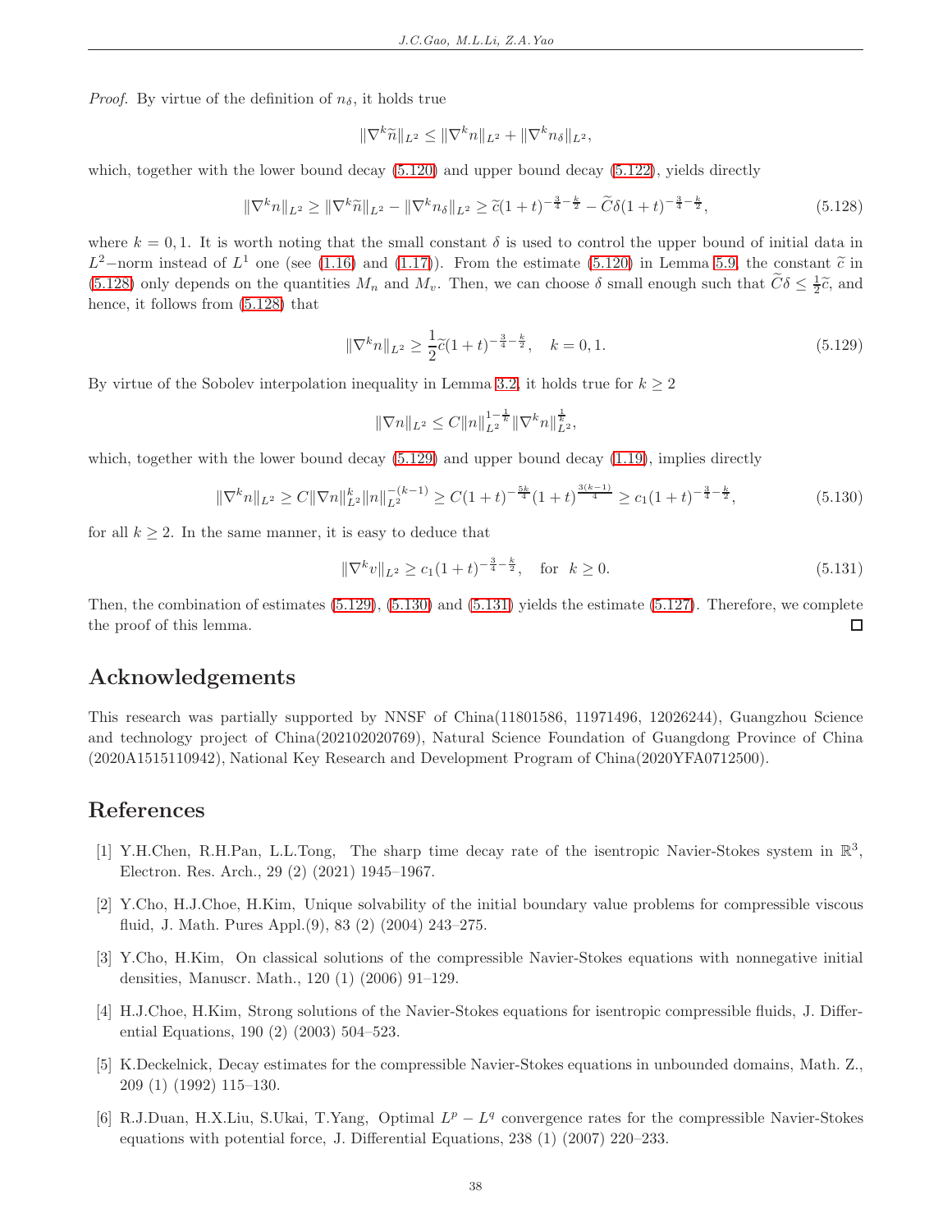*Proof.* By virtue of the definition of $n_\delta$, it holds true

$$\|\nabla^k \widetilde{n}\|_{L^2} \le \|\nabla^k n\|_{L^2} + \|\nabla^k n_\delta\|_{L^2},$$

which, together with the lower bound decay (5.120) and upper bound decay (5.122), yields directly

$$\|\nabla^k n\|_{L^2} \ge \|\nabla^k \widetilde{n}\|_{L^2} - \|\nabla^k n_\delta\|_{L^2} \ge \widetilde{c}(1+t)^{-\frac{3}{4}-\frac{k}{2}} - \widetilde{C}\delta(1+t)^{-\frac{3}{4}-\frac{k}{2}}, \tag{5.128}$$

where $k = 0, 1$. It is worth noting that the small constant $\delta$ is used to control the upper bound of initial data in $L^2-$norm instead of $L^1$ one (see (1.16) and (1.17)). From the estimate (5.120) in Lemma 5.9, the constant $\widetilde{c}$ in (5.128) only depends on the quantities $M_n$ and $M_v$. Then, we can choose $\delta$ small enough such that $\widetilde{C}\delta \le \frac{1}{2}\widetilde{c}$, and hence, it follows from (5.128) that

$$\|\nabla^k n\|_{L^2} \ge \frac{1}{2}\widetilde{c}(1+t)^{-\frac{3}{4}-\frac{k}{2}}, \quad k = 0, 1. \tag{5.129}$$

By virtue of the Sobolev interpolation inequality in Lemma 3.2, it holds true for $k \ge 2$

$$\|\nabla n\|_{L^2} \le C\|n\|_{L^2}^{1-\frac{1}{k}}\|\nabla^k n\|_{L^2}^{\frac{1}{k}},$$

which, together with the lower bound decay (5.129) and upper bound decay (1.19), implies directly

$$\|\nabla^k n\|_{L^2} \ge C\|\nabla n\|_{L^2}^k \|n\|_{L^2}^{-(k-1)} \ge C(1+t)^{-\frac{5k}{4}}(1+t)^{\frac{3(k-1)}{4}} \ge c_1(1+t)^{-\frac{3}{4}-\frac{k}{2}}, \tag{5.130}$$

for all $k \ge 2$. In the same manner, it is easy to deduce that

$$\|\nabla^k v\|_{L^2} \ge c_1(1+t)^{-\frac{3}{4}-\frac{k}{2}}, \quad \text{for} \quad k \ge 0. \tag{5.131}$$

Then, the combination of estimates (5.129), (5.130) and (5.131) yields the estimate (5.127). Therefore, we complete the proof of this lemma. □

## Acknowledgements

This research was partially supported by NNSF of China(11801586, 11971496, 12026244), Guangzhou Science and technology project of China(202102020769), Natural Science Foundation of Guangdong Province of China (2020A1515110942), National Key Research and Development Program of China(2020YFA0712500).

## References

[1] Y.H.Chen, R.H.Pan, L.L.Tong, The sharp time decay rate of the isentropic Navier-Stokes system in $\mathbb{R}^3$, Electron. Res. Arch., 29 (2) (2021) 1945–1967.

[2] Y.Cho, H.J.Choe, H.Kim, Unique solvability of the initial boundary value problems for compressible viscous fluid, J. Math. Pures Appl.(9), 83 (2) (2004) 243–275.

[3] Y.Cho, H.Kim, On classical solutions of the compressible Navier-Stokes equations with nonnegative initial densities, Manuscr. Math., 120 (1) (2006) 91–129.

[4] H.J.Choe, H.Kim, Strong solutions of the Navier-Stokes equations for isentropic compressible fluids, J. Differential Equations, 190 (2) (2003) 504–523.

[5] K.Deckelnick, Decay estimates for the compressible Navier-Stokes equations in unbounded domains, Math. Z., 209 (1) (1992) 115–130.

[6] R.J.Duan, H.X.Liu, S.Ukai, T.Yang, Optimal $L^p - L^q$ convergence rates for the compressible Navier-Stokes equations with potential force, J. Differential Equations, 238 (1) (2007) 220–233.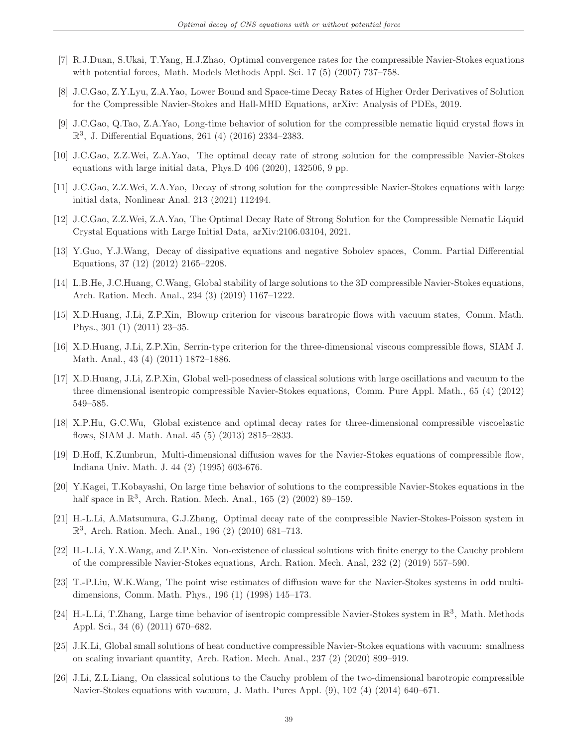[7] R.J.Duan, S.Ukai, T.Yang, H.J.Zhao, Optimal convergence rates for the compressible Navier-Stokes equations with potential forces, Math. Models Methods Appl. Sci. 17 (5) (2007) 737–758.

[8] J.C.Gao, Z.Y.Lyu, Z.A.Yao, Lower Bound and Space-time Decay Rates of Higher Order Derivatives of Solution for the Compressible Navier-Stokes and Hall-MHD Equations, arXiv: Analysis of PDEs, 2019.

[9] J.C.Gao, Q.Tao, Z.A.Yao, Long-time behavior of solution for the compressible nematic liquid crystal flows in $\mathbb{R}^3$, J. Differential Equations, 261 (4) (2016) 2334–2383.

[10] J.C.Gao, Z.Z.Wei, Z.A.Yao, The optimal decay rate of strong solution for the compressible Navier-Stokes equations with large initial data, Phys.D 406 (2020), 132506, 9 pp.

[11] J.C.Gao, Z.Z.Wei, Z.A.Yao, Decay of strong solution for the compressible Navier-Stokes equations with large initial data, Nonlinear Anal. 213 (2021) 112494.

[12] J.C.Gao, Z.Z.Wei, Z.A.Yao, The Optimal Decay Rate of Strong Solution for the Compressible Nematic Liquid Crystal Equations with Large Initial Data, arXiv:2106.03104, 2021.

[13] Y.Guo, Y.J.Wang, Decay of dissipative equations and negative Sobolev spaces, Comm. Partial Differential Equations, 37 (12) (2012) 2165–2208.

[14] L.B.He, J.C.Huang, C.Wang, Global stability of large solutions to the 3D compressible Navier-Stokes equations, Arch. Ration. Mech. Anal., 234 (3) (2019) 1167–1222.

[15] X.D.Huang, J.Li, Z.P.Xin, Blowup criterion for viscous baratropic flows with vacuum states, Comm. Math. Phys., 301 (1) (2011) 23–35.

[16] X.D.Huang, J.Li, Z.P.Xin, Serrin-type criterion for the three-dimensional viscous compressible flows, SIAM J. Math. Anal., 43 (4) (2011) 1872–1886.

[17] X.D.Huang, J.Li, Z.P.Xin, Global well-posedness of classical solutions with large oscillations and vacuum to the three dimensional isentropic compressible Navier-Stokes equations, Comm. Pure Appl. Math., 65 (4) (2012) 549–585.

[18] X.P.Hu, G.C.Wu, Global existence and optimal decay rates for three-dimensional compressible viscoelastic flows, SIAM J. Math. Anal. 45 (5) (2013) 2815–2833.

[19] D.Hoff, K.Zumbrun, Multi-dimensional diffusion waves for the Navier-Stokes equations of compressible flow, Indiana Univ. Math. J. 44 (2) (1995) 603-676.

[20] Y.Kagei, T.Kobayashi, On large time behavior of solutions to the compressible Navier-Stokes equations in the half space in $\mathbb{R}^3$, Arch. Ration. Mech. Anal., 165 (2) (2002) 89–159.

[21] H.-L.Li, A.Matsumura, G.J.Zhang, Optimal decay rate of the compressible Navier-Stokes-Poisson system in $\mathbb{R}^3$, Arch. Ration. Mech. Anal., 196 (2) (2010) 681–713.

[22] H.-L.Li, Y.X.Wang, and Z.P.Xin. Non-existence of classical solutions with finite energy to the Cauchy problem of the compressible Navier-Stokes equations, Arch. Ration. Mech. Anal, 232 (2) (2019) 557–590.

[23] T.-P.Liu, W.K.Wang, The point wise estimates of diffusion wave for the Navier-Stokes systems in odd multi-dimensions, Comm. Math. Phys., 196 (1) (1998) 145–173.

[24] H.-L.Li, T.Zhang, Large time behavior of isentropic compressible Navier-Stokes system in $\mathbb{R}^3$, Math. Methods Appl. Sci., 34 (6) (2011) 670–682.

[25] J.K.Li, Global small solutions of heat conductive compressible Navier-Stokes equations with vacuum: smallness on scaling invariant quantity, Arch. Ration. Mech. Anal., 237 (2) (2020) 899–919.

[26] J.Li, Z.L.Liang, On classical solutions to the Cauchy problem of the two-dimensional barotropic compressible Navier-Stokes equations with vacuum, J. Math. Pures Appl. (9), 102 (4) (2014) 640–671.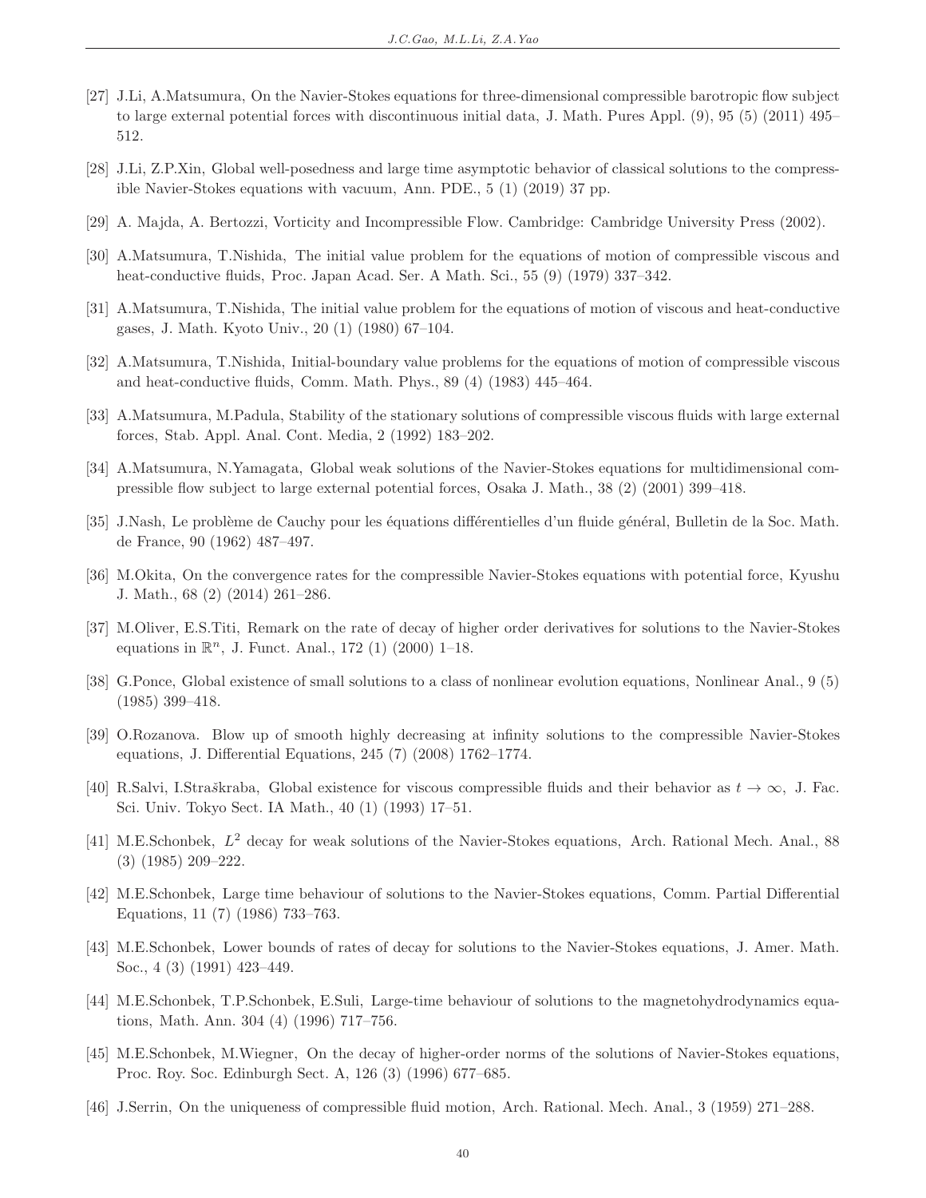[27] J.Li, A.Matsumura, On the Navier-Stokes equations for three-dimensional compressible barotropic flow subject to large external potential forces with discontinuous initial data, J. Math. Pures Appl. (9), 95 (5) (2011) 495–512.

[28] J.Li, Z.P.Xin, Global well-posedness and large time asymptotic behavior of classical solutions to the compressible Navier-Stokes equations with vacuum, Ann. PDE., 5 (1) (2019) 37 pp.

[29] A. Majda, A. Bertozzi, Vorticity and Incompressible Flow. Cambridge: Cambridge University Press (2002).

[30] A.Matsumura, T.Nishida, The initial value problem for the equations of motion of compressible viscous and heat-conductive fluids, Proc. Japan Acad. Ser. A Math. Sci., 55 (9) (1979) 337–342.

[31] A.Matsumura, T.Nishida, The initial value problem for the equations of motion of viscous and heat-conductive gases, J. Math. Kyoto Univ., 20 (1) (1980) 67–104.

[32] A.Matsumura, T.Nishida, Initial-boundary value problems for the equations of motion of compressible viscous and heat-conductive fluids, Comm. Math. Phys., 89 (4) (1983) 445–464.

[33] A.Matsumura, M.Padula, Stability of the stationary solutions of compressible viscous fluids with large external forces, Stab. Appl. Anal. Cont. Media, 2 (1992) 183–202.

[34] A.Matsumura, N.Yamagata, Global weak solutions of the Navier-Stokes equations for multidimensional compressible flow subject to large external potential forces, Osaka J. Math., 38 (2) (2001) 399–418.

[35] J.Nash, Le problème de Cauchy pour les équations différentielles d'un fluide général, Bulletin de la Soc. Math. de France, 90 (1962) 487–497.

[36] M.Okita, On the convergence rates for the compressible Navier-Stokes equations with potential force, Kyushu J. Math., 68 (2) (2014) 261–286.

[37] M.Oliver, E.S.Titi, Remark on the rate of decay of higher order derivatives for solutions to the Navier-Stokes equations in $\mathbb{R}^n$, J. Funct. Anal., 172 (1) (2000) 1–18.

[38] G.Ponce, Global existence of small solutions to a class of nonlinear evolution equations, Nonlinear Anal., 9 (5) (1985) 399–418.

[39] O.Rozanova. Blow up of smooth highly decreasing at infinity solutions to the compressible Navier-Stokes equations, J. Differential Equations, 245 (7) (2008) 1762–1774.

[40] R.Salvi, I.Straškraba, Global existence for viscous compressible fluids and their behavior as $t \to \infty$, J. Fac. Sci. Univ. Tokyo Sect. IA Math., 40 (1) (1993) 17–51.

[41] M.E.Schonbek, $L^2$ decay for weak solutions of the Navier-Stokes equations, Arch. Rational Mech. Anal., 88 (3) (1985) 209–222.

[42] M.E.Schonbek, Large time behaviour of solutions to the Navier-Stokes equations, Comm. Partial Differential Equations, 11 (7) (1986) 733–763.

[43] M.E.Schonbek, Lower bounds of rates of decay for solutions to the Navier-Stokes equations, J. Amer. Math. Soc., 4 (3) (1991) 423–449.

[44] M.E.Schonbek, T.P.Schonbek, E.Suli, Large-time behaviour of solutions to the magnetohydrodynamics equations, Math. Ann. 304 (4) (1996) 717–756.

[45] M.E.Schonbek, M.Wiegner, On the decay of higher-order norms of the solutions of Navier-Stokes equations, Proc. Roy. Soc. Edinburgh Sect. A, 126 (3) (1996) 677–685.

[46] J.Serrin, On the uniqueness of compressible fluid motion, Arch. Rational. Mech. Anal., 3 (1959) 271–288.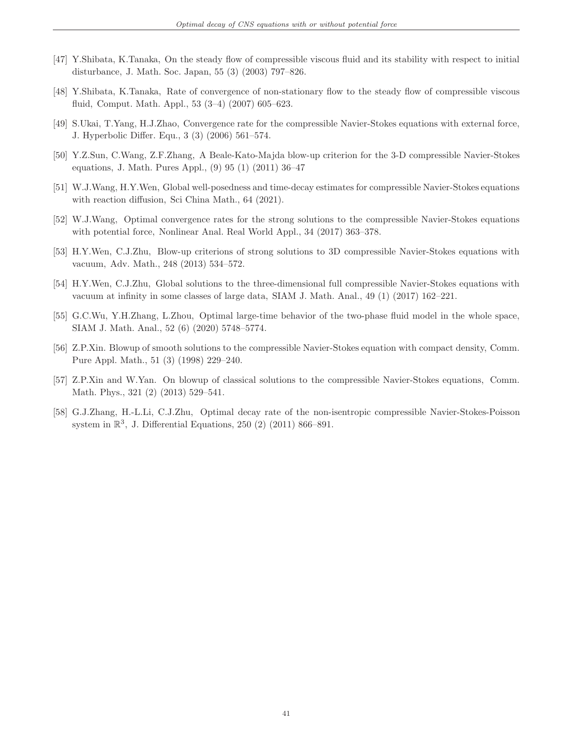[47] Y.Shibata, K.Tanaka, On the steady flow of compressible viscous fluid and its stability with respect to initial disturbance, J. Math. Soc. Japan, 55 (3) (2003) 797–826.

[48] Y.Shibata, K.Tanaka, Rate of convergence of non-stationary flow to the steady flow of compressible viscous fluid, Comput. Math. Appl., 53 (3–4) (2007) 605–623.

[49] S.Ukai, T.Yang, H.J.Zhao, Convergence rate for the compressible Navier-Stokes equations with external force, J. Hyperbolic Differ. Equ., 3 (3) (2006) 561–574.

[50] Y.Z.Sun, C.Wang, Z.F.Zhang, A Beale-Kato-Majda blow-up criterion for the 3-D compressible Navier-Stokes equations, J. Math. Pures Appl., (9) 95 (1) (2011) 36–47

[51] W.J.Wang, H.Y.Wen, Global well-posedness and time-decay estimates for compressible Navier-Stokes equations with reaction diffusion, Sci China Math., 64 (2021).

[52] W.J.Wang, Optimal convergence rates for the strong solutions to the compressible Navier-Stokes equations with potential force, Nonlinear Anal. Real World Appl., 34 (2017) 363–378.

[53] H.Y.Wen, C.J.Zhu, Blow-up criterions of strong solutions to 3D compressible Navier-Stokes equations with vacuum, Adv. Math., 248 (2013) 534–572.

[54] H.Y.Wen, C.J.Zhu, Global solutions to the three-dimensional full compressible Navier-Stokes equations with vacuum at infinity in some classes of large data, SIAM J. Math. Anal., 49 (1) (2017) 162–221.

[55] G.C.Wu, Y.H.Zhang, L.Zhou, Optimal large-time behavior of the two-phase fluid model in the whole space, SIAM J. Math. Anal., 52 (6) (2020) 5748–5774.

[56] Z.P.Xin. Blowup of smooth solutions to the compressible Navier-Stokes equation with compact density, Comm. Pure Appl. Math., 51 (3) (1998) 229–240.

[57] Z.P.Xin and W.Yan. On blowup of classical solutions to the compressible Navier-Stokes equations, Comm. Math. Phys., 321 (2) (2013) 529–541.

[58] G.J.Zhang, H.-L.Li, C.J.Zhu, Optimal decay rate of the non-isentropic compressible Navier-Stokes-Poisson system in $\mathbb{R}^3$, J. Differential Equations, 250 (2) (2011) 866–891.